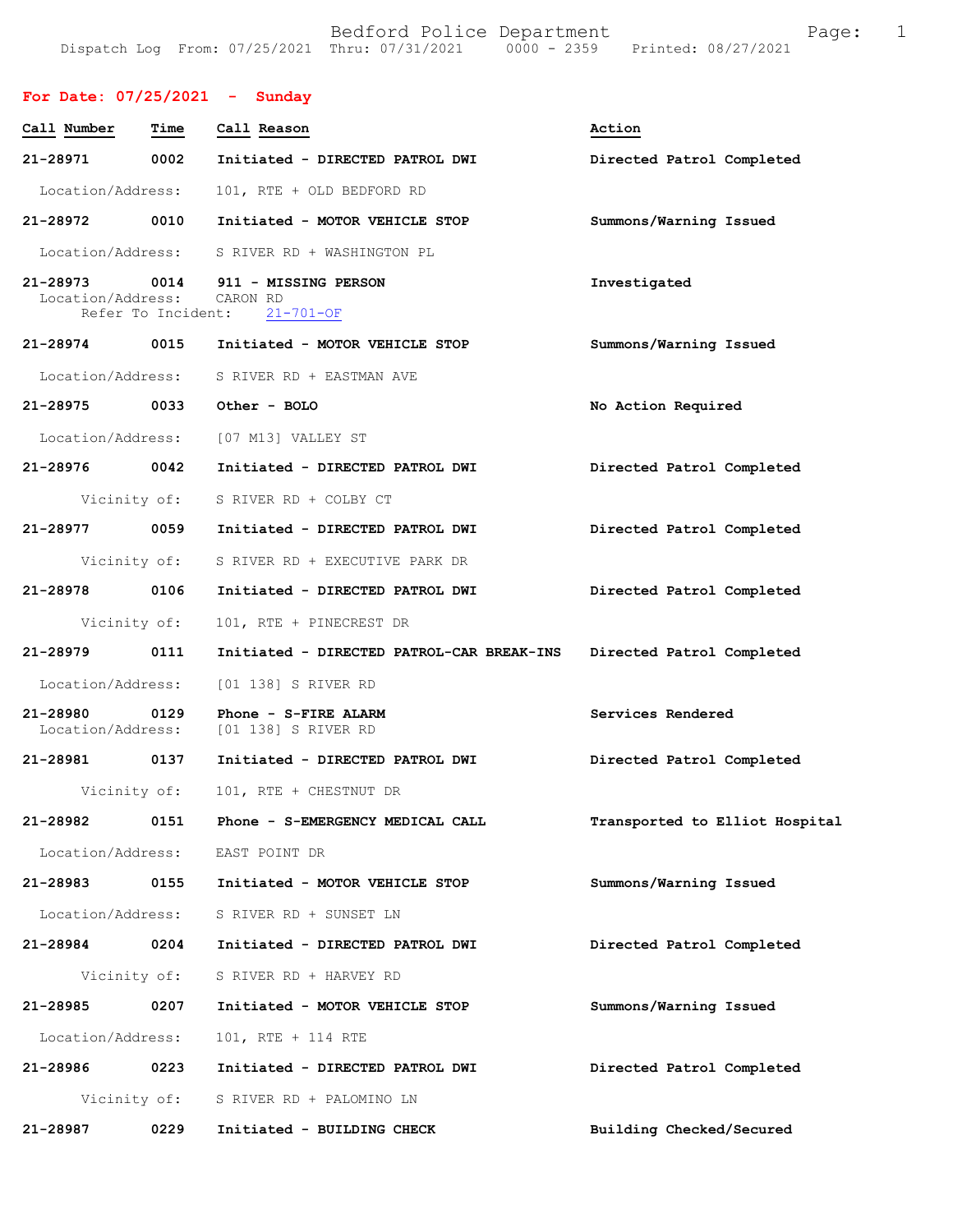# Bedford Police Department

Dispatch Log From: 07/25/2021 Thru: 07/31/2021 0000 - 2359 Printed: 08/27/2021

## For Date: 07/25/2021 - Sunday

| Call Number | Time | Call Reason | Action |
|---|---|---|---|
| 21-28971 | 0002 | Initiated - DIRECTED PATROL DWI | Directed Patrol Completed |
| Location/Address: | | 101, RTE + OLD BEDFORD RD | |
| 21-28972 | 0010 | Initiated - MOTOR VEHICLE STOP | Summons/Warning Issued |
| Location/Address: | | S RIVER RD + WASHINGTON PL | |
| 21-28973 | 0014 | 911 - MISSING PERSON | Investigated |
| Location/Address: | | CARON RD | |
| Refer To Incident: | | 21-701-OF | |
| 21-28974 | 0015 | Initiated - MOTOR VEHICLE STOP | Summons/Warning Issued |
| Location/Address: | | S RIVER RD + EASTMAN AVE | |
| 21-28975 | 0033 | Other - BOLO | No Action Required |
| Location/Address: | | [07 M13] VALLEY ST | |
| 21-28976 | 0042 | Initiated - DIRECTED PATROL DWI | Directed Patrol Completed |
| Vicinity of: | | S RIVER RD + COLBY CT | |
| 21-28977 | 0059 | Initiated - DIRECTED PATROL DWI | Directed Patrol Completed |
| Vicinity of: | | S RIVER RD + EXECUTIVE PARK DR | |
| 21-28978 | 0106 | Initiated - DIRECTED PATROL DWI | Directed Patrol Completed |
| Vicinity of: | | 101, RTE + PINECREST DR | |
| 21-28979 | 0111 | Initiated - DIRECTED PATROL-CAR BREAK-INS | Directed Patrol Completed |
| Location/Address: | | [01 138] S RIVER RD | |
| 21-28980 | 0129 | Phone - S-FIRE ALARM | Services Rendered |
| Location/Address: | | [01 138] S RIVER RD | |
| 21-28981 | 0137 | Initiated - DIRECTED PATROL DWI | Directed Patrol Completed |
| Vicinity of: | | 101, RTE + CHESTNUT DR | |
| 21-28982 | 0151 | Phone - S-EMERGENCY MEDICAL CALL | Transported to Elliot Hospital |
| Location/Address: | | EAST POINT DR | |
| 21-28983 | 0155 | Initiated - MOTOR VEHICLE STOP | Summons/Warning Issued |
| Location/Address: | | S RIVER RD + SUNSET LN | |
| 21-28984 | 0204 | Initiated - DIRECTED PATROL DWI | Directed Patrol Completed |
| Vicinity of: | | S RIVER RD + HARVEY RD | |
| 21-28985 | 0207 | Initiated - MOTOR VEHICLE STOP | Summons/Warning Issued |
| Location/Address: | | 101, RTE + 114 RTE | |
| 21-28986 | 0223 | Initiated - DIRECTED PATROL DWI | Directed Patrol Completed |
| Vicinity of: | | S RIVER RD + PALOMINO LN | |
| 21-28987 | 0229 | Initiated - BUILDING CHECK | Building Checked/Secured |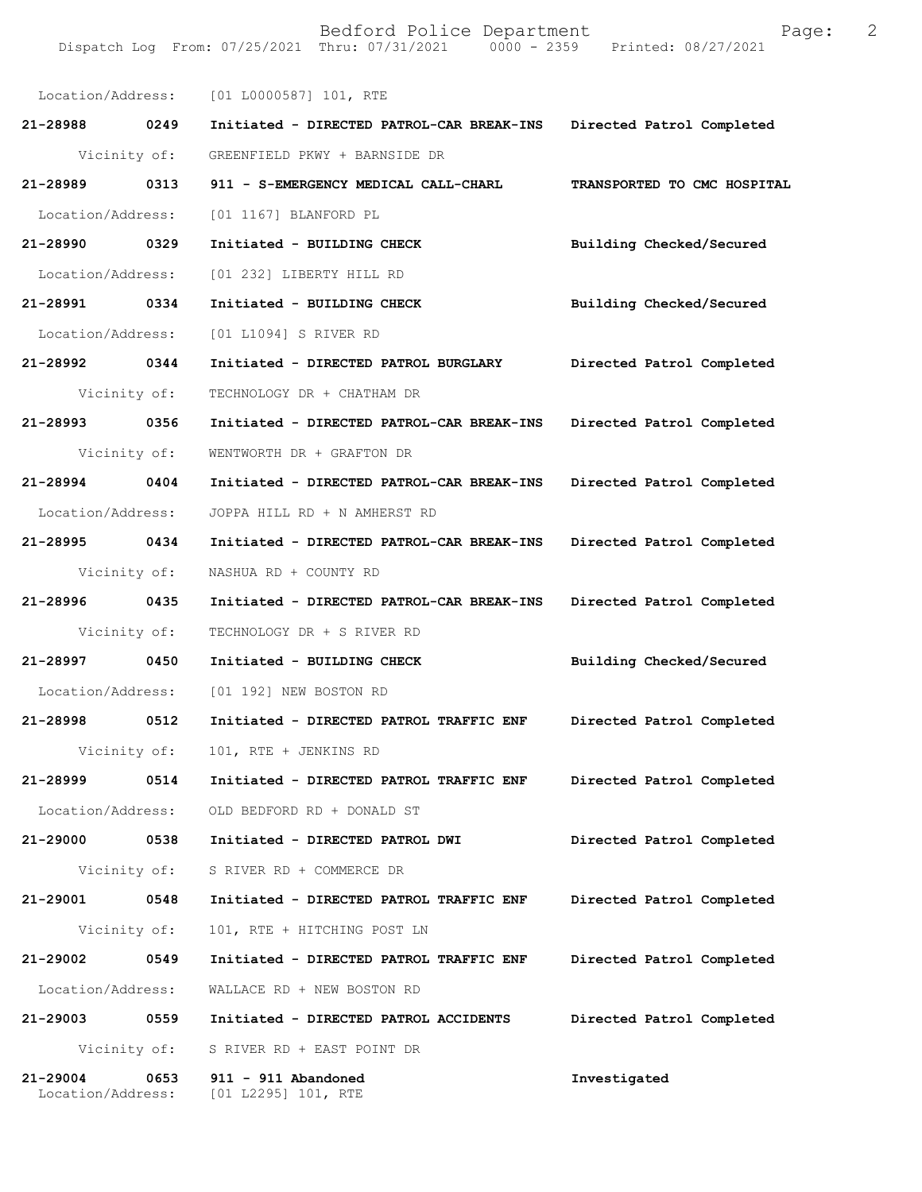Location/Address: [01 L0000587] 101, RTE

**21-28988 0249 Initiated - DIRECTED PATROL-CAR BREAK-INS Directed Patrol Completed**

Vicinity of: GREENFIELD PKWY + BARNSIDE DR

**21-28989 0313 911 - S-EMERGENCY MEDICAL CALL-CHARL TRANSPORTED TO CMC HOSPITAL**

Location/Address: [01 1167] BLANFORD PL

**21-28990 0329 Initiated - BUILDING CHECK Building Checked/Secured**

Location/Address: [01 232] LIBERTY HILL RD

**21-28991 0334 Initiated - BUILDING CHECK Building Checked/Secured**

Location/Address: [01 L1094] S RIVER RD

**21-28992 0344 Initiated - DIRECTED PATROL BURGLARY Directed Patrol Completed**

Vicinity of: TECHNOLOGY DR + CHATHAM DR

**21-28993 0356 Initiated - DIRECTED PATROL-CAR BREAK-INS Directed Patrol Completed**

Vicinity of: WENTWORTH DR + GRAFTON DR

**21-28994 0404 Initiated - DIRECTED PATROL-CAR BREAK-INS Directed Patrol Completed**

Location/Address: JOPPA HILL RD + N AMHERST RD

**21-28995 0434 Initiated - DIRECTED PATROL-CAR BREAK-INS Directed Patrol Completed**

Vicinity of: NASHUA RD + COUNTY RD

**21-28996 0435 Initiated - DIRECTED PATROL-CAR BREAK-INS Directed Patrol Completed**

Vicinity of: TECHNOLOGY DR + S RIVER RD

**21-28997 0450 Initiated - BUILDING CHECK Building Checked/Secured**

Location/Address: [01 192] NEW BOSTON RD

**21-28998 0512 Initiated - DIRECTED PATROL TRAFFIC ENF Directed Patrol Completed**

Vicinity of: 101, RTE + JENKINS RD

**21-28999 0514 Initiated - DIRECTED PATROL TRAFFIC ENF Directed Patrol Completed**

Location/Address: OLD BEDFORD RD + DONALD ST

**21-29000 0538 Initiated - DIRECTED PATROL DWI Directed Patrol Completed**

Vicinity of: S RIVER RD + COMMERCE DR

**21-29001 0548 Initiated - DIRECTED PATROL TRAFFIC ENF Directed Patrol Completed**

Vicinity of: 101, RTE + HITCHING POST LN

**21-29002 0549 Initiated - DIRECTED PATROL TRAFFIC ENF Directed Patrol Completed**

Location/Address: WALLACE RD + NEW BOSTON RD

**21-29003 0559 Initiated - DIRECTED PATROL ACCIDENTS Directed Patrol Completed**

Vicinity of: S RIVER RD + EAST POINT DR

**21-29004 0653 911 - 911 Abandoned Investigated**

Location/Address: [01 L2295] 101, RTE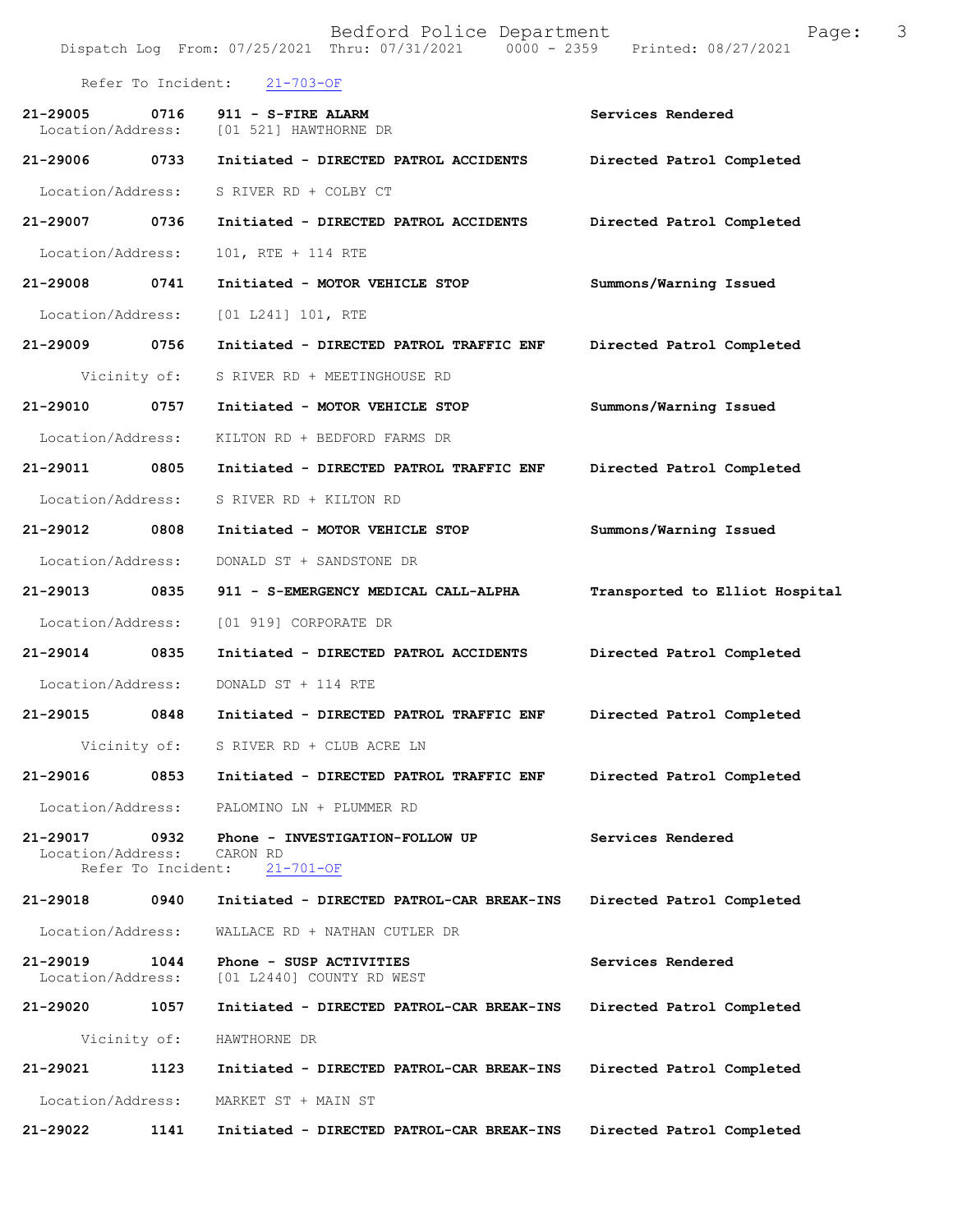Refer To Incident: 21-703-OF

**21-29005 0716 911 - S-FIRE ALARM** — Services Rendered
Location/Address: [01 521] HAWTHORNE DR

**21-29006 0733 Initiated - DIRECTED PATROL ACCIDENTS** — Directed Patrol Completed
Location/Address: S RIVER RD + COLBY CT

**21-29007 0736 Initiated - DIRECTED PATROL ACCIDENTS** — Directed Patrol Completed
Location/Address: 101, RTE + 114 RTE

**21-29008 0741 Initiated - MOTOR VEHICLE STOP** — Summons/Warning Issued
Location/Address: [01 L241] 101, RTE

**21-29009 0756 Initiated - DIRECTED PATROL TRAFFIC ENF** — Directed Patrol Completed
Vicinity of: S RIVER RD + MEETINGHOUSE RD

**21-29010 0757 Initiated - MOTOR VEHICLE STOP** — Summons/Warning Issued
Location/Address: KILTON RD + BEDFORD FARMS DR

**21-29011 0805 Initiated - DIRECTED PATROL TRAFFIC ENF** — Directed Patrol Completed
Location/Address: S RIVER RD + KILTON RD

**21-29012 0808 Initiated - MOTOR VEHICLE STOP** — Summons/Warning Issued
Location/Address: DONALD ST + SANDSTONE DR

**21-29013 0835 911 - S-EMERGENCY MEDICAL CALL-ALPHA** — Transported to Elliot Hospital
Location/Address: [01 919] CORPORATE DR

**21-29014 0835 Initiated - DIRECTED PATROL ACCIDENTS** — Directed Patrol Completed
Location/Address: DONALD ST + 114 RTE

**21-29015 0848 Initiated - DIRECTED PATROL TRAFFIC ENF** — Directed Patrol Completed
Vicinity of: S RIVER RD + CLUB ACRE LN

**21-29016 0853 Initiated - DIRECTED PATROL TRAFFIC ENF** — Directed Patrol Completed
Location/Address: PALOMINO LN + PLUMMER RD

**21-29017 0932 Phone - INVESTIGATION-FOLLOW UP** — Services Rendered
Location/Address: CARON RD
Refer To Incident: 21-701-OF

**21-29018 0940 Initiated - DIRECTED PATROL-CAR BREAK-INS** — Directed Patrol Completed
Location/Address: WALLACE RD + NATHAN CUTLER DR

**21-29019 1044 Phone - SUSP ACTIVITIES** — Services Rendered
Location/Address: [01 L2440] COUNTY RD WEST

**21-29020 1057 Initiated - DIRECTED PATROL-CAR BREAK-INS** — Directed Patrol Completed
Vicinity of: HAWTHORNE DR

**21-29021 1123 Initiated - DIRECTED PATROL-CAR BREAK-INS** — Directed Patrol Completed
Location/Address: MARKET ST + MAIN ST

**21-29022 1141 Initiated - DIRECTED PATROL-CAR BREAK-INS** — Directed Patrol Completed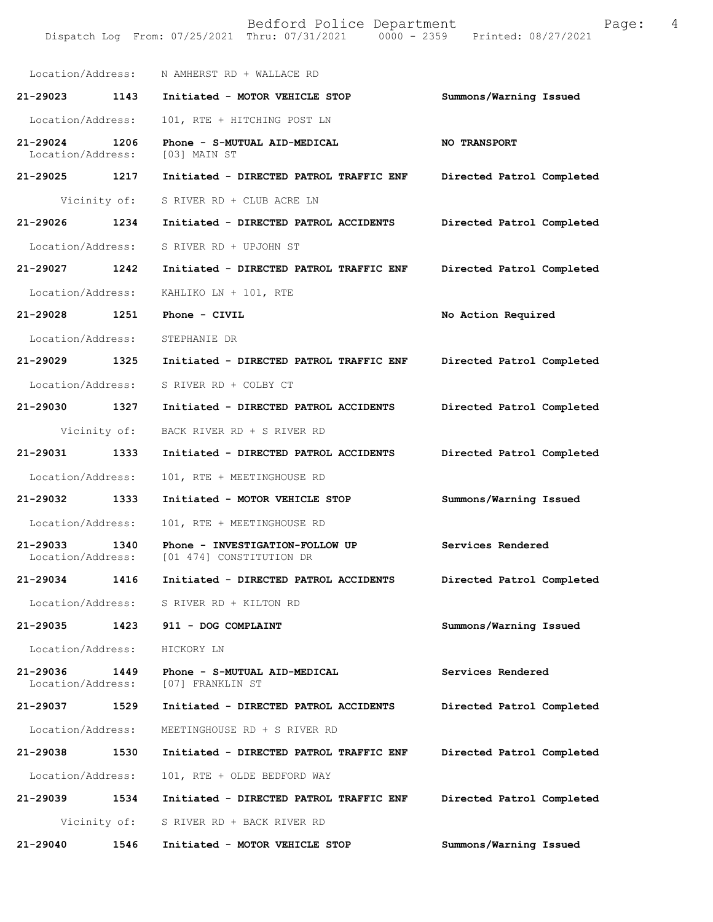Location/Address: N AMHERST RD + WALLACE RD

**21-29023 1143 Initiated - MOTOR VEHICLE STOP** **Summons/Warning Issued**

Location/Address: 101, RTE + HITCHING POST LN

**21-29024 1206 Phone - S-MUTUAL AID-MEDICAL** **NO TRANSPORT**
Location/Address: [03] MAIN ST

**21-29025 1217 Initiated - DIRECTED PATROL TRAFFIC ENF** **Directed Patrol Completed**

Vicinity of: S RIVER RD + CLUB ACRE LN

**21-29026 1234 Initiated - DIRECTED PATROL ACCIDENTS** **Directed Patrol Completed**

Location/Address: S RIVER RD + UPJOHN ST

**21-29027 1242 Initiated - DIRECTED PATROL TRAFFIC ENF** **Directed Patrol Completed**

Location/Address: KAHLIKO LN + 101, RTE

**21-29028 1251 Phone - CIVIL** **No Action Required**

Location/Address: STEPHANIE DR

**21-29029 1325 Initiated - DIRECTED PATROL TRAFFIC ENF** **Directed Patrol Completed**

Location/Address: S RIVER RD + COLBY CT

**21-29030 1327 Initiated - DIRECTED PATROL ACCIDENTS** **Directed Patrol Completed**

Vicinity of: BACK RIVER RD + S RIVER RD

**21-29031 1333 Initiated - DIRECTED PATROL ACCIDENTS** **Directed Patrol Completed**

Location/Address: 101, RTE + MEETINGHOUSE RD

**21-29032 1333 Initiated - MOTOR VEHICLE STOP** **Summons/Warning Issued**

Location/Address: 101, RTE + MEETINGHOUSE RD

**21-29033 1340 Phone - INVESTIGATION-FOLLOW UP** **Services Rendered**
Location/Address: [01 474] CONSTITUTION DR

**21-29034 1416 Initiated - DIRECTED PATROL ACCIDENTS** **Directed Patrol Completed**

Location/Address: S RIVER RD + KILTON RD

**21-29035 1423 911 - DOG COMPLAINT** **Summons/Warning Issued**

Location/Address: HICKORY LN

**21-29036 1449 Phone - S-MUTUAL AID-MEDICAL** **Services Rendered**
Location/Address: [07] FRANKLIN ST

**21-29037 1529 Initiated - DIRECTED PATROL ACCIDENTS** **Directed Patrol Completed**

Location/Address: MEETINGHOUSE RD + S RIVER RD

**21-29038 1530 Initiated - DIRECTED PATROL TRAFFIC ENF** **Directed Patrol Completed**

Location/Address: 101, RTE + OLDE BEDFORD WAY

**21-29039 1534 Initiated - DIRECTED PATROL TRAFFIC ENF** **Directed Patrol Completed**

Vicinity of: S RIVER RD + BACK RIVER RD

**21-29040 1546 Initiated - MOTOR VEHICLE STOP** **Summons/Warning Issued**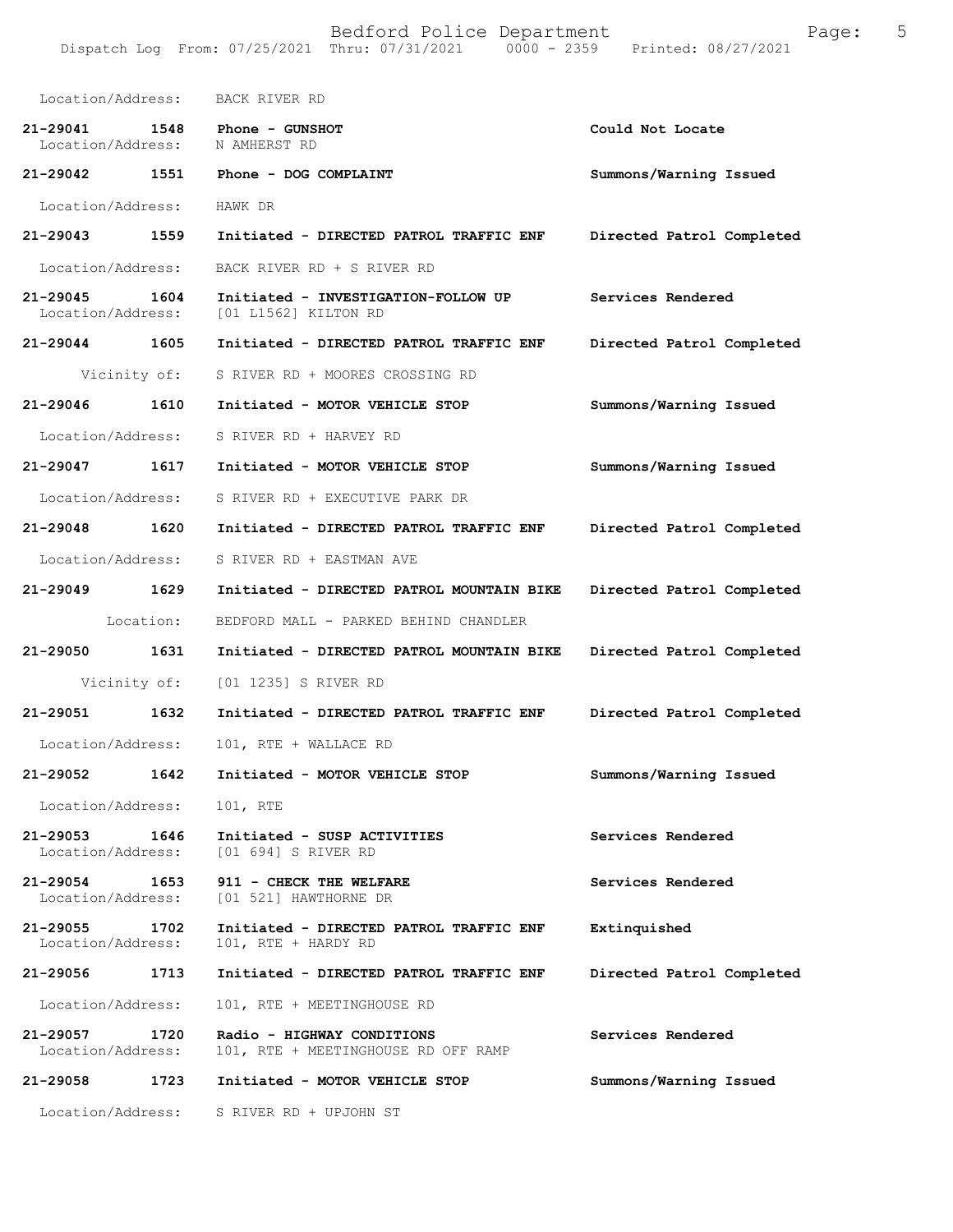Location/Address: BACK RIVER RD

**21-29041 1548 Phone - GUNSHOT** Could Not Locate
Location/Address: N AMHERST RD

**21-29042 1551 Phone - DOG COMPLAINT** Summons/Warning Issued
Location/Address: HAWK DR

**21-29043 1559 Initiated - DIRECTED PATROL TRAFFIC ENF** Directed Patrol Completed
Location/Address: BACK RIVER RD + S RIVER RD

**21-29045 1604 Initiated - INVESTIGATION-FOLLOW UP** Services Rendered
Location/Address: [01 L1562] KILTON RD

**21-29044 1605 Initiated - DIRECTED PATROL TRAFFIC ENF** Directed Patrol Completed
Vicinity of: S RIVER RD + MOORES CROSSING RD

**21-29046 1610 Initiated - MOTOR VEHICLE STOP** Summons/Warning Issued
Location/Address: S RIVER RD + HARVEY RD

**21-29047 1617 Initiated - MOTOR VEHICLE STOP** Summons/Warning Issued
Location/Address: S RIVER RD + EXECUTIVE PARK DR

**21-29048 1620 Initiated - DIRECTED PATROL TRAFFIC ENF** Directed Patrol Completed
Location/Address: S RIVER RD + EASTMAN AVE

**21-29049 1629 Initiated - DIRECTED PATROL MOUNTAIN BIKE** Directed Patrol Completed
Location: BEDFORD MALL - PARKED BEHIND CHANDLER

**21-29050 1631 Initiated - DIRECTED PATROL MOUNTAIN BIKE** Directed Patrol Completed
Vicinity of: [01 1235] S RIVER RD

**21-29051 1632 Initiated - DIRECTED PATROL TRAFFIC ENF** Directed Patrol Completed
Location/Address: 101, RTE + WALLACE RD

**21-29052 1642 Initiated - MOTOR VEHICLE STOP** Summons/Warning Issued
Location/Address: 101, RTE

**21-29053 1646 Initiated - SUSP ACTIVITIES** Services Rendered
Location/Address: [01 694] S RIVER RD

**21-29054 1653 911 - CHECK THE WELFARE** Services Rendered
Location/Address: [01 521] HAWTHORNE DR

**21-29055 1702 Initiated - DIRECTED PATROL TRAFFIC ENF** Extinquished
Location/Address: 101, RTE + HARDY RD

**21-29056 1713 Initiated - DIRECTED PATROL TRAFFIC ENF** Directed Patrol Completed
Location/Address: 101, RTE + MEETINGHOUSE RD

**21-29057 1720 Radio - HIGHWAY CONDITIONS** Services Rendered
Location/Address: 101, RTE + MEETINGHOUSE RD OFF RAMP

**21-29058 1723 Initiated - MOTOR VEHICLE STOP** Summons/Warning Issued
Location/Address: S RIVER RD + UPJOHN ST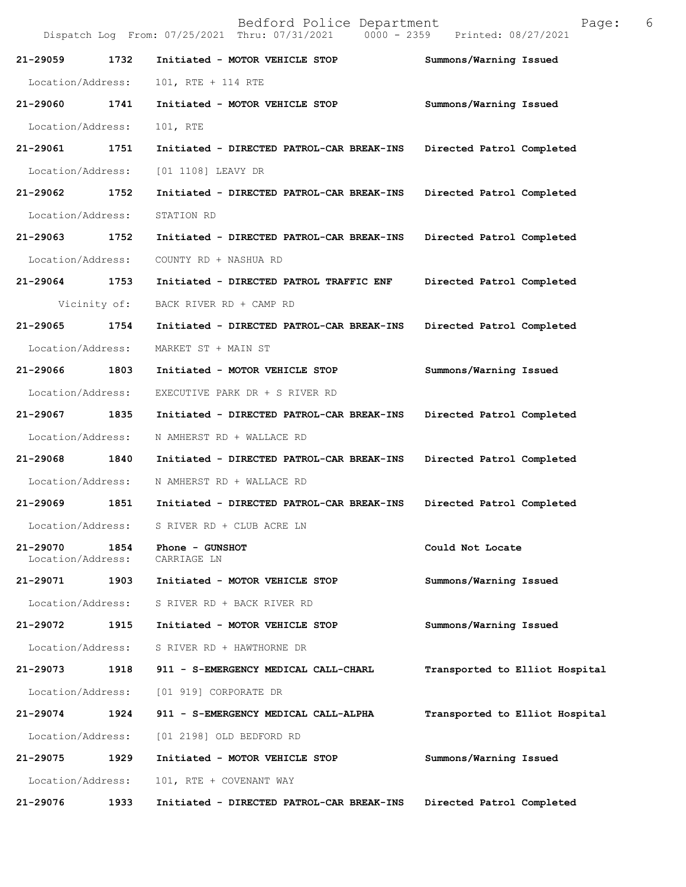| Call Number | Time | Call Reason | Action |
|---|---|---|---|
| 21-29059 | 1732 | Initiated - MOTOR VEHICLE STOP | Summons/Warning Issued |
| Location/Address: | | 101, RTE + 114 RTE | |
| 21-29060 | 1741 | Initiated - MOTOR VEHICLE STOP | Summons/Warning Issued |
| Location/Address: | | 101, RTE | |
| 21-29061 | 1751 | Initiated - DIRECTED PATROL-CAR BREAK-INS | Directed Patrol Completed |
| Location/Address: | | [01 1108] LEAVY DR | |
| 21-29062 | 1752 | Initiated - DIRECTED PATROL-CAR BREAK-INS | Directed Patrol Completed |
| Location/Address: | | STATION RD | |
| 21-29063 | 1752 | Initiated - DIRECTED PATROL-CAR BREAK-INS | Directed Patrol Completed |
| Location/Address: | | COUNTY RD + NASHUA RD | |
| 21-29064 | 1753 | Initiated - DIRECTED PATROL TRAFFIC ENF | Directed Patrol Completed |
| Vicinity of: | | BACK RIVER RD + CAMP RD | |
| 21-29065 | 1754 | Initiated - DIRECTED PATROL-CAR BREAK-INS | Directed Patrol Completed |
| Location/Address: | | MARKET ST + MAIN ST | |
| 21-29066 | 1803 | Initiated - MOTOR VEHICLE STOP | Summons/Warning Issued |
| Location/Address: | | EXECUTIVE PARK DR + S RIVER RD | |
| 21-29067 | 1835 | Initiated - DIRECTED PATROL-CAR BREAK-INS | Directed Patrol Completed |
| Location/Address: | | N AMHERST RD + WALLACE RD | |
| 21-29068 | 1840 | Initiated - DIRECTED PATROL-CAR BREAK-INS | Directed Patrol Completed |
| Location/Address: | | N AMHERST RD + WALLACE RD | |
| 21-29069 | 1851 | Initiated - DIRECTED PATROL-CAR BREAK-INS | Directed Patrol Completed |
| Location/Address: | | S RIVER RD + CLUB ACRE LN | |
| 21-29070 | 1854 | Phone - GUNSHOT | Could Not Locate |
| Location/Address: | | CARRIAGE LN | |
| 21-29071 | 1903 | Initiated - MOTOR VEHICLE STOP | Summons/Warning Issued |
| Location/Address: | | S RIVER RD + BACK RIVER RD | |
| 21-29072 | 1915 | Initiated - MOTOR VEHICLE STOP | Summons/Warning Issued |
| Location/Address: | | S RIVER RD + HAWTHORNE DR | |
| 21-29073 | 1918 | 911 - S-EMERGENCY MEDICAL CALL-CHARL | Transported to Elliot Hospital |
| Location/Address: | | [01 919] CORPORATE DR | |
| 21-29074 | 1924 | 911 - S-EMERGENCY MEDICAL CALL-ALPHA | Transported to Elliot Hospital |
| Location/Address: | | [01 2198] OLD BEDFORD RD | |
| 21-29075 | 1929 | Initiated - MOTOR VEHICLE STOP | Summons/Warning Issued |
| Location/Address: | | 101, RTE + COVENANT WAY | |
| 21-29076 | 1933 | Initiated - DIRECTED PATROL-CAR BREAK-INS | Directed Patrol Completed |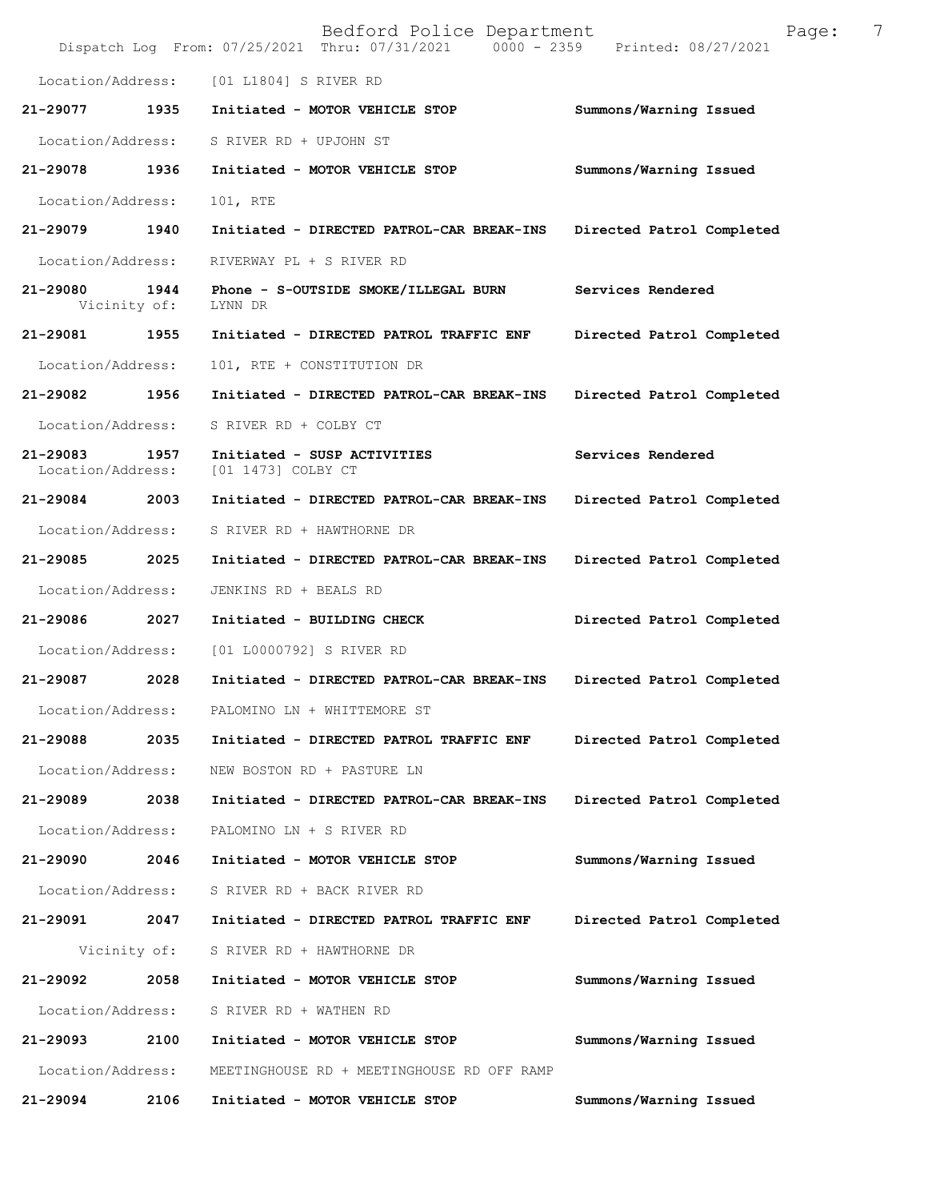Location/Address: [01 L1804] S RIVER RD

**21-29077 1935 Initiated - MOTOR VEHICLE STOP Summons/Warning Issued**

Location/Address: S RIVER RD + UPJOHN ST

**21-29078 1936 Initiated - MOTOR VEHICLE STOP Summons/Warning Issued**

Location/Address: 101, RTE

**21-29079 1940 Initiated - DIRECTED PATROL-CAR BREAK-INS Directed Patrol Completed**

Location/Address: RIVERWAY PL + S RIVER RD

**21-29080 1944 Phone - S-OUTSIDE SMOKE/ILLEGAL BURN Services Rendered**

Vicinity of: LYNN DR

**21-29081 1955 Initiated - DIRECTED PATROL TRAFFIC ENF Directed Patrol Completed**

Location/Address: 101, RTE + CONSTITUTION DR

**21-29082 1956 Initiated - DIRECTED PATROL-CAR BREAK-INS Directed Patrol Completed**

Location/Address: S RIVER RD + COLBY CT

**21-29083 1957 Initiated - SUSP ACTIVITIES Services Rendered**

Location/Address: [01 1473] COLBY CT

**21-29084 2003 Initiated - DIRECTED PATROL-CAR BREAK-INS Directed Patrol Completed**

Location/Address: S RIVER RD + HAWTHORNE DR

**21-29085 2025 Initiated - DIRECTED PATROL-CAR BREAK-INS Directed Patrol Completed**

Location/Address: JENKINS RD + BEALS RD

**21-29086 2027 Initiated - BUILDING CHECK Directed Patrol Completed**

Location/Address: [01 L0000792] S RIVER RD

**21-29087 2028 Initiated - DIRECTED PATROL-CAR BREAK-INS Directed Patrol Completed**

Location/Address: PALOMINO LN + WHITTEMORE ST

**21-29088 2035 Initiated - DIRECTED PATROL TRAFFIC ENF Directed Patrol Completed**

Location/Address: NEW BOSTON RD + PASTURE LN

**21-29089 2038 Initiated - DIRECTED PATROL-CAR BREAK-INS Directed Patrol Completed**

Location/Address: PALOMINO LN + S RIVER RD

**21-29090 2046 Initiated - MOTOR VEHICLE STOP Summons/Warning Issued**

Location/Address: S RIVER RD + BACK RIVER RD

**21-29091 2047 Initiated - DIRECTED PATROL TRAFFIC ENF Directed Patrol Completed**

Vicinity of: S RIVER RD + HAWTHORNE DR

**21-29092 2058 Initiated - MOTOR VEHICLE STOP Summons/Warning Issued**

Location/Address: S RIVER RD + WATHEN RD

**21-29093 2100 Initiated - MOTOR VEHICLE STOP Summons/Warning Issued**

Location/Address: MEETINGHOUSE RD + MEETINGHOUSE RD OFF RAMP

**21-29094 2106 Initiated - MOTOR VEHICLE STOP Summons/Warning Issued**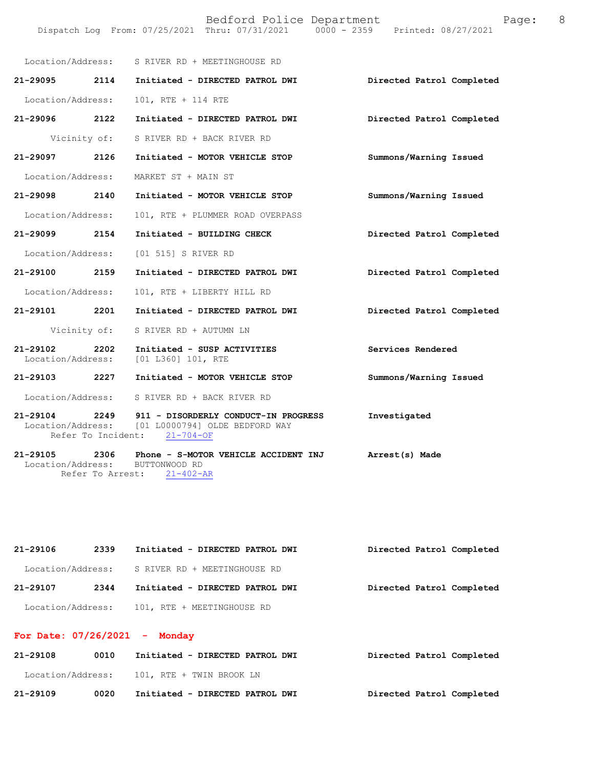Location/Address: S RIVER RD + MEETINGHOUSE RD

**21-29095 2114 Initiated - DIRECTED PATROL DWI** — Directed Patrol Completed
Location/Address: 101, RTE + 114 RTE

**21-29096 2122 Initiated - DIRECTED PATROL DWI** — Directed Patrol Completed
Vicinity of: S RIVER RD + BACK RIVER RD

**21-29097 2126 Initiated - MOTOR VEHICLE STOP** — Summons/Warning Issued
Location/Address: MARKET ST + MAIN ST

**21-29098 2140 Initiated - MOTOR VEHICLE STOP** — Summons/Warning Issued
Location/Address: 101, RTE + PLUMMER ROAD OVERPASS

**21-29099 2154 Initiated - BUILDING CHECK** — Directed Patrol Completed
Location/Address: [01 515] S RIVER RD

**21-29100 2159 Initiated - DIRECTED PATROL DWI** — Directed Patrol Completed
Location/Address: 101, RTE + LIBERTY HILL RD

**21-29101 2201 Initiated - DIRECTED PATROL DWI** — Directed Patrol Completed
Vicinity of: S RIVER RD + AUTUMN LN

**21-29102 2202 Initiated - SUSP ACTIVITIES** — Services Rendered
Location/Address: [01 L360] 101, RTE

**21-29103 2227 Initiated - MOTOR VEHICLE STOP** — Summons/Warning Issued
Location/Address: S RIVER RD + BACK RIVER RD

**21-29104 2249 911 - DISORDERLY CONDUCT-IN PROGRESS** — Investigated
Location/Address: [01 L0000794] OLDE BEDFORD WAY
Refer To Incident: 21-704-OF

**21-29105 2306 Phone - S-MOTOR VEHICLE ACCIDENT INJ** — Arrest(s) Made
Location/Address: BUTTONWOOD RD
Refer To Arrest: 21-402-AR

**21-29106 2339 Initiated - DIRECTED PATROL DWI** — Directed Patrol Completed
Location/Address: S RIVER RD + MEETINGHOUSE RD

**21-29107 2344 Initiated - DIRECTED PATROL DWI** — Directed Patrol Completed
Location/Address: 101, RTE + MEETINGHOUSE RD

## For Date: 07/26/2021 - Monday

**21-29108 0010 Initiated - DIRECTED PATROL DWI** — Directed Patrol Completed
Location/Address: 101, RTE + TWIN BROOK LN

**21-29109 0020 Initiated - DIRECTED PATROL DWI** — Directed Patrol Completed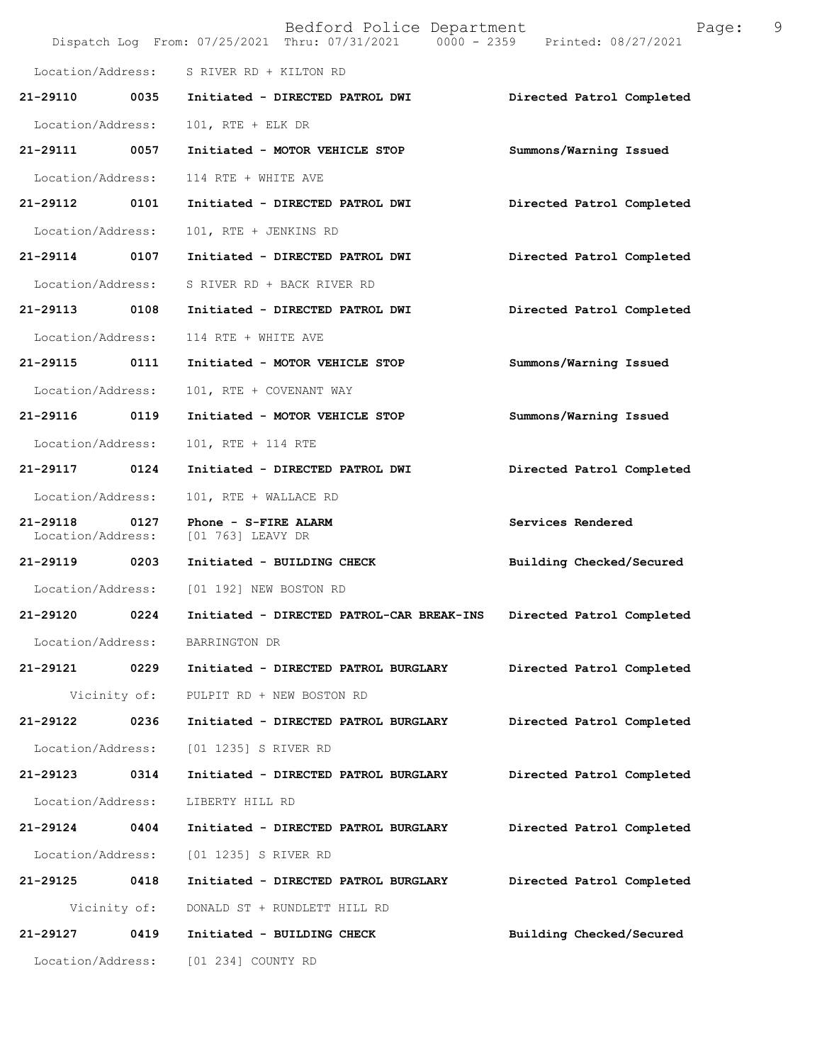Location/Address: S RIVER RD + KILTON RD

**21-29110 0035 Initiated - DIRECTED PATROL DWI** **Directed Patrol Completed**

Location/Address: 101, RTE + ELK DR

**21-29111 0057 Initiated - MOTOR VEHICLE STOP** **Summons/Warning Issued**

Location/Address: 114 RTE + WHITE AVE

**21-29112 0101 Initiated - DIRECTED PATROL DWI** **Directed Patrol Completed**

Location/Address: 101, RTE + JENKINS RD

**21-29114 0107 Initiated - DIRECTED PATROL DWI** **Directed Patrol Completed**

Location/Address: S RIVER RD + BACK RIVER RD

**21-29113 0108 Initiated - DIRECTED PATROL DWI** **Directed Patrol Completed**

Location/Address: 114 RTE + WHITE AVE

**21-29115 0111 Initiated - MOTOR VEHICLE STOP** **Summons/Warning Issued**

Location/Address: 101, RTE + COVENANT WAY

**21-29116 0119 Initiated - MOTOR VEHICLE STOP** **Summons/Warning Issued**

Location/Address: 101, RTE + 114 RTE

**21-29117 0124 Initiated - DIRECTED PATROL DWI** **Directed Patrol Completed**

Location/Address: 101, RTE + WALLACE RD

**21-29118 0127 Phone - S-FIRE ALARM** **Services Rendered**
Location/Address: [01 763] LEAVY DR

**21-29119 0203 Initiated - BUILDING CHECK** **Building Checked/Secured**

Location/Address: [01 192] NEW BOSTON RD

**21-29120 0224 Initiated - DIRECTED PATROL-CAR BREAK-INS** **Directed Patrol Completed**

Location/Address: BARRINGTON DR

**21-29121 0229 Initiated - DIRECTED PATROL BURGLARY** **Directed Patrol Completed**

Vicinity of: PULPIT RD + NEW BOSTON RD

**21-29122 0236 Initiated - DIRECTED PATROL BURGLARY** **Directed Patrol Completed**

Location/Address: [01 1235] S RIVER RD

**21-29123 0314 Initiated - DIRECTED PATROL BURGLARY** **Directed Patrol Completed**

Location/Address: LIBERTY HILL RD

**21-29124 0404 Initiated - DIRECTED PATROL BURGLARY** **Directed Patrol Completed**

Location/Address: [01 1235] S RIVER RD

**21-29125 0418 Initiated - DIRECTED PATROL BURGLARY** **Directed Patrol Completed**

Vicinity of: DONALD ST + RUNDLETT HILL RD

**21-29127 0419 Initiated - BUILDING CHECK** **Building Checked/Secured**

Location/Address: [01 234] COUNTY RD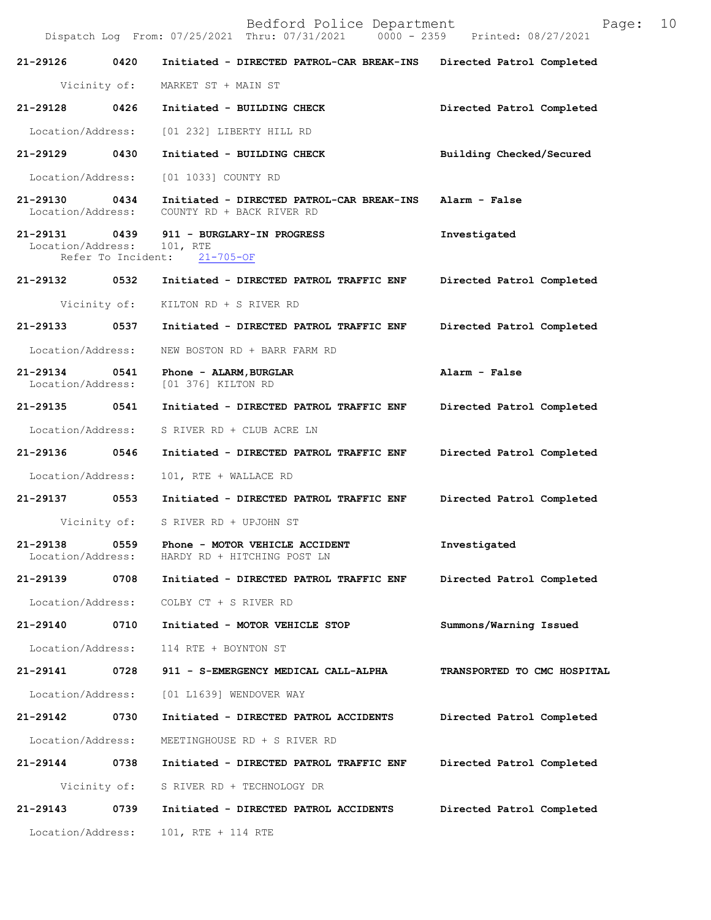21-29126 0420 Initiated - DIRECTED PATROL-CAR BREAK-INS Directed Patrol Completed

Vicinity of: MARKET ST + MAIN ST

21-29128 0426 Initiated - BUILDING CHECK Directed Patrol Completed

Location/Address: [01 232] LIBERTY HILL RD

21-29129 0430 Initiated - BUILDING CHECK Building Checked/Secured

Location/Address: [01 1033] COUNTY RD

21-29130 0434 Initiated - DIRECTED PATROL-CAR BREAK-INS Alarm - False
Location/Address: COUNTY RD + BACK RIVER RD

21-29131 0439 911 - BURGLARY-IN PROGRESS Investigated
Location/Address: 101, RTE
Refer To Incident: 21-705-OF

21-29132 0532 Initiated - DIRECTED PATROL TRAFFIC ENF Directed Patrol Completed

Vicinity of: KILTON RD + S RIVER RD

21-29133 0537 Initiated - DIRECTED PATROL TRAFFIC ENF Directed Patrol Completed

Location/Address: NEW BOSTON RD + BARR FARM RD

21-29134 0541 Phone - ALARM,BURGLAR Alarm - False
Location/Address: [01 376] KILTON RD

21-29135 0541 Initiated - DIRECTED PATROL TRAFFIC ENF Directed Patrol Completed

Location/Address: S RIVER RD + CLUB ACRE LN

21-29136 0546 Initiated - DIRECTED PATROL TRAFFIC ENF Directed Patrol Completed

Location/Address: 101, RTE + WALLACE RD

21-29137 0553 Initiated - DIRECTED PATROL TRAFFIC ENF Directed Patrol Completed

Vicinity of: S RIVER RD + UPJOHN ST

21-29138 0559 Phone - MOTOR VEHICLE ACCIDENT Investigated
Location/Address: HARDY RD + HITCHING POST LN

21-29139 0708 Initiated - DIRECTED PATROL TRAFFIC ENF Directed Patrol Completed

Location/Address: COLBY CT + S RIVER RD

21-29140 0710 Initiated - MOTOR VEHICLE STOP Summons/Warning Issued

Location/Address: 114 RTE + BOYNTON ST

21-29141 0728 911 - S-EMERGENCY MEDICAL CALL-ALPHA TRANSPORTED TO CMC HOSPITAL

Location/Address: [01 L1639] WENDOVER WAY

21-29142 0730 Initiated - DIRECTED PATROL ACCIDENTS Directed Patrol Completed

Location/Address: MEETINGHOUSE RD + S RIVER RD

21-29144 0738 Initiated - DIRECTED PATROL TRAFFIC ENF Directed Patrol Completed

Vicinity of: S RIVER RD + TECHNOLOGY DR

21-29143 0739 Initiated - DIRECTED PATROL ACCIDENTS Directed Patrol Completed

Location/Address: 101, RTE + 114 RTE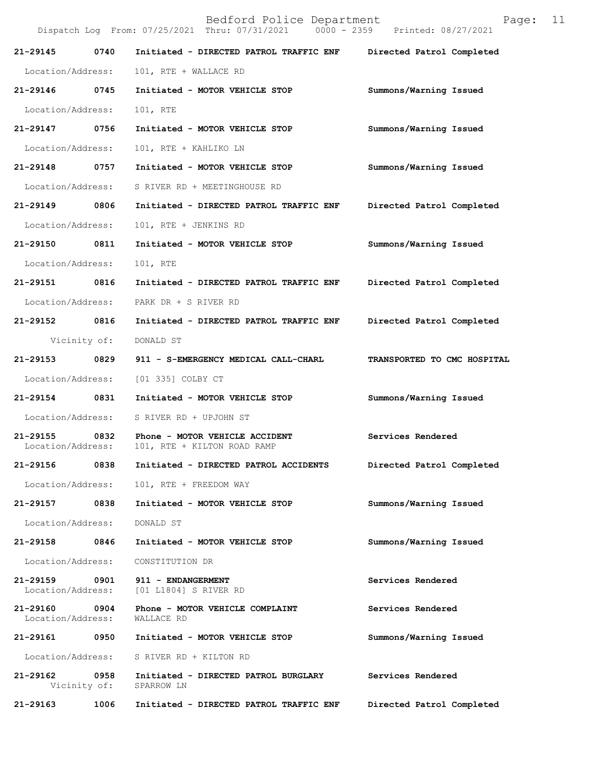**21-29145 0740 Initiated - DIRECTED PATROL TRAFFIC ENF — Directed Patrol Completed**
Location/Address: 101, RTE + WALLACE RD

**21-29146 0745 Initiated - MOTOR VEHICLE STOP — Summons/Warning Issued**
Location/Address: 101, RTE

**21-29147 0756 Initiated - MOTOR VEHICLE STOP — Summons/Warning Issued**
Location/Address: 101, RTE + KAHLIKO LN

**21-29148 0757 Initiated - MOTOR VEHICLE STOP — Summons/Warning Issued**
Location/Address: S RIVER RD + MEETINGHOUSE RD

**21-29149 0806 Initiated - DIRECTED PATROL TRAFFIC ENF — Directed Patrol Completed**
Location/Address: 101, RTE + JENKINS RD

**21-29150 0811 Initiated - MOTOR VEHICLE STOP — Summons/Warning Issued**
Location/Address: 101, RTE

**21-29151 0816 Initiated - DIRECTED PATROL TRAFFIC ENF — Directed Patrol Completed**
Location/Address: PARK DR + S RIVER RD

**21-29152 0816 Initiated - DIRECTED PATROL TRAFFIC ENF — Directed Patrol Completed**
Vicinity of: DONALD ST

**21-29153 0829 911 - S-EMERGENCY MEDICAL CALL-CHARL — TRANSPORTED TO CMC HOSPITAL**
Location/Address: [01 335] COLBY CT

**21-29154 0831 Initiated - MOTOR VEHICLE STOP — Summons/Warning Issued**
Location/Address: S RIVER RD + UPJOHN ST

**21-29155 0832 Phone - MOTOR VEHICLE ACCIDENT — Services Rendered**
Location/Address: 101, RTE + KILTON ROAD RAMP

**21-29156 0838 Initiated - DIRECTED PATROL ACCIDENTS — Directed Patrol Completed**
Location/Address: 101, RTE + FREEDOM WAY

**21-29157 0838 Initiated - MOTOR VEHICLE STOP — Summons/Warning Issued**
Location/Address: DONALD ST

**21-29158 0846 Initiated - MOTOR VEHICLE STOP — Summons/Warning Issued**
Location/Address: CONSTITUTION DR

**21-29159 0901 911 - ENDANGERMENT — Services Rendered**
Location/Address: [01 L1804] S RIVER RD

**21-29160 0904 Phone - MOTOR VEHICLE COMPLAINT — Services Rendered**
Location/Address: WALLACE RD

**21-29161 0950 Initiated - MOTOR VEHICLE STOP — Summons/Warning Issued**
Location/Address: S RIVER RD + KILTON RD

**21-29162 0958 Initiated - DIRECTED PATROL BURGLARY — Services Rendered**
Vicinity of: SPARROW LN

**21-29163 1006 Initiated - DIRECTED PATROL TRAFFIC ENF — Directed Patrol Completed**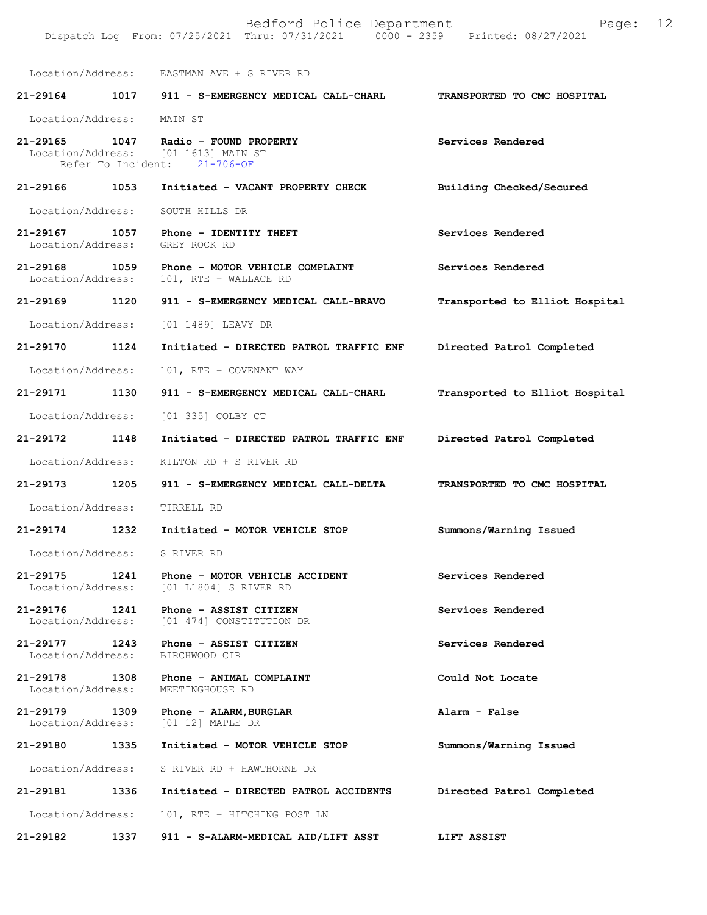Location/Address: EASTMAN AVE + S RIVER RD

**21-29164 1017 911 - S-EMERGENCY MEDICAL CALL-CHARL TRANSPORTED TO CMC HOSPITAL**

Location/Address: MAIN ST

**21-29165 1047 Radio - FOUND PROPERTY Services Rendered**
Location/Address: [01 1613] MAIN ST
Refer To Incident: 21-706-OF

**21-29166 1053 Initiated - VACANT PROPERTY CHECK Building Checked/Secured**

Location/Address: SOUTH HILLS DR

**21-29167 1057 Phone - IDENTITY THEFT Services Rendered**
Location/Address: GREY ROCK RD

**21-29168 1059 Phone - MOTOR VEHICLE COMPLAINT Services Rendered**
Location/Address: 101, RTE + WALLACE RD

**21-29169 1120 911 - S-EMERGENCY MEDICAL CALL-BRAVO Transported to Elliot Hospital**

Location/Address: [01 1489] LEAVY DR

**21-29170 1124 Initiated - DIRECTED PATROL TRAFFIC ENF Directed Patrol Completed**

Location/Address: 101, RTE + COVENANT WAY

**21-29171 1130 911 - S-EMERGENCY MEDICAL CALL-CHARL Transported to Elliot Hospital**

Location/Address: [01 335] COLBY CT

**21-29172 1148 Initiated - DIRECTED PATROL TRAFFIC ENF Directed Patrol Completed**

Location/Address: KILTON RD + S RIVER RD

**21-29173 1205 911 - S-EMERGENCY MEDICAL CALL-DELTA TRANSPORTED TO CMC HOSPITAL**

Location/Address: TIRRELL RD

**21-29174 1232 Initiated - MOTOR VEHICLE STOP Summons/Warning Issued**

Location/Address: S RIVER RD

**21-29175 1241 Phone - MOTOR VEHICLE ACCIDENT Services Rendered**
Location/Address: [01 L1804] S RIVER RD

**21-29176 1241 Phone - ASSIST CITIZEN Services Rendered**
Location/Address: [01 474] CONSTITUTION DR

**21-29177 1243 Phone - ASSIST CITIZEN Services Rendered**
Location/Address: BIRCHWOOD CIR

**21-29178 1308 Phone - ANIMAL COMPLAINT Could Not Locate**
Location/Address: MEETINGHOUSE RD

**21-29179 1309 Phone - ALARM,BURGLAR Alarm - False**
Location/Address: [01 12] MAPLE DR

**21-29180 1335 Initiated - MOTOR VEHICLE STOP Summons/Warning Issued**

Location/Address: S RIVER RD + HAWTHORNE DR

**21-29181 1336 Initiated - DIRECTED PATROL ACCIDENTS Directed Patrol Completed**

Location/Address: 101, RTE + HITCHING POST LN

**21-29182 1337 911 - S-ALARM-MEDICAL AID/LIFT ASST LIFT ASSIST**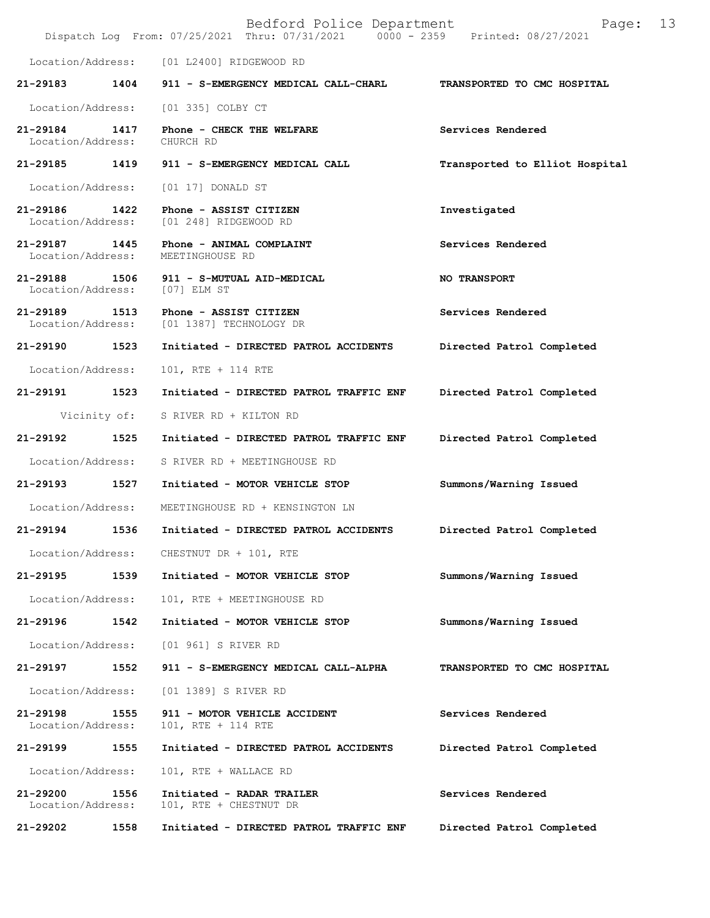Location/Address: [01 L2400] RIDGEWOOD RD

**21-29183 1404 911 - S-EMERGENCY MEDICAL CALL-CHARL** **TRANSPORTED TO CMC HOSPITAL**

Location/Address: [01 335] COLBY CT

**21-29184 1417 Phone - CHECK THE WELFARE** **Services Rendered**
Location/Address: CHURCH RD

**21-29185 1419 911 - S-EMERGENCY MEDICAL CALL** **Transported to Elliot Hospital**

Location/Address: [01 17] DONALD ST

**21-29186 1422 Phone - ASSIST CITIZEN** **Investigated**
Location/Address: [01 248] RIDGEWOOD RD

**21-29187 1445 Phone - ANIMAL COMPLAINT** **Services Rendered**
Location/Address: MEETINGHOUSE RD

**21-29188 1506 911 - S-MUTUAL AID-MEDICAL** **NO TRANSPORT**
Location/Address: [07] ELM ST

**21-29189 1513 Phone - ASSIST CITIZEN** **Services Rendered**
Location/Address: [01 1387] TECHNOLOGY DR

**21-29190 1523 Initiated - DIRECTED PATROL ACCIDENTS** **Directed Patrol Completed**

Location/Address: 101, RTE + 114 RTE

**21-29191 1523 Initiated - DIRECTED PATROL TRAFFIC ENF** **Directed Patrol Completed**

Vicinity of: S RIVER RD + KILTON RD

**21-29192 1525 Initiated - DIRECTED PATROL TRAFFIC ENF** **Directed Patrol Completed**

Location/Address: S RIVER RD + MEETINGHOUSE RD

**21-29193 1527 Initiated - MOTOR VEHICLE STOP** **Summons/Warning Issued**

Location/Address: MEETINGHOUSE RD + KENSINGTON LN

**21-29194 1536 Initiated - DIRECTED PATROL ACCIDENTS** **Directed Patrol Completed**

Location/Address: CHESTNUT DR + 101, RTE

**21-29195 1539 Initiated - MOTOR VEHICLE STOP** **Summons/Warning Issued**

Location/Address: 101, RTE + MEETINGHOUSE RD

**21-29196 1542 Initiated - MOTOR VEHICLE STOP** **Summons/Warning Issued**

Location/Address: [01 961] S RIVER RD

**21-29197 1552 911 - S-EMERGENCY MEDICAL CALL-ALPHA** **TRANSPORTED TO CMC HOSPITAL**

Location/Address: [01 1389] S RIVER RD

**21-29198 1555 911 - MOTOR VEHICLE ACCIDENT** **Services Rendered**
Location/Address: 101, RTE + 114 RTE

**21-29199 1555 Initiated - DIRECTED PATROL ACCIDENTS** **Directed Patrol Completed**

Location/Address: 101, RTE + WALLACE RD

**21-29200 1556 Initiated - RADAR TRAILER** **Services Rendered**
Location/Address: 101, RTE + CHESTNUT DR

**21-29202 1558 Initiated - DIRECTED PATROL TRAFFIC ENF** **Directed Patrol Completed**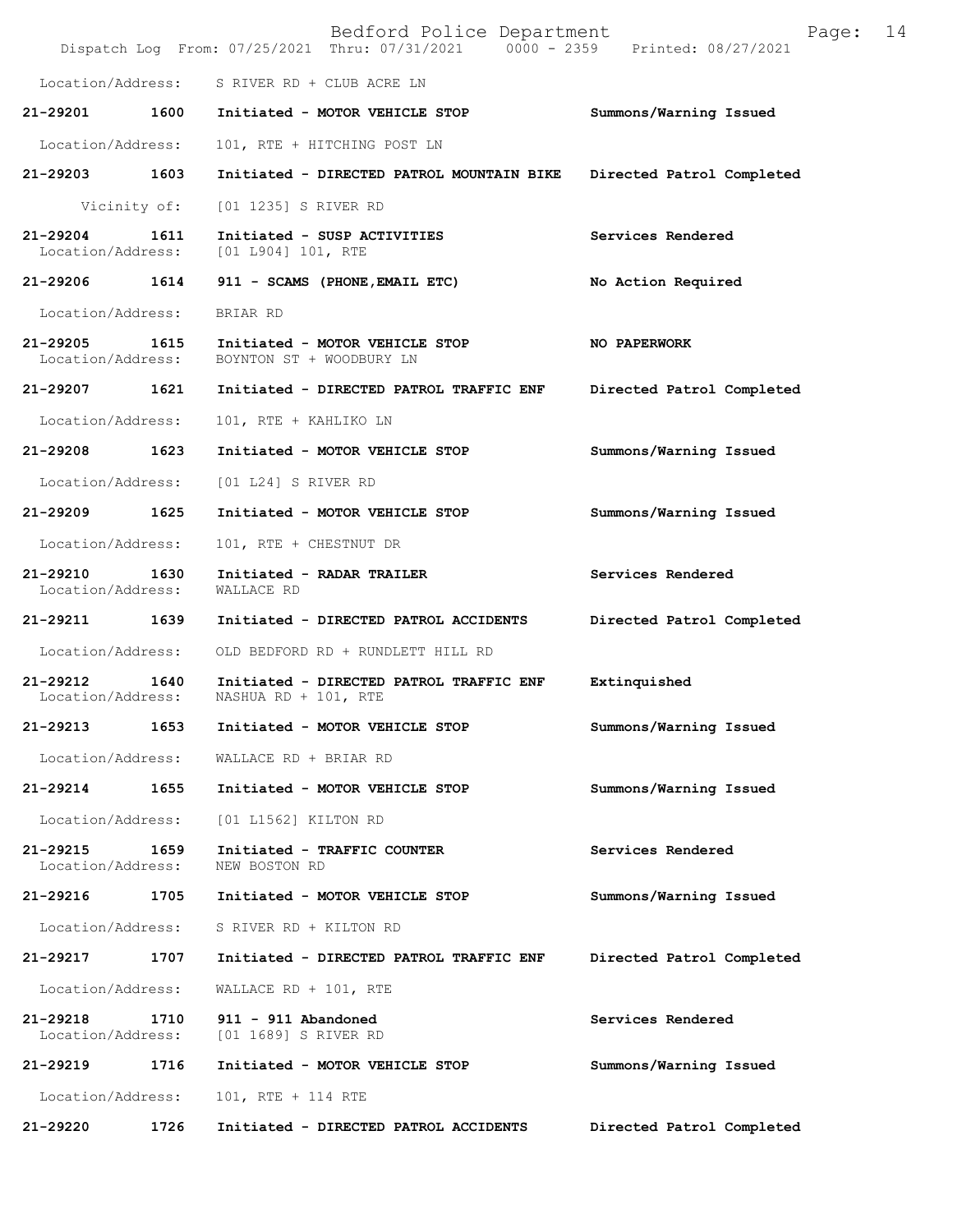Location/Address: S RIVER RD + CLUB ACRE LN

| Call # | Time | Call Reason / Action | Disposition |
|---|---|---|---|
| **21-29201** | **1600** | **Initiated - MOTOR VEHICLE STOP** | **Summons/Warning Issued** |
| Location/Address: | | 101, RTE + HITCHING POST LN | |
| **21-29203** | **1603** | **Initiated - DIRECTED PATROL MOUNTAIN BIKE** | **Directed Patrol Completed** |
| Vicinity of: | | [01 1235] S RIVER RD | |
| **21-29204** | **1611** | **Initiated - SUSP ACTIVITIES** | **Services Rendered** |
| Location/Address: | | [01 L904] 101, RTE | |
| **21-29206** | **1614** | **911 - SCAMS (PHONE,EMAIL ETC)** | **No Action Required** |
| Location/Address: | | BRIAR RD | |
| **21-29205** | **1615** | **Initiated - MOTOR VEHICLE STOP** | **NO PAPERWORK** |
| Location/Address: | | BOYNTON ST + WOODBURY LN | |
| **21-29207** | **1621** | **Initiated - DIRECTED PATROL TRAFFIC ENF** | **Directed Patrol Completed** |
| Location/Address: | | 101, RTE + KAHLIKO LN | |
| **21-29208** | **1623** | **Initiated - MOTOR VEHICLE STOP** | **Summons/Warning Issued** |
| Location/Address: | | [01 L24] S RIVER RD | |
| **21-29209** | **1625** | **Initiated - MOTOR VEHICLE STOP** | **Summons/Warning Issued** |
| Location/Address: | | 101, RTE + CHESTNUT DR | |
| **21-29210** | **1630** | **Initiated - RADAR TRAILER** | **Services Rendered** |
| Location/Address: | | WALLACE RD | |
| **21-29211** | **1639** | **Initiated - DIRECTED PATROL ACCIDENTS** | **Directed Patrol Completed** |
| Location/Address: | | OLD BEDFORD RD + RUNDLETT HILL RD | |
| **21-29212** | **1640** | **Initiated - DIRECTED PATROL TRAFFIC ENF** | **Extinquished** |
| Location/Address: | | NASHUA RD + 101, RTE | |
| **21-29213** | **1653** | **Initiated - MOTOR VEHICLE STOP** | **Summons/Warning Issued** |
| Location/Address: | | WALLACE RD + BRIAR RD | |
| **21-29214** | **1655** | **Initiated - MOTOR VEHICLE STOP** | **Summons/Warning Issued** |
| Location/Address: | | [01 L1562] KILTON RD | |
| **21-29215** | **1659** | **Initiated - TRAFFIC COUNTER** | **Services Rendered** |
| Location/Address: | | NEW BOSTON RD | |
| **21-29216** | **1705** | **Initiated - MOTOR VEHICLE STOP** | **Summons/Warning Issued** |
| Location/Address: | | S RIVER RD + KILTON RD | |
| **21-29217** | **1707** | **Initiated - DIRECTED PATROL TRAFFIC ENF** | **Directed Patrol Completed** |
| Location/Address: | | WALLACE RD + 101, RTE | |
| **21-29218** | **1710** | **911 - 911 Abandoned** | **Services Rendered** |
| Location/Address: | | [01 1689] S RIVER RD | |
| **21-29219** | **1716** | **Initiated - MOTOR VEHICLE STOP** | **Summons/Warning Issued** |
| Location/Address: | | 101, RTE + 114 RTE | |
| **21-29220** | **1726** | **Initiated - DIRECTED PATROL ACCIDENTS** | **Directed Patrol Completed** |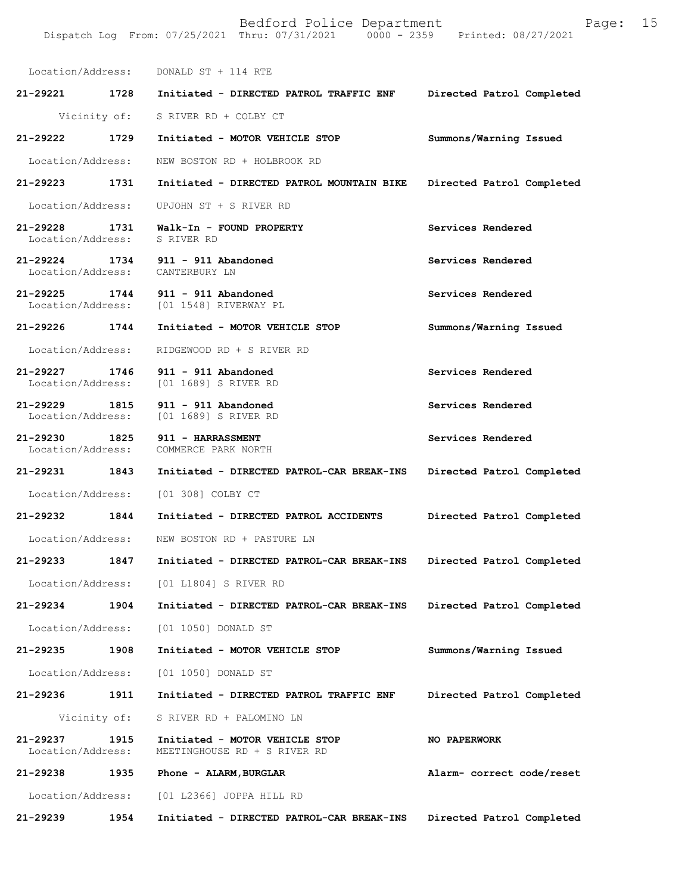Location/Address: DONALD ST + 114 RTE

**21-29221 1728 Initiated - DIRECTED PATROL TRAFFIC ENF — Directed Patrol Completed**

Vicinity of: S RIVER RD + COLBY CT

**21-29222 1729 Initiated - MOTOR VEHICLE STOP — Summons/Warning Issued**

Location/Address: NEW BOSTON RD + HOLBROOK RD

**21-29223 1731 Initiated - DIRECTED PATROL MOUNTAIN BIKE — Directed Patrol Completed**

Location/Address: UPJOHN ST + S RIVER RD

**21-29228 1731 Walk-In - FOUND PROPERTY — Services Rendered**
Location/Address: S RIVER RD

**21-29224 1734 911 - 911 Abandoned — Services Rendered**
Location/Address: CANTERBURY LN

**21-29225 1744 911 - 911 Abandoned — Services Rendered**
Location/Address: [01 1548] RIVERWAY PL

**21-29226 1744 Initiated - MOTOR VEHICLE STOP — Summons/Warning Issued**

Location/Address: RIDGEWOOD RD + S RIVER RD

**21-29227 1746 911 - 911 Abandoned — Services Rendered**
Location/Address: [01 1689] S RIVER RD

**21-29229 1815 911 - 911 Abandoned — Services Rendered**
Location/Address: [01 1689] S RIVER RD

**21-29230 1825 911 - HARRASSMENT — Services Rendered**
Location/Address: COMMERCE PARK NORTH

**21-29231 1843 Initiated - DIRECTED PATROL-CAR BREAK-INS — Directed Patrol Completed**

Location/Address: [01 308] COLBY CT

**21-29232 1844 Initiated - DIRECTED PATROL ACCIDENTS — Directed Patrol Completed**

Location/Address: NEW BOSTON RD + PASTURE LN

**21-29233 1847 Initiated - DIRECTED PATROL-CAR BREAK-INS — Directed Patrol Completed**

Location/Address: [01 L1804] S RIVER RD

**21-29234 1904 Initiated - DIRECTED PATROL-CAR BREAK-INS — Directed Patrol Completed**

Location/Address: [01 1050] DONALD ST

**21-29235 1908 Initiated - MOTOR VEHICLE STOP — Summons/Warning Issued**

Location/Address: [01 1050] DONALD ST

**21-29236 1911 Initiated - DIRECTED PATROL TRAFFIC ENF — Directed Patrol Completed**

Vicinity of: S RIVER RD + PALOMINO LN

**21-29237 1915 Initiated - MOTOR VEHICLE STOP — NO PAPERWORK**
Location/Address: MEETINGHOUSE RD + S RIVER RD

**21-29238 1935 Phone - ALARM,BURGLAR — Alarm- correct code/reset**

Location/Address: [01 L2366] JOPPA HILL RD

**21-29239 1954 Initiated - DIRECTED PATROL-CAR BREAK-INS — Directed Patrol Completed**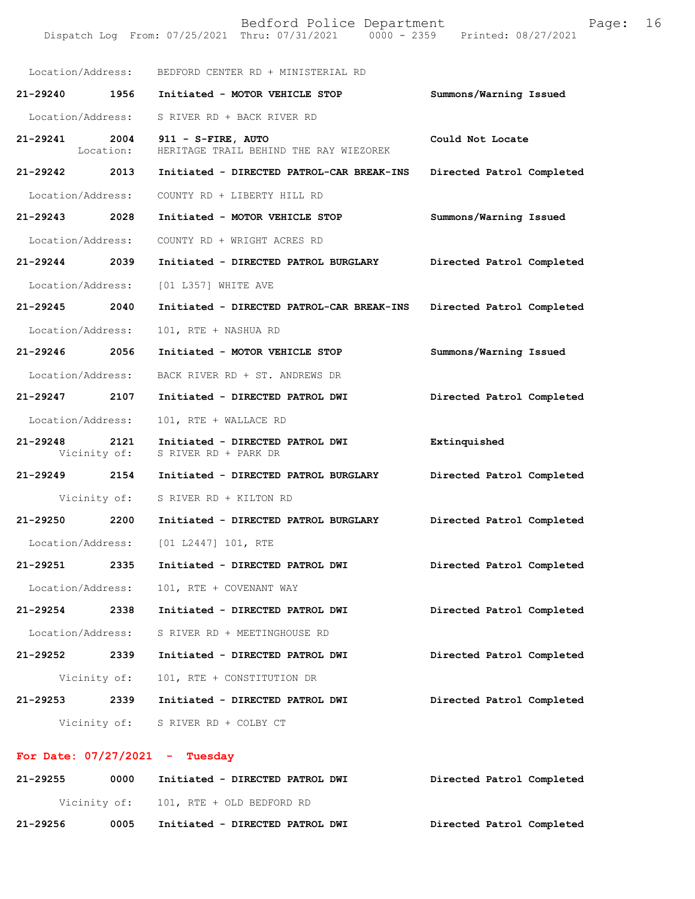Location/Address: BEDFORD CENTER RD + MINISTERIAL RD

**21-29240 1956 Initiated - MOTOR VEHICLE STOP** — **Summons/Warning Issued**
Location/Address: S RIVER RD + BACK RIVER RD

**21-29241 2004 911 - S-FIRE, AUTO** — **Could Not Locate**
Location: HERITAGE TRAIL BEHIND THE RAY WIEZOREK

**21-29242 2013 Initiated - DIRECTED PATROL-CAR BREAK-INS** — **Directed Patrol Completed**
Location/Address: COUNTY RD + LIBERTY HILL RD

**21-29243 2028 Initiated - MOTOR VEHICLE STOP** — **Summons/Warning Issued**
Location/Address: COUNTY RD + WRIGHT ACRES RD

**21-29244 2039 Initiated - DIRECTED PATROL BURGLARY** — **Directed Patrol Completed**
Location/Address: [01 L357] WHITE AVE

**21-29245 2040 Initiated - DIRECTED PATROL-CAR BREAK-INS** — **Directed Patrol Completed**
Location/Address: 101, RTE + NASHUA RD

**21-29246 2056 Initiated - MOTOR VEHICLE STOP** — **Summons/Warning Issued**
Location/Address: BACK RIVER RD + ST. ANDREWS DR

**21-29247 2107 Initiated - DIRECTED PATROL DWI** — **Directed Patrol Completed**
Location/Address: 101, RTE + WALLACE RD

**21-29248 2121 Initiated - DIRECTED PATROL DWI** — **Extinquished**
Vicinity of: S RIVER RD + PARK DR

**21-29249 2154 Initiated - DIRECTED PATROL BURGLARY** — **Directed Patrol Completed**
Vicinity of: S RIVER RD + KILTON RD

**21-29250 2200 Initiated - DIRECTED PATROL BURGLARY** — **Directed Patrol Completed**
Location/Address: [01 L2447] 101, RTE

**21-29251 2335 Initiated - DIRECTED PATROL DWI** — **Directed Patrol Completed**
Location/Address: 101, RTE + COVENANT WAY

**21-29254 2338 Initiated - DIRECTED PATROL DWI** — **Directed Patrol Completed**
Location/Address: S RIVER RD + MEETINGHOUSE RD

**21-29252 2339 Initiated - DIRECTED PATROL DWI** — **Directed Patrol Completed**
Vicinity of: 101, RTE + CONSTITUTION DR

**21-29253 2339 Initiated - DIRECTED PATROL DWI** — **Directed Patrol Completed**
Vicinity of: S RIVER RD + COLBY CT

## For Date: 07/27/2021 - Tuesday

**21-29255 0000 Initiated - DIRECTED PATROL DWI** — **Directed Patrol Completed**
Vicinity of: 101, RTE + OLD BEDFORD RD

**21-29256 0005 Initiated - DIRECTED PATROL DWI** — **Directed Patrol Completed**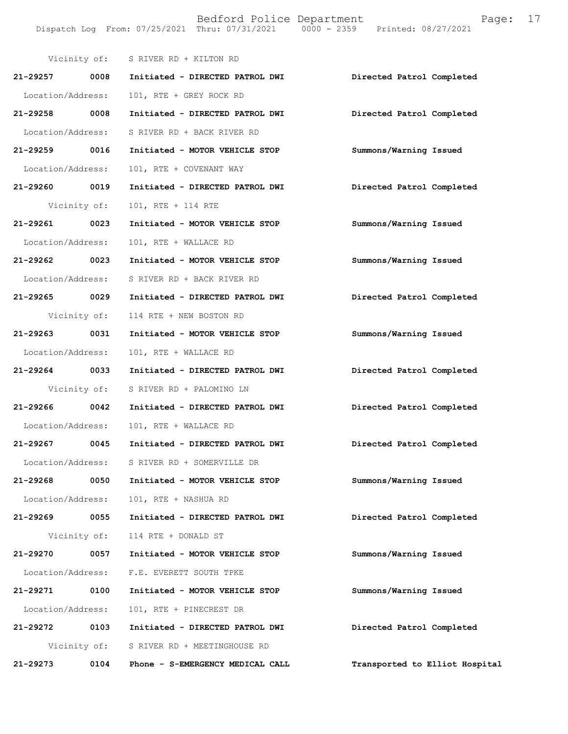Vicinity of: S RIVER RD + KILTON RD

| Call Number | Time | Call Reason | Action |
|---|---|---|---|
| 21-29257 | 0008 | Initiated - DIRECTED PATROL DWI | Directed Patrol Completed |
| Location/Address: | | 101, RTE + GREY ROCK RD | |
| 21-29258 | 0008 | Initiated - DIRECTED PATROL DWI | Directed Patrol Completed |
| Location/Address: | | S RIVER RD + BACK RIVER RD | |
| 21-29259 | 0016 | Initiated - MOTOR VEHICLE STOP | Summons/Warning Issued |
| Location/Address: | | 101, RTE + COVENANT WAY | |
| 21-29260 | 0019 | Initiated - DIRECTED PATROL DWI | Directed Patrol Completed |
| Vicinity of: | | 101, RTE + 114 RTE | |
| 21-29261 | 0023 | Initiated - MOTOR VEHICLE STOP | Summons/Warning Issued |
| Location/Address: | | 101, RTE + WALLACE RD | |
| 21-29262 | 0023 | Initiated - MOTOR VEHICLE STOP | Summons/Warning Issued |
| Location/Address: | | S RIVER RD + BACK RIVER RD | |
| 21-29265 | 0029 | Initiated - DIRECTED PATROL DWI | Directed Patrol Completed |
| Vicinity of: | | 114 RTE + NEW BOSTON RD | |
| 21-29263 | 0031 | Initiated - MOTOR VEHICLE STOP | Summons/Warning Issued |
| Location/Address: | | 101, RTE + WALLACE RD | |
| 21-29264 | 0033 | Initiated - DIRECTED PATROL DWI | Directed Patrol Completed |
| Vicinity of: | | S RIVER RD + PALOMINO LN | |
| 21-29266 | 0042 | Initiated - DIRECTED PATROL DWI | Directed Patrol Completed |
| Location/Address: | | 101, RTE + WALLACE RD | |
| 21-29267 | 0045 | Initiated - DIRECTED PATROL DWI | Directed Patrol Completed |
| Location/Address: | | S RIVER RD + SOMERVILLE DR | |
| 21-29268 | 0050 | Initiated - MOTOR VEHICLE STOP | Summons/Warning Issued |
| Location/Address: | | 101, RTE + NASHUA RD | |
| 21-29269 | 0055 | Initiated - DIRECTED PATROL DWI | Directed Patrol Completed |
| Vicinity of: | | 114 RTE + DONALD ST | |
| 21-29270 | 0057 | Initiated - MOTOR VEHICLE STOP | Summons/Warning Issued |
| Location/Address: | | F.E. EVERETT SOUTH TPKE | |
| 21-29271 | 0100 | Initiated - MOTOR VEHICLE STOP | Summons/Warning Issued |
| Location/Address: | | 101, RTE + PINECREST DR | |
| 21-29272 | 0103 | Initiated - DIRECTED PATROL DWI | Directed Patrol Completed |
| Vicinity of: | | S RIVER RD + MEETINGHOUSE RD | |
| 21-29273 | 0104 | Phone - S-EMERGENCY MEDICAL CALL | Transported to Elliot Hospital |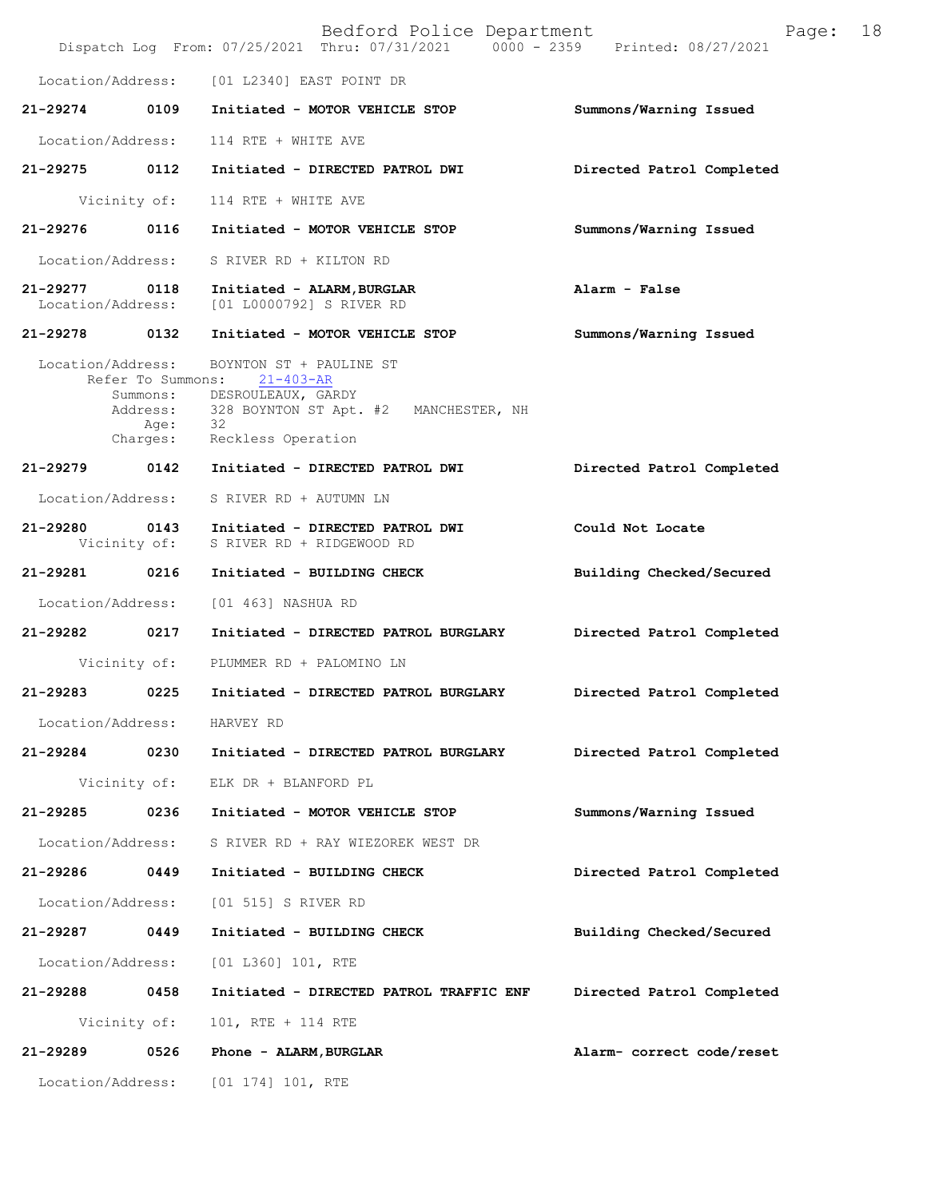Location/Address: [01 L2340] EAST POINT DR

**21-29274** 0109 Initiated - **MOTOR VEHICLE STOP** — **Summons/Warning Issued**

Location/Address: 114 RTE + WHITE AVE

**21-29275** 0112 Initiated - **DIRECTED PATROL DWI** — **Directed Patrol Completed**

Vicinity of: 114 RTE + WHITE AVE

**21-29276** 0116 Initiated - **MOTOR VEHICLE STOP** — **Summons/Warning Issued**

Location/Address: S RIVER RD + KILTON RD

**21-29277** 0118 Initiated - **ALARM,BURGLAR** — **Alarm - False**

Location/Address: [01 L0000792] S RIVER RD

**21-29278** 0132 Initiated - **MOTOR VEHICLE STOP** — **Summons/Warning Issued**

Location/Address: BOYNTON ST + PAULINE ST
Refer To Summons: 21-403-AR
Summons: DESROULEAUX, GARDY
Address: 328 BOYNTON ST Apt. #2 MANCHESTER, NH
Age: 32
Charges: Reckless Operation

**21-29279** 0142 Initiated - **DIRECTED PATROL DWI** — **Directed Patrol Completed**

Location/Address: S RIVER RD + AUTUMN LN

**21-29280** 0143 Initiated - **DIRECTED PATROL DWI** — **Could Not Locate**

Vicinity of: S RIVER RD + RIDGEWOOD RD

**21-29281** 0216 Initiated - **BUILDING CHECK** — **Building Checked/Secured**

Location/Address: [01 463] NASHUA RD

**21-29282** 0217 Initiated - **DIRECTED PATROL BURGLARY** — **Directed Patrol Completed**

Vicinity of: PLUMMER RD + PALOMINO LN

**21-29283** 0225 Initiated - **DIRECTED PATROL BURGLARY** — **Directed Patrol Completed**

Location/Address: HARVEY RD

**21-29284** 0230 Initiated - **DIRECTED PATROL BURGLARY** — **Directed Patrol Completed**

Vicinity of: ELK DR + BLANFORD PL

**21-29285** 0236 Initiated - **MOTOR VEHICLE STOP** — **Summons/Warning Issued**

Location/Address: S RIVER RD + RAY WIEZOREK WEST DR

**21-29286** 0449 Initiated - **BUILDING CHECK** — **Directed Patrol Completed**

Location/Address: [01 515] S RIVER RD

**21-29287** 0449 Initiated - **BUILDING CHECK** — **Building Checked/Secured**

Location/Address: [01 L360] 101, RTE

**21-29288** 0458 Initiated - **DIRECTED PATROL TRAFFIC ENF** — **Directed Patrol Completed**

Vicinity of: 101, RTE + 114 RTE

**21-29289** 0526 Phone - **ALARM,BURGLAR** — **Alarm- correct code/reset**

Location/Address: [01 174] 101, RTE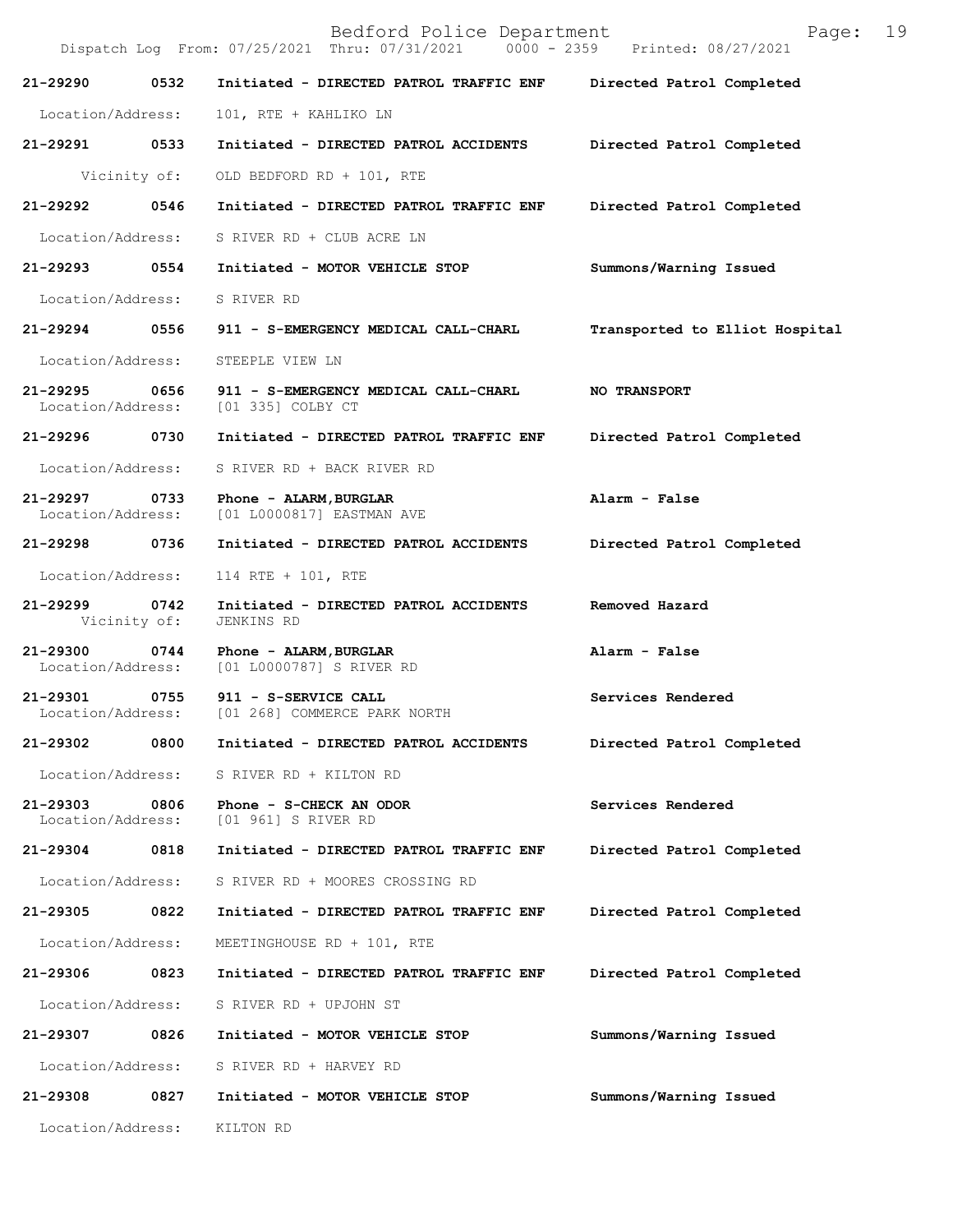Bedford Police Department
Dispatch Log From: 07/25/2021 Thru: 07/31/2021 0000 - 2359 Printed: 08/27/2021

**21-29290 0532 Initiated - DIRECTED PATROL TRAFFIC ENF** Directed Patrol Completed
Location/Address: 101, RTE + KAHLIKO LN

**21-29291 0533 Initiated - DIRECTED PATROL ACCIDENTS** Directed Patrol Completed
Vicinity of: OLD BEDFORD RD + 101, RTE

**21-29292 0546 Initiated - DIRECTED PATROL TRAFFIC ENF** Directed Patrol Completed
Location/Address: S RIVER RD + CLUB ACRE LN

**21-29293 0554 Initiated - MOTOR VEHICLE STOP** Summons/Warning Issued
Location/Address: S RIVER RD

**21-29294 0556 911 - S-EMERGENCY MEDICAL CALL-CHARL** Transported to Elliot Hospital
Location/Address: STEEPLE VIEW LN

**21-29295 0656 911 - S-EMERGENCY MEDICAL CALL-CHARL** NO TRANSPORT
Location/Address: [01 335] COLBY CT

**21-29296 0730 Initiated - DIRECTED PATROL TRAFFIC ENF** Directed Patrol Completed
Location/Address: S RIVER RD + BACK RIVER RD

**21-29297 0733 Phone - ALARM,BURGLAR** Alarm - False
Location/Address: [01 L0000817] EASTMAN AVE

**21-29298 0736 Initiated - DIRECTED PATROL ACCIDENTS** Directed Patrol Completed
Location/Address: 114 RTE + 101, RTE

**21-29299 0742 Initiated - DIRECTED PATROL ACCIDENTS** Removed Hazard
Vicinity of: JENKINS RD

**21-29300 0744 Phone - ALARM,BURGLAR** Alarm - False
Location/Address: [01 L0000787] S RIVER RD

**21-29301 0755 911 - S-SERVICE CALL** Services Rendered
Location/Address: [01 268] COMMERCE PARK NORTH

**21-29302 0800 Initiated - DIRECTED PATROL ACCIDENTS** Directed Patrol Completed
Location/Address: S RIVER RD + KILTON RD

**21-29303 0806 Phone - S-CHECK AN ODOR** Services Rendered
Location/Address: [01 961] S RIVER RD

**21-29304 0818 Initiated - DIRECTED PATROL TRAFFIC ENF** Directed Patrol Completed
Location/Address: S RIVER RD + MOORES CROSSING RD

**21-29305 0822 Initiated - DIRECTED PATROL TRAFFIC ENF** Directed Patrol Completed
Location/Address: MEETINGHOUSE RD + 101, RTE

**21-29306 0823 Initiated - DIRECTED PATROL TRAFFIC ENF** Directed Patrol Completed
Location/Address: S RIVER RD + UPJOHN ST

**21-29307 0826 Initiated - MOTOR VEHICLE STOP** Summons/Warning Issued
Location/Address: S RIVER RD + HARVEY RD

**21-29308 0827 Initiated - MOTOR VEHICLE STOP** Summons/Warning Issued
Location/Address: KILTON RD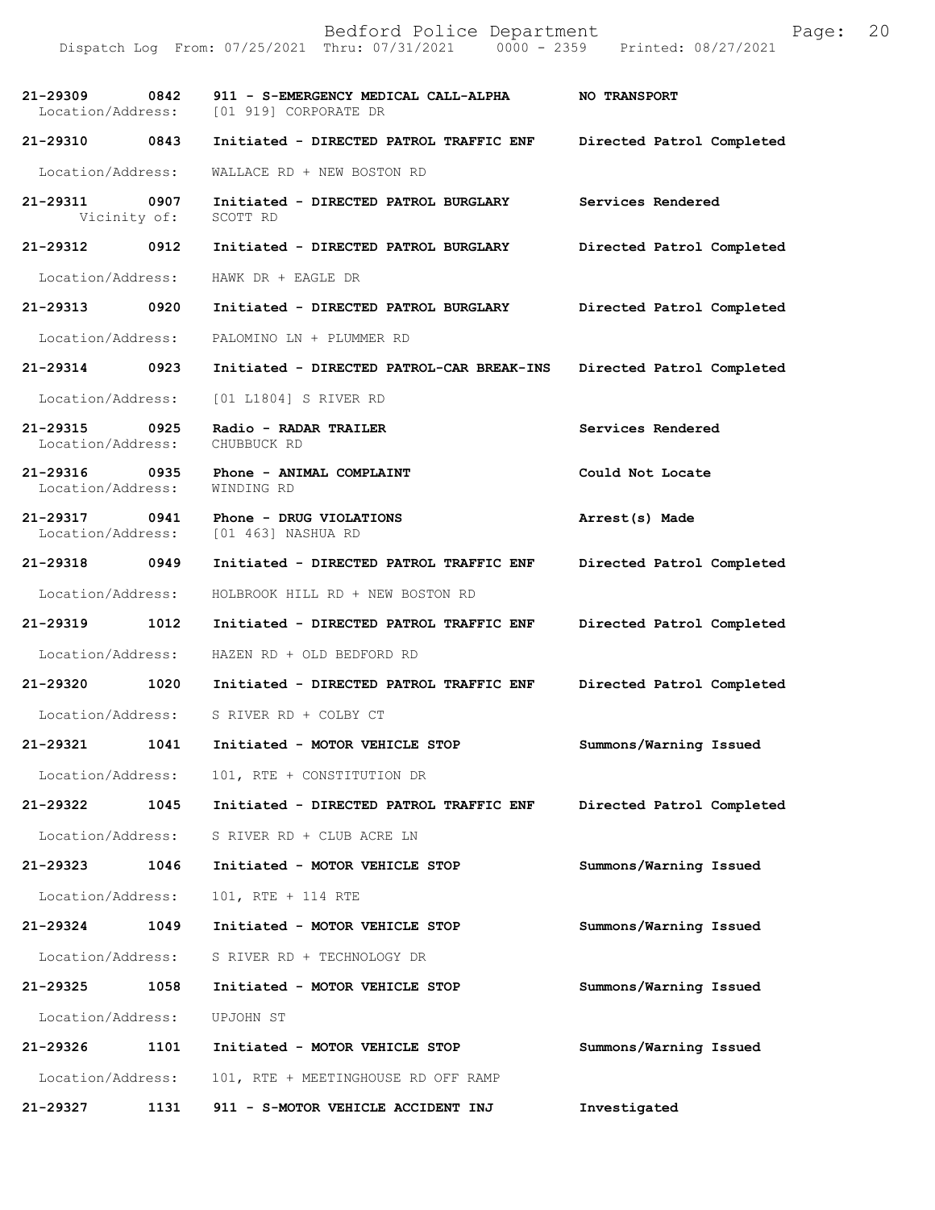| Call # | Time | Call Type | Disposition |
|---|---|---|---|
| **21-29309** | **0842** | **911 - S-EMERGENCY MEDICAL CALL-ALPHA** | **NO TRANSPORT** |
| Location/Address: | | [01 919] CORPORATE DR | |
| **21-29310** | **0843** | **Initiated - DIRECTED PATROL TRAFFIC ENF** | **Directed Patrol Completed** |
| Location/Address: | | WALLACE RD + NEW BOSTON RD | |
| **21-29311** | **0907** | **Initiated - DIRECTED PATROL BURGLARY** | **Services Rendered** |
| Vicinity of: | | SCOTT RD | |
| **21-29312** | **0912** | **Initiated - DIRECTED PATROL BURGLARY** | **Directed Patrol Completed** |
| Location/Address: | | HAWK DR + EAGLE DR | |
| **21-29313** | **0920** | **Initiated - DIRECTED PATROL BURGLARY** | **Directed Patrol Completed** |
| Location/Address: | | PALOMINO LN + PLUMMER RD | |
| **21-29314** | **0923** | **Initiated - DIRECTED PATROL-CAR BREAK-INS** | **Directed Patrol Completed** |
| Location/Address: | | [01 L1804] S RIVER RD | |
| **21-29315** | **0925** | **Radio - RADAR TRAILER** | **Services Rendered** |
| Location/Address: | | CHUBBUCK RD | |
| **21-29316** | **0935** | **Phone - ANIMAL COMPLAINT** | **Could Not Locate** |
| Location/Address: | | WINDING RD | |
| **21-29317** | **0941** | **Phone - DRUG VIOLATIONS** | **Arrest(s) Made** |
| Location/Address: | | [01 463] NASHUA RD | |
| **21-29318** | **0949** | **Initiated - DIRECTED PATROL TRAFFIC ENF** | **Directed Patrol Completed** |
| Location/Address: | | HOLBROOK HILL RD + NEW BOSTON RD | |
| **21-29319** | **1012** | **Initiated - DIRECTED PATROL TRAFFIC ENF** | **Directed Patrol Completed** |
| Location/Address: | | HAZEN RD + OLD BEDFORD RD | |
| **21-29320** | **1020** | **Initiated - DIRECTED PATROL TRAFFIC ENF** | **Directed Patrol Completed** |
| Location/Address: | | S RIVER RD + COLBY CT | |
| **21-29321** | **1041** | **Initiated - MOTOR VEHICLE STOP** | **Summons/Warning Issued** |
| Location/Address: | | 101, RTE + CONSTITUTION DR | |
| **21-29322** | **1045** | **Initiated - DIRECTED PATROL TRAFFIC ENF** | **Directed Patrol Completed** |
| Location/Address: | | S RIVER RD + CLUB ACRE LN | |
| **21-29323** | **1046** | **Initiated - MOTOR VEHICLE STOP** | **Summons/Warning Issued** |
| Location/Address: | | 101, RTE + 114 RTE | |
| **21-29324** | **1049** | **Initiated - MOTOR VEHICLE STOP** | **Summons/Warning Issued** |
| Location/Address: | | S RIVER RD + TECHNOLOGY DR | |
| **21-29325** | **1058** | **Initiated - MOTOR VEHICLE STOP** | **Summons/Warning Issued** |
| Location/Address: | | UPJOHN ST | |
| **21-29326** | **1101** | **Initiated - MOTOR VEHICLE STOP** | **Summons/Warning Issued** |
| Location/Address: | | 101, RTE + MEETINGHOUSE RD OFF RAMP | |
| **21-29327** | **1131** | **911 - S-MOTOR VEHICLE ACCIDENT INJ** | **Investigated** |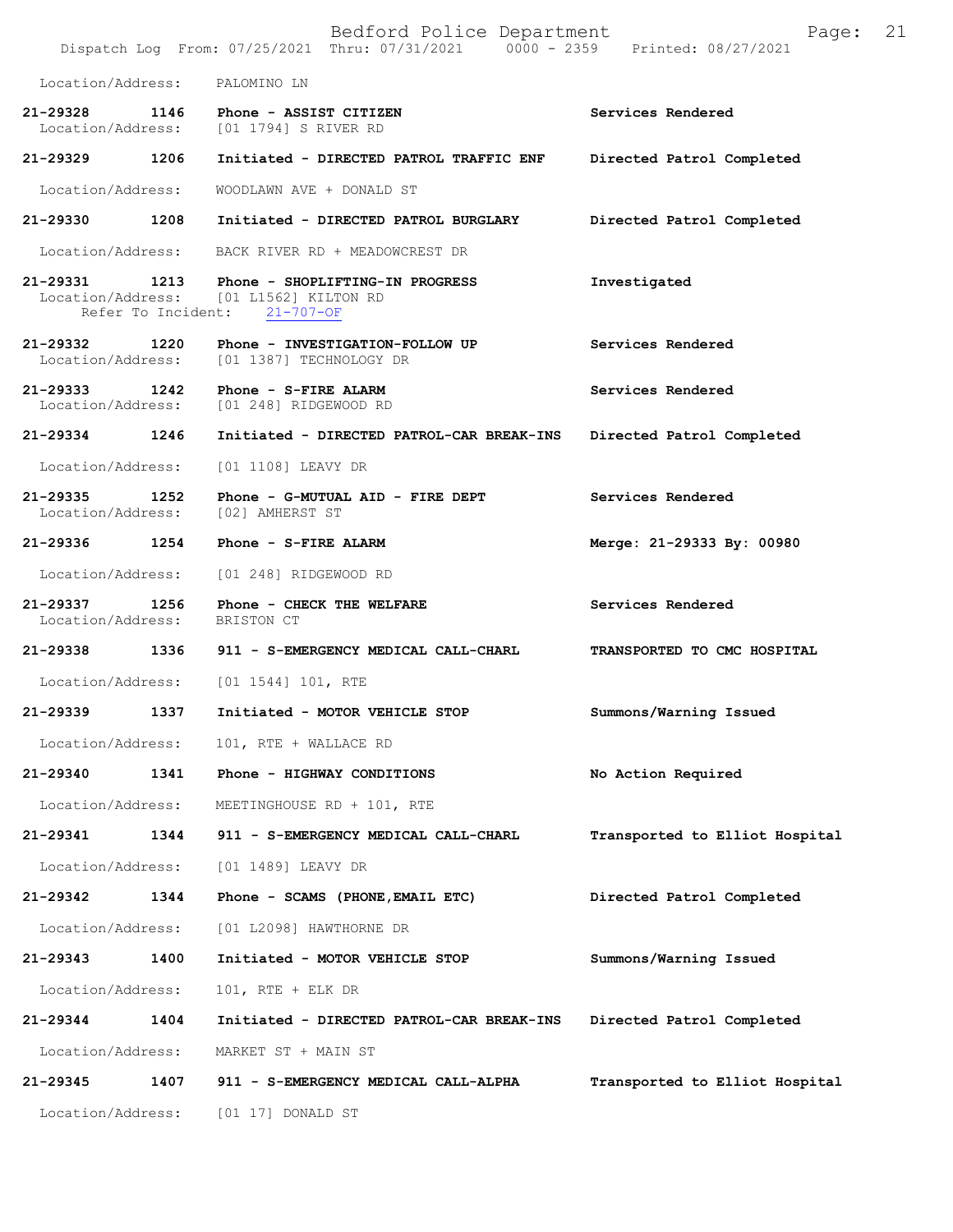Location/Address: PALOMINO LN

**21-29328** 1146 Phone - ASSIST CITIZEN — Services Rendered
Location/Address: [01 1794] S RIVER RD

**21-29329** 1206 Initiated - DIRECTED PATROL TRAFFIC ENF — Directed Patrol Completed
Location/Address: WOODLAWN AVE + DONALD ST

**21-29330** 1208 Initiated - DIRECTED PATROL BURGLARY — Directed Patrol Completed
Location/Address: BACK RIVER RD + MEADOWCREST DR

**21-29331** 1213 Phone - SHOPLIFTING-IN PROGRESS — Investigated
Location/Address: [01 L1562] KILTON RD
Refer To Incident: 21-707-OF

**21-29332** 1220 Phone - INVESTIGATION-FOLLOW UP — Services Rendered
Location/Address: [01 1387] TECHNOLOGY DR

**21-29333** 1242 Phone - S-FIRE ALARM — Services Rendered
Location/Address: [01 248] RIDGEWOOD RD

**21-29334** 1246 Initiated - DIRECTED PATROL-CAR BREAK-INS — Directed Patrol Completed
Location/Address: [01 1108] LEAVY DR

**21-29335** 1252 Phone - G-MUTUAL AID - FIRE DEPT — Services Rendered
Location/Address: [02] AMHERST ST

**21-29336** 1254 Phone - S-FIRE ALARM — Merge: 21-29333 By: 00980
Location/Address: [01 248] RIDGEWOOD RD

**21-29337** 1256 Phone - CHECK THE WELFARE — Services Rendered
Location/Address: BRISTON CT

**21-29338** 1336 911 - S-EMERGENCY MEDICAL CALL-CHARL — TRANSPORTED TO CMC HOSPITAL
Location/Address: [01 1544] 101, RTE

**21-29339** 1337 Initiated - MOTOR VEHICLE STOP — Summons/Warning Issued
Location/Address: 101, RTE + WALLACE RD

**21-29340** 1341 Phone - HIGHWAY CONDITIONS — No Action Required
Location/Address: MEETINGHOUSE RD + 101, RTE

**21-29341** 1344 911 - S-EMERGENCY MEDICAL CALL-CHARL — Transported to Elliot Hospital
Location/Address: [01 1489] LEAVY DR

**21-29342** 1344 Phone - SCAMS (PHONE,EMAIL ETC) — Directed Patrol Completed
Location/Address: [01 L2098] HAWTHORNE DR

**21-29343** 1400 Initiated - MOTOR VEHICLE STOP — Summons/Warning Issued
Location/Address: 101, RTE + ELK DR

**21-29344** 1404 Initiated - DIRECTED PATROL-CAR BREAK-INS — Directed Patrol Completed
Location/Address: MARKET ST + MAIN ST

**21-29345** 1407 911 - S-EMERGENCY MEDICAL CALL-ALPHA — Transported to Elliot Hospital
Location/Address: [01 17] DONALD ST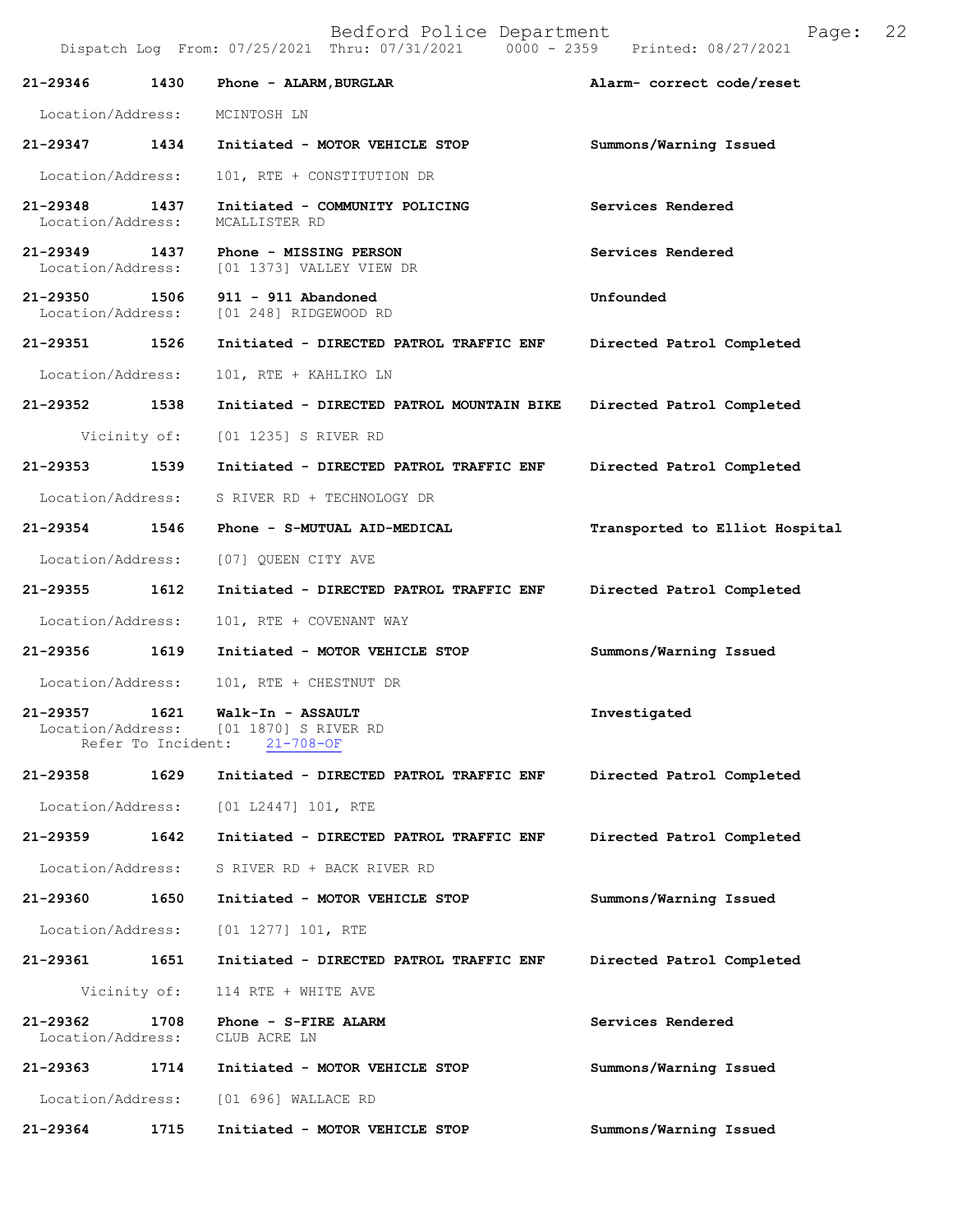| Call Number | Time | Call Reason | Action |
| --- | --- | --- | --- |
| 21-29346 | 1430 | Phone - ALARM,BURGLAR | Alarm- correct code/reset |
| | | Location/Address: MCINTOSH LN | |
| 21-29347 | 1434 | Initiated - MOTOR VEHICLE STOP | Summons/Warning Issued |
| | | Location/Address: 101, RTE + CONSTITUTION DR | |
| 21-29348 | 1437 | Initiated - COMMUNITY POLICING | Services Rendered |
| | | Location/Address: MCALLISTER RD | |
| 21-29349 | 1437 | Phone - MISSING PERSON | Services Rendered |
| | | Location/Address: [01 1373] VALLEY VIEW DR | |
| 21-29350 | 1506 | 911 - 911 Abandoned | Unfounded |
| | | Location/Address: [01 248] RIDGEWOOD RD | |
| 21-29351 | 1526 | Initiated - DIRECTED PATROL TRAFFIC ENF | Directed Patrol Completed |
| | | Location/Address: 101, RTE + KAHLIKO LN | |
| 21-29352 | 1538 | Initiated - DIRECTED PATROL MOUNTAIN BIKE | Directed Patrol Completed |
| | | Vicinity of: [01 1235] S RIVER RD | |
| 21-29353 | 1539 | Initiated - DIRECTED PATROL TRAFFIC ENF | Directed Patrol Completed |
| | | Location/Address: S RIVER RD + TECHNOLOGY DR | |
| 21-29354 | 1546 | Phone - S-MUTUAL AID-MEDICAL | Transported to Elliot Hospital |
| | | Location/Address: [07] QUEEN CITY AVE | |
| 21-29355 | 1612 | Initiated - DIRECTED PATROL TRAFFIC ENF | Directed Patrol Completed |
| | | Location/Address: 101, RTE + COVENANT WAY | |
| 21-29356 | 1619 | Initiated - MOTOR VEHICLE STOP | Summons/Warning Issued |
| | | Location/Address: 101, RTE + CHESTNUT DR | |
| 21-29357 | 1621 | Walk-In - ASSAULT | Investigated |
| | | Location/Address: [01 1870] S RIVER RD<br>Refer To Incident: 21-708-OF | |
| 21-29358 | 1629 | Initiated - DIRECTED PATROL TRAFFIC ENF | Directed Patrol Completed |
| | | Location/Address: [01 L2447] 101, RTE | |
| 21-29359 | 1642 | Initiated - DIRECTED PATROL TRAFFIC ENF | Directed Patrol Completed |
| | | Location/Address: S RIVER RD + BACK RIVER RD | |
| 21-29360 | 1650 | Initiated - MOTOR VEHICLE STOP | Summons/Warning Issued |
| | | Location/Address: [01 1277] 101, RTE | |
| 21-29361 | 1651 | Initiated - DIRECTED PATROL TRAFFIC ENF | Directed Patrol Completed |
| | | Vicinity of: 114 RTE + WHITE AVE | |
| 21-29362 | 1708 | Phone - S-FIRE ALARM | Services Rendered |
| | | Location/Address: CLUB ACRE LN | |
| 21-29363 | 1714 | Initiated - MOTOR VEHICLE STOP | Summons/Warning Issued |
| | | Location/Address: [01 696] WALLACE RD | |
| 21-29364 | 1715 | Initiated - MOTOR VEHICLE STOP | Summons/Warning Issued |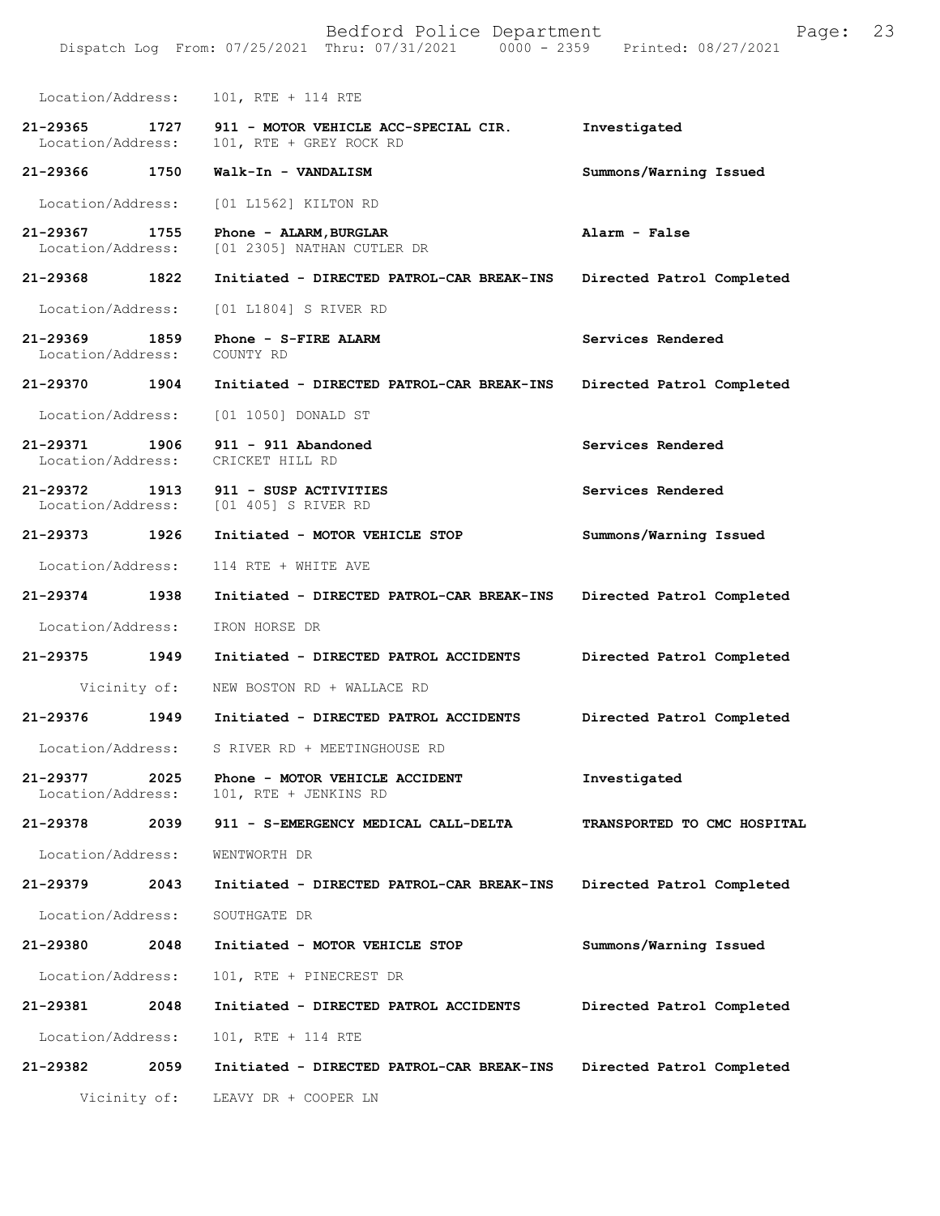Location/Address: 101, RTE + 114 RTE

**21-29365 1727 911 - MOTOR VEHICLE ACC-SPECIAL CIR.** **Investigated**
Location/Address: 101, RTE + GREY ROCK RD

**21-29366 1750 Walk-In - VANDALISM** **Summons/Warning Issued**

Location/Address: [01 L1562] KILTON RD

**21-29367 1755 Phone - ALARM,BURGLAR** **Alarm - False**
Location/Address: [01 2305] NATHAN CUTLER DR

**21-29368 1822 Initiated - DIRECTED PATROL-CAR BREAK-INS** **Directed Patrol Completed**

Location/Address: [01 L1804] S RIVER RD

**21-29369 1859 Phone - S-FIRE ALARM** **Services Rendered**
Location/Address: COUNTY RD

**21-29370 1904 Initiated - DIRECTED PATROL-CAR BREAK-INS** **Directed Patrol Completed**

Location/Address: [01 1050] DONALD ST

**21-29371 1906 911 - 911 Abandoned** **Services Rendered**
Location/Address: CRICKET HILL RD

**21-29372 1913 911 - SUSP ACTIVITIES** **Services Rendered**
Location/Address: [01 405] S RIVER RD

**21-29373 1926 Initiated - MOTOR VEHICLE STOP** **Summons/Warning Issued**

Location/Address: 114 RTE + WHITE AVE

**21-29374 1938 Initiated - DIRECTED PATROL-CAR BREAK-INS** **Directed Patrol Completed**

Location/Address: IRON HORSE DR

**21-29375 1949 Initiated - DIRECTED PATROL ACCIDENTS** **Directed Patrol Completed**

Vicinity of: NEW BOSTON RD + WALLACE RD

**21-29376 1949 Initiated - DIRECTED PATROL ACCIDENTS** **Directed Patrol Completed**

Location/Address: S RIVER RD + MEETINGHOUSE RD

**21-29377 2025 Phone - MOTOR VEHICLE ACCIDENT** **Investigated**
Location/Address: 101, RTE + JENKINS RD

**21-29378 2039 911 - S-EMERGENCY MEDICAL CALL-DELTA** **TRANSPORTED TO CMC HOSPITAL**

Location/Address: WENTWORTH DR

**21-29379 2043 Initiated - DIRECTED PATROL-CAR BREAK-INS** **Directed Patrol Completed**

Location/Address: SOUTHGATE DR

**21-29380 2048 Initiated - MOTOR VEHICLE STOP** **Summons/Warning Issued**

Location/Address: 101, RTE + PINECREST DR

**21-29381 2048 Initiated - DIRECTED PATROL ACCIDENTS** **Directed Patrol Completed**

Location/Address: 101, RTE + 114 RTE

**21-29382 2059 Initiated - DIRECTED PATROL-CAR BREAK-INS** **Directed Patrol Completed**

Vicinity of: LEAVY DR + COOPER LN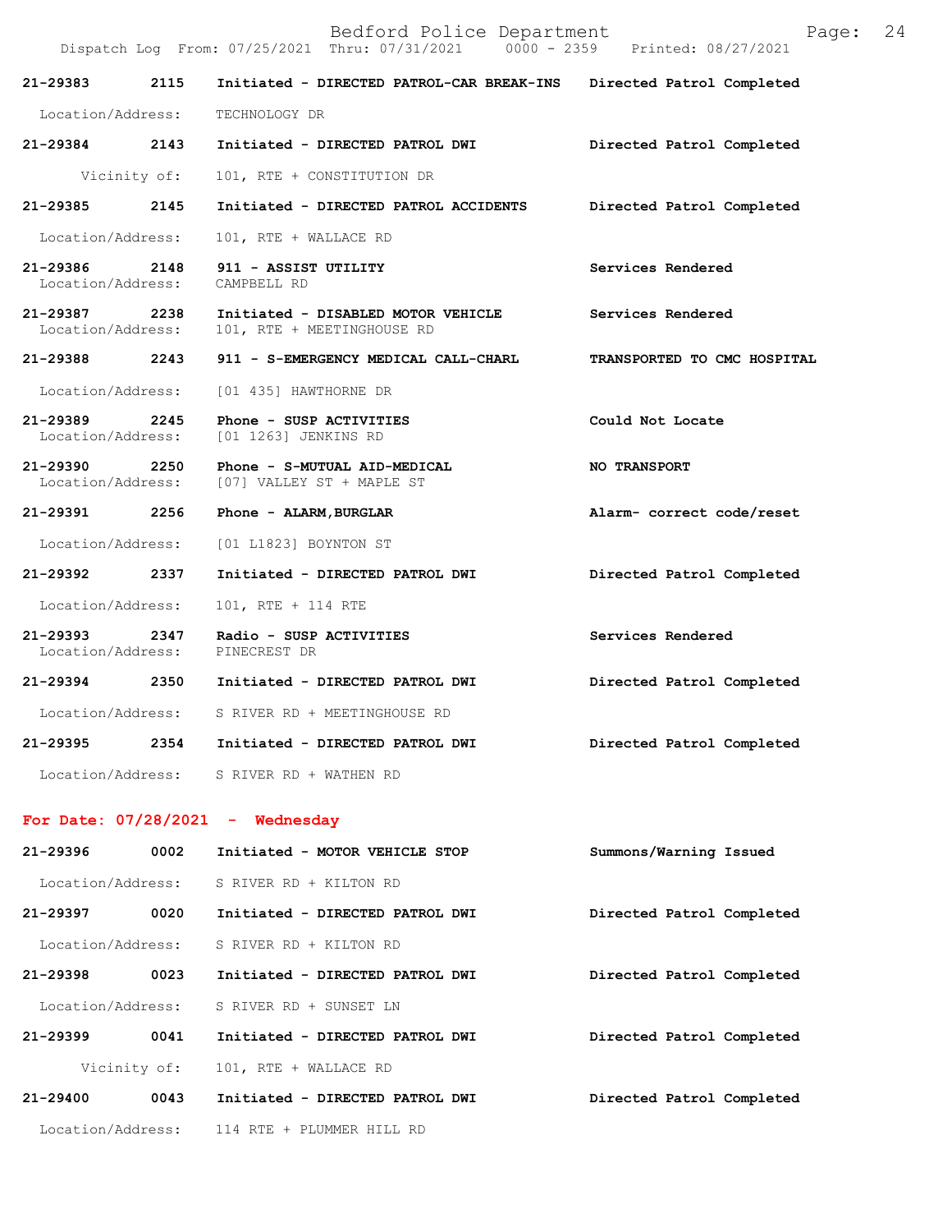| Call Number | Time | Call Reason | Action |
|---|---|---|---|
| 21-29383 | 2115 | Initiated - DIRECTED PATROL-CAR BREAK-INS | Directed Patrol Completed |
| Location/Address: | | TECHNOLOGY DR | |
| 21-29384 | 2143 | Initiated - DIRECTED PATROL DWI | Directed Patrol Completed |
| Vicinity of: | | 101, RTE + CONSTITUTION DR | |
| 21-29385 | 2145 | Initiated - DIRECTED PATROL ACCIDENTS | Directed Patrol Completed |
| Location/Address: | | 101, RTE + WALLACE RD | |
| 21-29386 | 2148 | 911 - ASSIST UTILITY | Services Rendered |
| Location/Address: | | CAMPBELL RD | |
| 21-29387 | 2238 | Initiated - DISABLED MOTOR VEHICLE | Services Rendered |
| Location/Address: | | 101, RTE + MEETINGHOUSE RD | |
| 21-29388 | 2243 | 911 - S-EMERGENCY MEDICAL CALL-CHARL | TRANSPORTED TO CMC HOSPITAL |
| Location/Address: | | [01 435] HAWTHORNE DR | |
| 21-29389 | 2245 | Phone - SUSP ACTIVITIES | Could Not Locate |
| Location/Address: | | [01 1263] JENKINS RD | |
| 21-29390 | 2250 | Phone - S-MUTUAL AID-MEDICAL | NO TRANSPORT |
| Location/Address: | | [07] VALLEY ST + MAPLE ST | |
| 21-29391 | 2256 | Phone - ALARM,BURGLAR | Alarm- correct code/reset |
| Location/Address: | | [01 L1823] BOYNTON ST | |
| 21-29392 | 2337 | Initiated - DIRECTED PATROL DWI | Directed Patrol Completed |
| Location/Address: | | 101, RTE + 114 RTE | |
| 21-29393 | 2347 | Radio - SUSP ACTIVITIES | Services Rendered |
| Location/Address: | | PINECREST DR | |
| 21-29394 | 2350 | Initiated - DIRECTED PATROL DWI | Directed Patrol Completed |
| Location/Address: | | S RIVER RD + MEETINGHOUSE RD | |
| 21-29395 | 2354 | Initiated - DIRECTED PATROL DWI | Directed Patrol Completed |
| Location/Address: | | S RIVER RD + WATHEN RD | |

## For Date: 07/28/2021 - Wednesday

| Call Number | Time | Call Reason | Action |
|---|---|---|---|
| 21-29396 | 0002 | Initiated - MOTOR VEHICLE STOP | Summons/Warning Issued |
| Location/Address: | | S RIVER RD + KILTON RD | |
| 21-29397 | 0020 | Initiated - DIRECTED PATROL DWI | Directed Patrol Completed |
| Location/Address: | | S RIVER RD + KILTON RD | |
| 21-29398 | 0023 | Initiated - DIRECTED PATROL DWI | Directed Patrol Completed |
| Location/Address: | | S RIVER RD + SUNSET LN | |
| 21-29399 | 0041 | Initiated - DIRECTED PATROL DWI | Directed Patrol Completed |
| Vicinity of: | | 101, RTE + WALLACE RD | |
| 21-29400 | 0043 | Initiated - DIRECTED PATROL DWI | Directed Patrol Completed |
| Location/Address: | | 114 RTE + PLUMMER HILL RD | |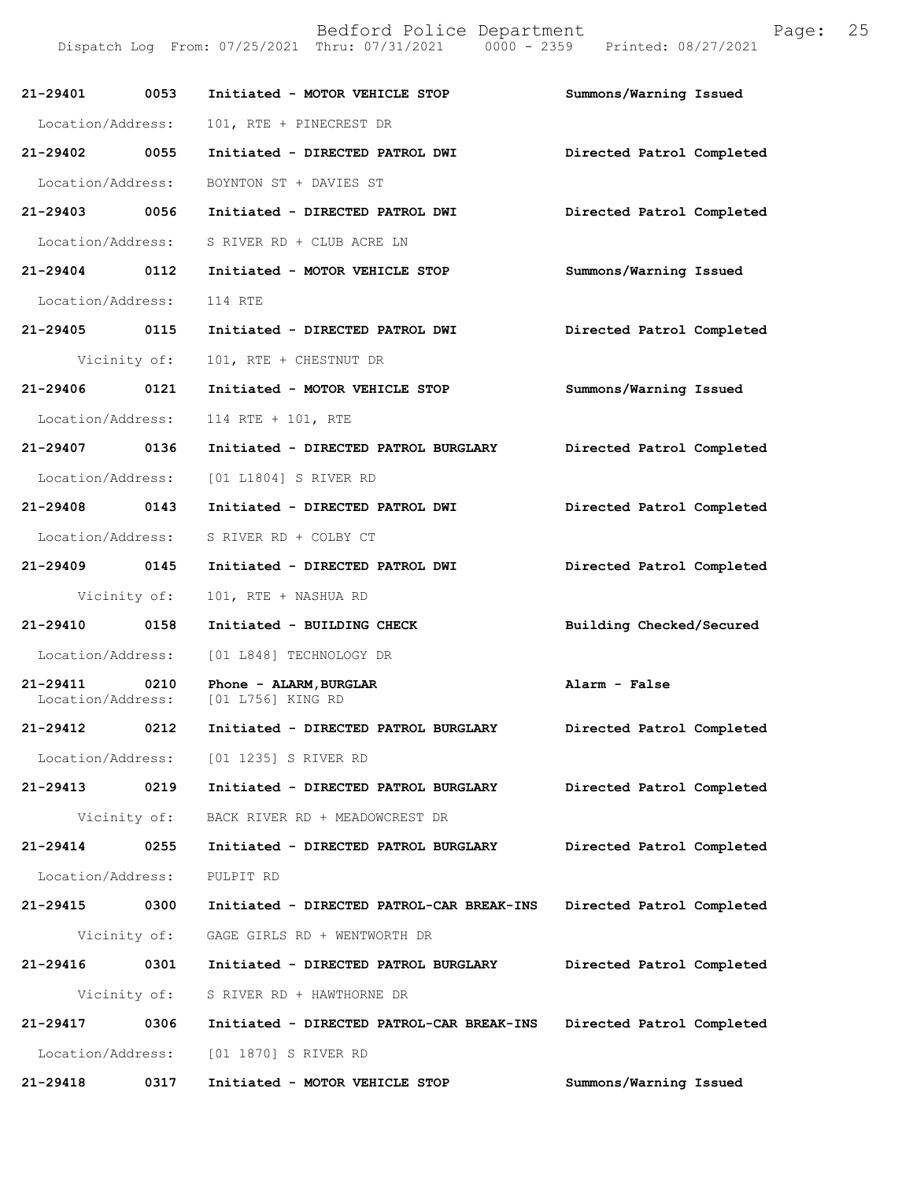| Call Number | Time | Call Reason | Action |
|---|---|---|---|
| 21-29401 | 0053 | Initiated - MOTOR VEHICLE STOP | Summons/Warning Issued |
| Location/Address: | | 101, RTE + PINECREST DR | |
| 21-29402 | 0055 | Initiated - DIRECTED PATROL DWI | Directed Patrol Completed |
| Location/Address: | | BOYNTON ST + DAVIES ST | |
| 21-29403 | 0056 | Initiated - DIRECTED PATROL DWI | Directed Patrol Completed |
| Location/Address: | | S RIVER RD + CLUB ACRE LN | |
| 21-29404 | 0112 | Initiated - MOTOR VEHICLE STOP | Summons/Warning Issued |
| Location/Address: | | 114 RTE | |
| 21-29405 | 0115 | Initiated - DIRECTED PATROL DWI | Directed Patrol Completed |
| Vicinity of: | | 101, RTE + CHESTNUT DR | |
| 21-29406 | 0121 | Initiated - MOTOR VEHICLE STOP | Summons/Warning Issued |
| Location/Address: | | 114 RTE + 101, RTE | |
| 21-29407 | 0136 | Initiated - DIRECTED PATROL BURGLARY | Directed Patrol Completed |
| Location/Address: | | [01 L1804] S RIVER RD | |
| 21-29408 | 0143 | Initiated - DIRECTED PATROL DWI | Directed Patrol Completed |
| Location/Address: | | S RIVER RD + COLBY CT | |
| 21-29409 | 0145 | Initiated - DIRECTED PATROL DWI | Directed Patrol Completed |
| Vicinity of: | | 101, RTE + NASHUA RD | |
| 21-29410 | 0158 | Initiated - BUILDING CHECK | Building Checked/Secured |
| Location/Address: | | [01 L848] TECHNOLOGY DR | |
| 21-29411 | 0210 | Phone - ALARM,BURGLAR | Alarm - False |
| Location/Address: | | [01 L756] KING RD | |
| 21-29412 | 0212 | Initiated - DIRECTED PATROL BURGLARY | Directed Patrol Completed |
| Location/Address: | | [01 1235] S RIVER RD | |
| 21-29413 | 0219 | Initiated - DIRECTED PATROL BURGLARY | Directed Patrol Completed |
| Vicinity of: | | BACK RIVER RD + MEADOWCREST DR | |
| 21-29414 | 0255 | Initiated - DIRECTED PATROL BURGLARY | Directed Patrol Completed |
| Location/Address: | | PULPIT RD | |
| 21-29415 | 0300 | Initiated - DIRECTED PATROL-CAR BREAK-INS | Directed Patrol Completed |
| Vicinity of: | | GAGE GIRLS RD + WENTWORTH DR | |
| 21-29416 | 0301 | Initiated - DIRECTED PATROL BURGLARY | Directed Patrol Completed |
| Vicinity of: | | S RIVER RD + HAWTHORNE DR | |
| 21-29417 | 0306 | Initiated - DIRECTED PATROL-CAR BREAK-INS | Directed Patrol Completed |
| Location/Address: | | [01 1870] S RIVER RD | |
| 21-29418 | 0317 | Initiated - MOTOR VEHICLE STOP | Summons/Warning Issued |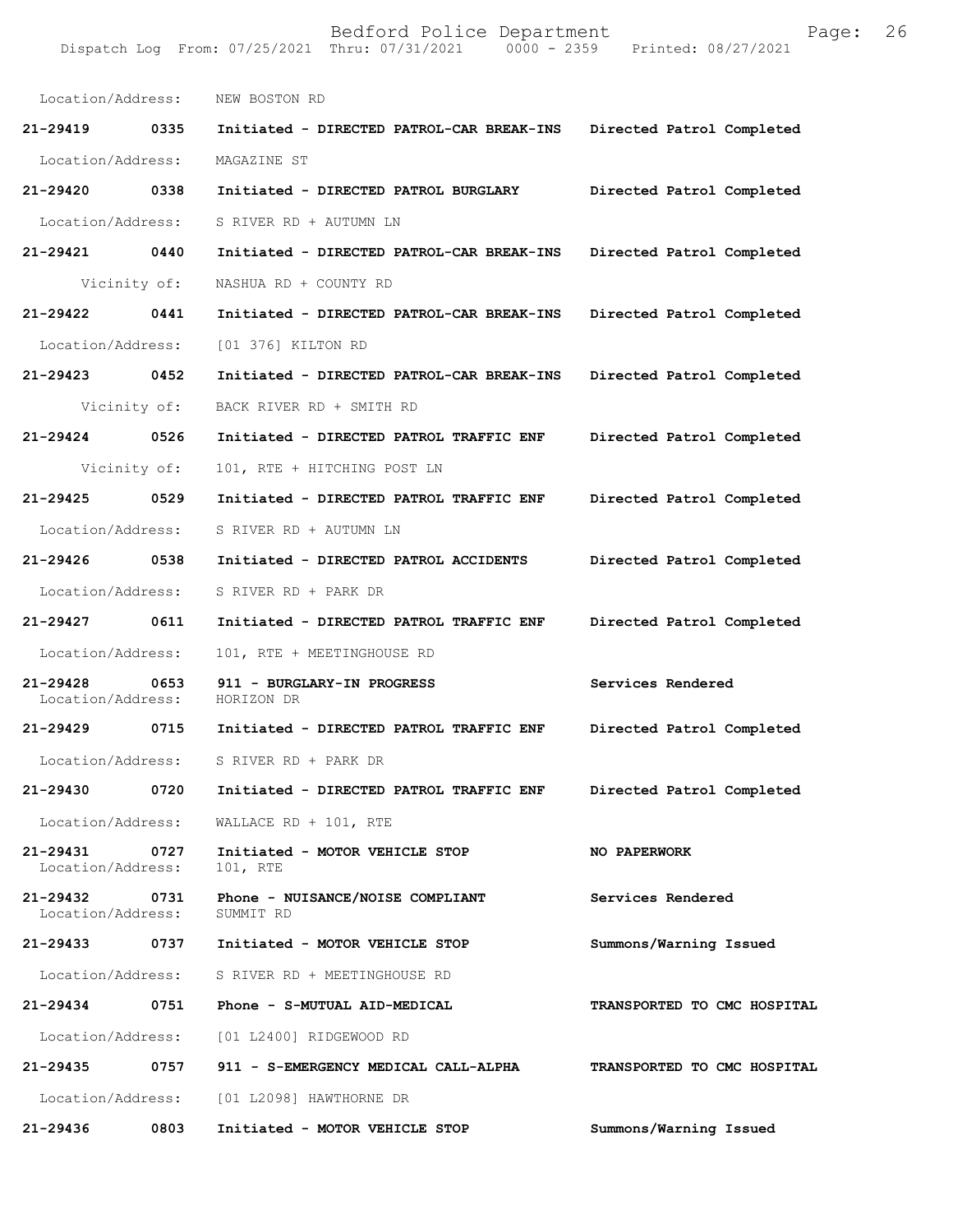Location/Address: NEW BOSTON RD

**21-29419 0335 Initiated - DIRECTED PATROL-CAR BREAK-INS Directed Patrol Completed**

Location/Address: MAGAZINE ST

**21-29420 0338 Initiated - DIRECTED PATROL BURGLARY Directed Patrol Completed**

Location/Address: S RIVER RD + AUTUMN LN

**21-29421 0440 Initiated - DIRECTED PATROL-CAR BREAK-INS Directed Patrol Completed**

Vicinity of: NASHUA RD + COUNTY RD

**21-29422 0441 Initiated - DIRECTED PATROL-CAR BREAK-INS Directed Patrol Completed**

Location/Address: [01 376] KILTON RD

**21-29423 0452 Initiated - DIRECTED PATROL-CAR BREAK-INS Directed Patrol Completed**

Vicinity of: BACK RIVER RD + SMITH RD

**21-29424 0526 Initiated - DIRECTED PATROL TRAFFIC ENF Directed Patrol Completed**

Vicinity of: 101, RTE + HITCHING POST LN

**21-29425 0529 Initiated - DIRECTED PATROL TRAFFIC ENF Directed Patrol Completed**

Location/Address: S RIVER RD + AUTUMN LN

**21-29426 0538 Initiated - DIRECTED PATROL ACCIDENTS Directed Patrol Completed**

Location/Address: S RIVER RD + PARK DR

**21-29427 0611 Initiated - DIRECTED PATROL TRAFFIC ENF Directed Patrol Completed**

Location/Address: 101, RTE + MEETINGHOUSE RD

**21-29428 0653 911 - BURGLARY-IN PROGRESS Services Rendered**
Location/Address: HORIZON DR

**21-29429 0715 Initiated - DIRECTED PATROL TRAFFIC ENF Directed Patrol Completed**

Location/Address: S RIVER RD + PARK DR

**21-29430 0720 Initiated - DIRECTED PATROL TRAFFIC ENF Directed Patrol Completed**

Location/Address: WALLACE RD + 101, RTE

**21-29431 0727 Initiated - MOTOR VEHICLE STOP NO PAPERWORK**
Location/Address: 101, RTE

**21-29432 0731 Phone - NUISANCE/NOISE COMPLIANT Services Rendered**
Location/Address: SUMMIT RD

**21-29433 0737 Initiated - MOTOR VEHICLE STOP Summons/Warning Issued**

Location/Address: S RIVER RD + MEETINGHOUSE RD

**21-29434 0751 Phone - S-MUTUAL AID-MEDICAL TRANSPORTED TO CMC HOSPITAL**

Location/Address: [01 L2400] RIDGEWOOD RD

**21-29435 0757 911 - S-EMERGENCY MEDICAL CALL-ALPHA TRANSPORTED TO CMC HOSPITAL**

Location/Address: [01 L2098] HAWTHORNE DR

**21-29436 0803 Initiated - MOTOR VEHICLE STOP Summons/Warning Issued**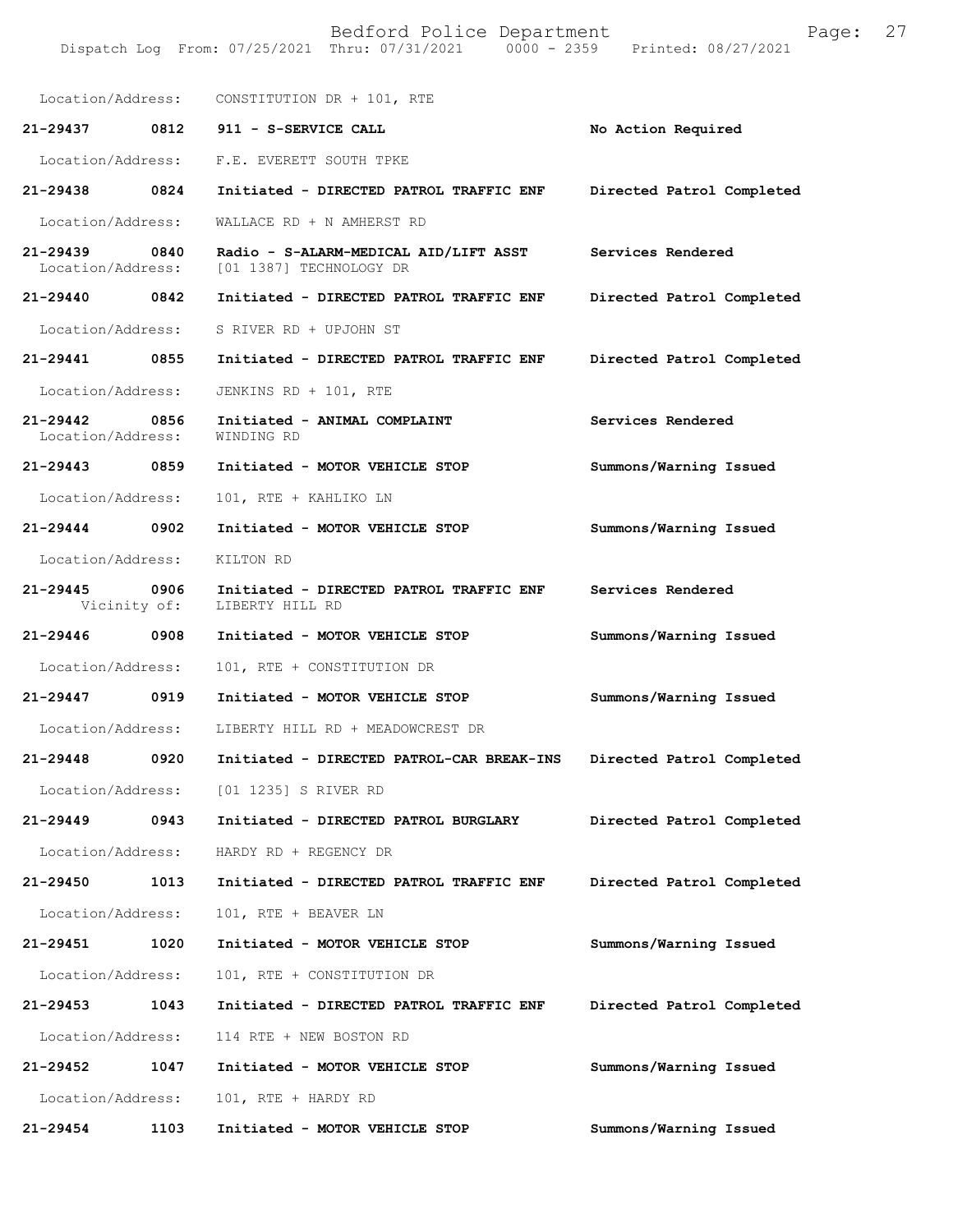Location/Address: CONSTITUTION DR + 101, RTE

**21-29437 0812 911 - S-SERVICE CALL** **No Action Required**

Location/Address: F.E. EVERETT SOUTH TPKE

**21-29438 0824 Initiated - DIRECTED PATROL TRAFFIC ENF** **Directed Patrol Completed**

Location/Address: WALLACE RD + N AMHERST RD

**21-29439 0840 Radio - S-ALARM-MEDICAL AID/LIFT ASST** **Services Rendered**
Location/Address: [01 1387] TECHNOLOGY DR

**21-29440 0842 Initiated - DIRECTED PATROL TRAFFIC ENF** **Directed Patrol Completed**

Location/Address: S RIVER RD + UPJOHN ST

**21-29441 0855 Initiated - DIRECTED PATROL TRAFFIC ENF** **Directed Patrol Completed**

Location/Address: JENKINS RD + 101, RTE

**21-29442 0856 Initiated - ANIMAL COMPLAINT** **Services Rendered**
Location/Address: WINDING RD

**21-29443 0859 Initiated - MOTOR VEHICLE STOP** **Summons/Warning Issued**

Location/Address: 101, RTE + KAHLIKO LN

**21-29444 0902 Initiated - MOTOR VEHICLE STOP** **Summons/Warning Issued**

Location/Address: KILTON RD

**21-29445 0906 Initiated - DIRECTED PATROL TRAFFIC ENF** **Services Rendered**
Vicinity of: LIBERTY HILL RD

**21-29446 0908 Initiated - MOTOR VEHICLE STOP** **Summons/Warning Issued**

Location/Address: 101, RTE + CONSTITUTION DR

**21-29447 0919 Initiated - MOTOR VEHICLE STOP** **Summons/Warning Issued**

Location/Address: LIBERTY HILL RD + MEADOWCREST DR

**21-29448 0920 Initiated - DIRECTED PATROL-CAR BREAK-INS** **Directed Patrol Completed**

Location/Address: [01 1235] S RIVER RD

**21-29449 0943 Initiated - DIRECTED PATROL BURGLARY** **Directed Patrol Completed**

Location/Address: HARDY RD + REGENCY DR

**21-29450 1013 Initiated - DIRECTED PATROL TRAFFIC ENF** **Directed Patrol Completed**

Location/Address: 101, RTE + BEAVER LN

**21-29451 1020 Initiated - MOTOR VEHICLE STOP** **Summons/Warning Issued**

Location/Address: 101, RTE + CONSTITUTION DR

**21-29453 1043 Initiated - DIRECTED PATROL TRAFFIC ENF** **Directed Patrol Completed**

Location/Address: 114 RTE + NEW BOSTON RD

**21-29452 1047 Initiated - MOTOR VEHICLE STOP** **Summons/Warning Issued**

Location/Address: 101, RTE + HARDY RD

**21-29454 1103 Initiated - MOTOR VEHICLE STOP** **Summons/Warning Issued**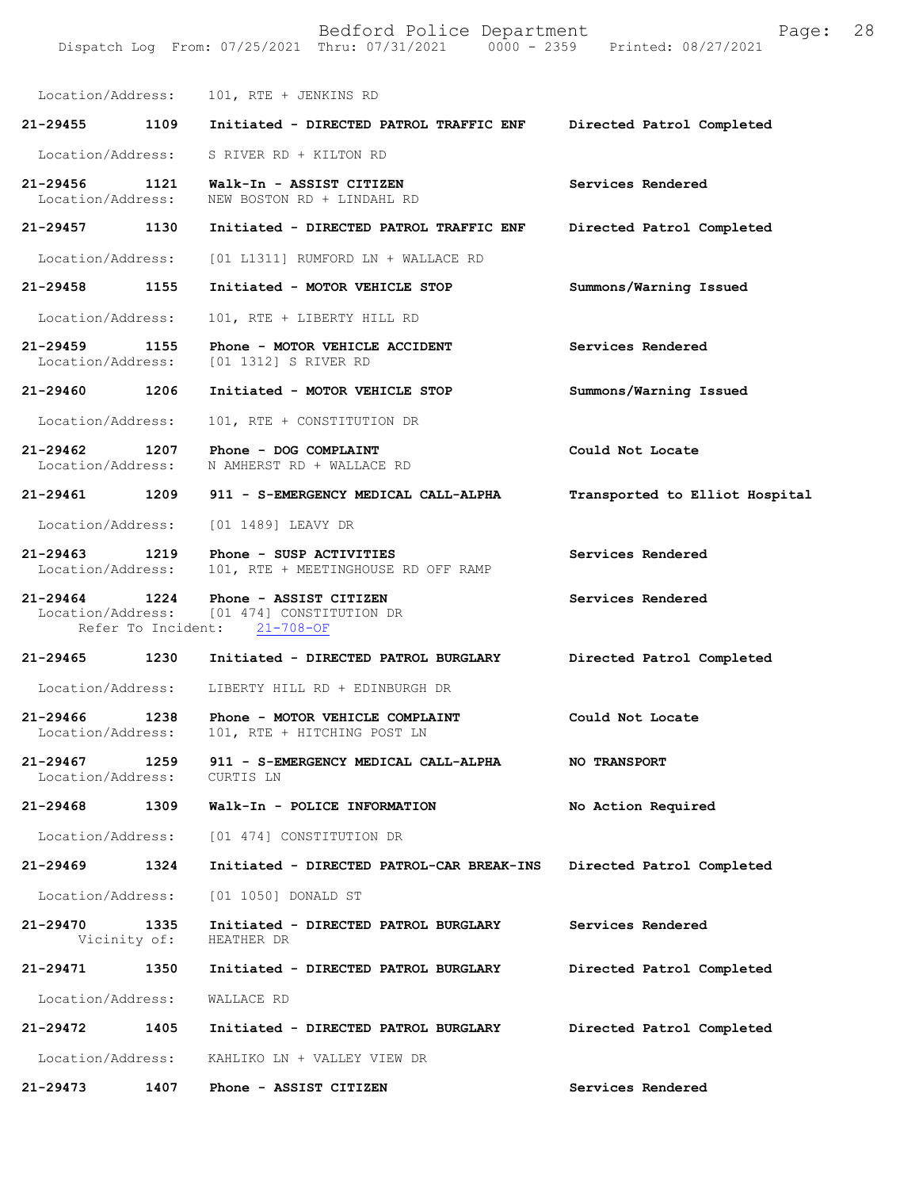Location/Address: 101, RTE + JENKINS RD

**21-29455 1109 Initiated - DIRECTED PATROL TRAFFIC ENF — Directed Patrol Completed**
Location/Address: S RIVER RD + KILTON RD

**21-29456 1121 Walk-In - ASSIST CITIZEN — Services Rendered**
Location/Address: NEW BOSTON RD + LINDAHL RD

**21-29457 1130 Initiated - DIRECTED PATROL TRAFFIC ENF — Directed Patrol Completed**
Location/Address: [01 L1311] RUMFORD LN + WALLACE RD

**21-29458 1155 Initiated - MOTOR VEHICLE STOP — Summons/Warning Issued**
Location/Address: 101, RTE + LIBERTY HILL RD

**21-29459 1155 Phone - MOTOR VEHICLE ACCIDENT — Services Rendered**
Location/Address: [01 1312] S RIVER RD

**21-29460 1206 Initiated - MOTOR VEHICLE STOP — Summons/Warning Issued**
Location/Address: 101, RTE + CONSTITUTION DR

**21-29462 1207 Phone - DOG COMPLAINT — Could Not Locate**
Location/Address: N AMHERST RD + WALLACE RD

**21-29461 1209 911 - S-EMERGENCY MEDICAL CALL-ALPHA — Transported to Elliot Hospital**
Location/Address: [01 1489] LEAVY DR

**21-29463 1219 Phone - SUSP ACTIVITIES — Services Rendered**
Location/Address: 101, RTE + MEETINGHOUSE RD OFF RAMP

**21-29464 1224 Phone - ASSIST CITIZEN — Services Rendered**
Location/Address: [01 474] CONSTITUTION DR
Refer To Incident: 21-708-OF

**21-29465 1230 Initiated - DIRECTED PATROL BURGLARY — Directed Patrol Completed**
Location/Address: LIBERTY HILL RD + EDINBURGH DR

**21-29466 1238 Phone - MOTOR VEHICLE COMPLAINT — Could Not Locate**
Location/Address: 101, RTE + HITCHING POST LN

**21-29467 1259 911 - S-EMERGENCY MEDICAL CALL-ALPHA — NO TRANSPORT**
Location/Address: CURTIS LN

**21-29468 1309 Walk-In - POLICE INFORMATION — No Action Required**
Location/Address: [01 474] CONSTITUTION DR

**21-29469 1324 Initiated - DIRECTED PATROL-CAR BREAK-INS — Directed Patrol Completed**
Location/Address: [01 1050] DONALD ST

**21-29470 1335 Initiated - DIRECTED PATROL BURGLARY — Services Rendered**
Vicinity of: HEATHER DR

**21-29471 1350 Initiated - DIRECTED PATROL BURGLARY — Directed Patrol Completed**
Location/Address: WALLACE RD

**21-29472 1405 Initiated - DIRECTED PATROL BURGLARY — Directed Patrol Completed**
Location/Address: KAHLIKO LN + VALLEY VIEW DR

**21-29473 1407 Phone - ASSIST CITIZEN — Services Rendered**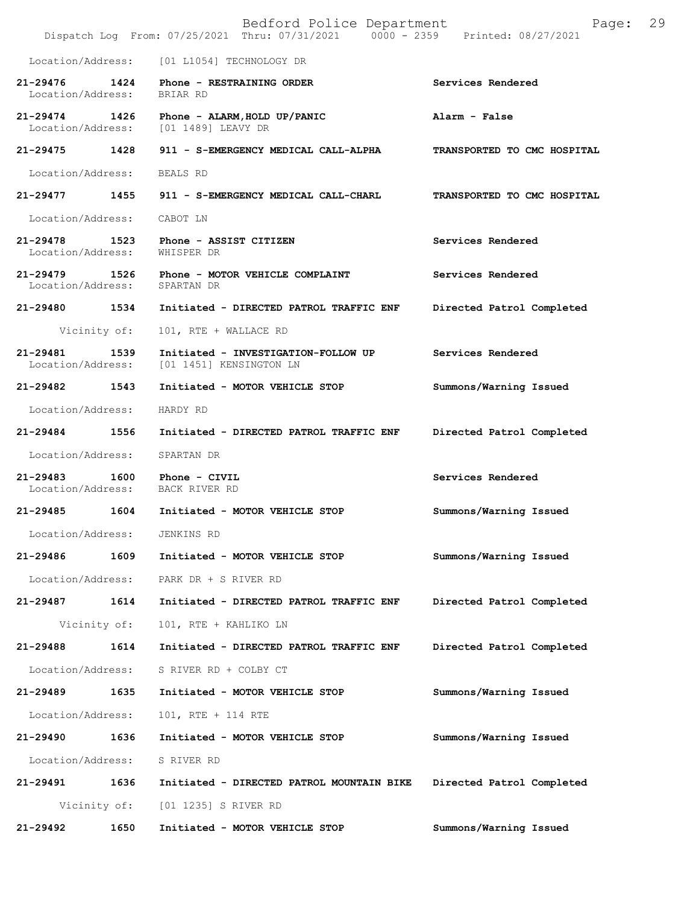Location/Address: [01 L1054] TECHNOLOGY DR

**21-29476 1424 Phone - RESTRAINING ORDER** — **Services Rendered**
Location/Address: BRIAR RD

**21-29474 1426 Phone - ALARM,HOLD UP/PANIC** — **Alarm - False**
Location/Address: [01 1489] LEAVY DR

**21-29475 1428 911 - S-EMERGENCY MEDICAL CALL-ALPHA** — **TRANSPORTED TO CMC HOSPITAL**
Location/Address: BEALS RD

**21-29477 1455 911 - S-EMERGENCY MEDICAL CALL-CHARL** — **TRANSPORTED TO CMC HOSPITAL**
Location/Address: CABOT LN

**21-29478 1523 Phone - ASSIST CITIZEN** — **Services Rendered**
Location/Address: WHISPER DR

**21-29479 1526 Phone - MOTOR VEHICLE COMPLAINT** — **Services Rendered**
Location/Address: SPARTAN DR

**21-29480 1534 Initiated - DIRECTED PATROL TRAFFIC ENF** — **Directed Patrol Completed**
Vicinity of: 101, RTE + WALLACE RD

**21-29481 1539 Initiated - INVESTIGATION-FOLLOW UP** — **Services Rendered**
Location/Address: [01 1451] KENSINGTON LN

**21-29482 1543 Initiated - MOTOR VEHICLE STOP** — **Summons/Warning Issued**
Location/Address: HARDY RD

**21-29484 1556 Initiated - DIRECTED PATROL TRAFFIC ENF** — **Directed Patrol Completed**
Location/Address: SPARTAN DR

**21-29483 1600 Phone - CIVIL** — **Services Rendered**
Location/Address: BACK RIVER RD

**21-29485 1604 Initiated - MOTOR VEHICLE STOP** — **Summons/Warning Issued**
Location/Address: JENKINS RD

**21-29486 1609 Initiated - MOTOR VEHICLE STOP** — **Summons/Warning Issued**
Location/Address: PARK DR + S RIVER RD

**21-29487 1614 Initiated - DIRECTED PATROL TRAFFIC ENF** — **Directed Patrol Completed**
Vicinity of: 101, RTE + KAHLIKO LN

**21-29488 1614 Initiated - DIRECTED PATROL TRAFFIC ENF** — **Directed Patrol Completed**
Location/Address: S RIVER RD + COLBY CT

**21-29489 1635 Initiated - MOTOR VEHICLE STOP** — **Summons/Warning Issued**
Location/Address: 101, RTE + 114 RTE

**21-29490 1636 Initiated - MOTOR VEHICLE STOP** — **Summons/Warning Issued**
Location/Address: S RIVER RD

**21-29491 1636 Initiated - DIRECTED PATROL MOUNTAIN BIKE** — **Directed Patrol Completed**
Vicinity of: [01 1235] S RIVER RD

**21-29492 1650 Initiated - MOTOR VEHICLE STOP** — **Summons/Warning Issued**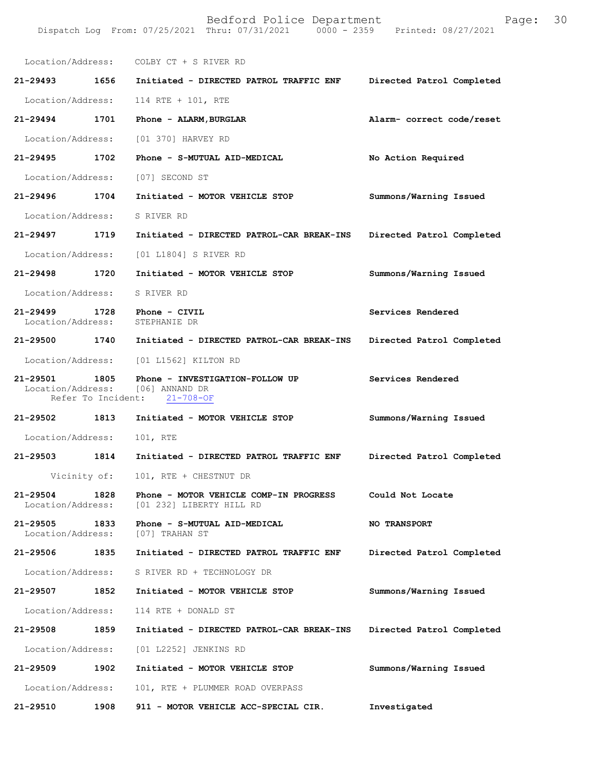Location/Address: COLBY CT + S RIVER RD

**21-29493 1656 Initiated - DIRECTED PATROL TRAFFIC ENF Directed Patrol Completed**

Location/Address: 114 RTE + 101, RTE

**21-29494 1701 Phone - ALARM,BURGLAR Alarm- correct code/reset**

Location/Address: [01 370] HARVEY RD

**21-29495 1702 Phone - S-MUTUAL AID-MEDICAL No Action Required**

Location/Address: [07] SECOND ST

**21-29496 1704 Initiated - MOTOR VEHICLE STOP Summons/Warning Issued**

Location/Address: S RIVER RD

**21-29497 1719 Initiated - DIRECTED PATROL-CAR BREAK-INS Directed Patrol Completed**

Location/Address: [01 L1804] S RIVER RD

**21-29498 1720 Initiated - MOTOR VEHICLE STOP Summons/Warning Issued**

Location/Address: S RIVER RD

**21-29499 1728 Phone - CIVIL Services Rendered**
Location/Address: STEPHANIE DR

**21-29500 1740 Initiated - DIRECTED PATROL-CAR BREAK-INS Directed Patrol Completed**

Location/Address: [01 L1562] KILTON RD

**21-29501 1805 Phone - INVESTIGATION-FOLLOW UP Services Rendered**
Location/Address: [06] ANNAND DR
Refer To Incident: 21-708-OF

**21-29502 1813 Initiated - MOTOR VEHICLE STOP Summons/Warning Issued**

Location/Address: 101, RTE

**21-29503 1814 Initiated - DIRECTED PATROL TRAFFIC ENF Directed Patrol Completed**

Vicinity of: 101, RTE + CHESTNUT DR

**21-29504 1828 Phone - MOTOR VEHICLE COMP-IN PROGRESS Could Not Locate**
Location/Address: [01 232] LIBERTY HILL RD

**21-29505 1833 Phone - S-MUTUAL AID-MEDICAL NO TRANSPORT**
Location/Address: [07] TRAHAN ST

**21-29506 1835 Initiated - DIRECTED PATROL TRAFFIC ENF Directed Patrol Completed**

Location/Address: S RIVER RD + TECHNOLOGY DR

**21-29507 1852 Initiated - MOTOR VEHICLE STOP Summons/Warning Issued**

Location/Address: 114 RTE + DONALD ST

**21-29508 1859 Initiated - DIRECTED PATROL-CAR BREAK-INS Directed Patrol Completed**

Location/Address: [01 L2252] JENKINS RD

**21-29509 1902 Initiated - MOTOR VEHICLE STOP Summons/Warning Issued**

Location/Address: 101, RTE + PLUMMER ROAD OVERPASS

**21-29510 1908 911 - MOTOR VEHICLE ACC-SPECIAL CIR. Investigated**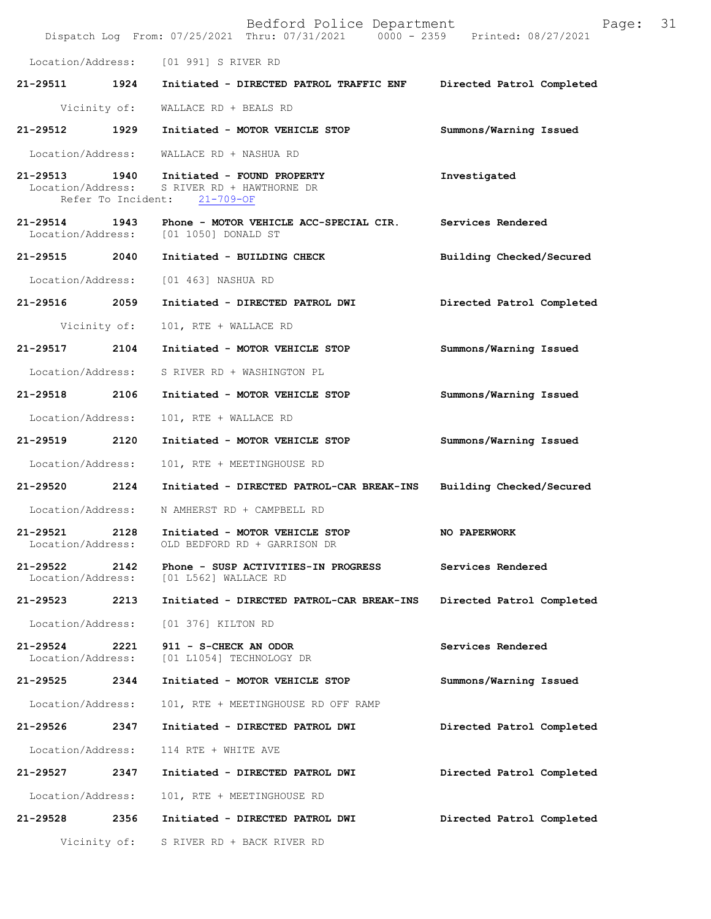Location/Address: [01 991] S RIVER RD

**21-29511 1924 Initiated - DIRECTED PATROL TRAFFIC ENF** Directed Patrol Completed

Vicinity of: WALLACE RD + BEALS RD

**21-29512 1929 Initiated - MOTOR VEHICLE STOP** Summons/Warning Issued

Location/Address: WALLACE RD + NASHUA RD

**21-29513 1940 Initiated - FOUND PROPERTY** Investigated
Location/Address: S RIVER RD + HAWTHORNE DR
Refer To Incident: 21-709-OF

**21-29514 1943 Phone - MOTOR VEHICLE ACC-SPECIAL CIR.** Services Rendered
Location/Address: [01 1050] DONALD ST

**21-29515 2040 Initiated - BUILDING CHECK** Building Checked/Secured

Location/Address: [01 463] NASHUA RD

**21-29516 2059 Initiated - DIRECTED PATROL DWI** Directed Patrol Completed

Vicinity of: 101, RTE + WALLACE RD

**21-29517 2104 Initiated - MOTOR VEHICLE STOP** Summons/Warning Issued

Location/Address: S RIVER RD + WASHINGTON PL

**21-29518 2106 Initiated - MOTOR VEHICLE STOP** Summons/Warning Issued

Location/Address: 101, RTE + WALLACE RD

**21-29519 2120 Initiated - MOTOR VEHICLE STOP** Summons/Warning Issued

Location/Address: 101, RTE + MEETINGHOUSE RD

**21-29520 2124 Initiated - DIRECTED PATROL-CAR BREAK-INS** Building Checked/Secured

Location/Address: N AMHERST RD + CAMPBELL RD

**21-29521 2128 Initiated - MOTOR VEHICLE STOP** NO PAPERWORK
Location/Address: OLD BEDFORD RD + GARRISON DR

**21-29522 2142 Phone - SUSP ACTIVITIES-IN PROGRESS** Services Rendered
Location/Address: [01 L562] WALLACE RD

**21-29523 2213 Initiated - DIRECTED PATROL-CAR BREAK-INS** Directed Patrol Completed

Location/Address: [01 376] KILTON RD

**21-29524 2221 911 - S-CHECK AN ODOR** Services Rendered
Location/Address: [01 L1054] TECHNOLOGY DR

**21-29525 2344 Initiated - MOTOR VEHICLE STOP** Summons/Warning Issued

Location/Address: 101, RTE + MEETINGHOUSE RD OFF RAMP

**21-29526 2347 Initiated - DIRECTED PATROL DWI** Directed Patrol Completed

Location/Address: 114 RTE + WHITE AVE

**21-29527 2347 Initiated - DIRECTED PATROL DWI** Directed Patrol Completed

Location/Address: 101, RTE + MEETINGHOUSE RD

**21-29528 2356 Initiated - DIRECTED PATROL DWI** Directed Patrol Completed

Vicinity of: S RIVER RD + BACK RIVER RD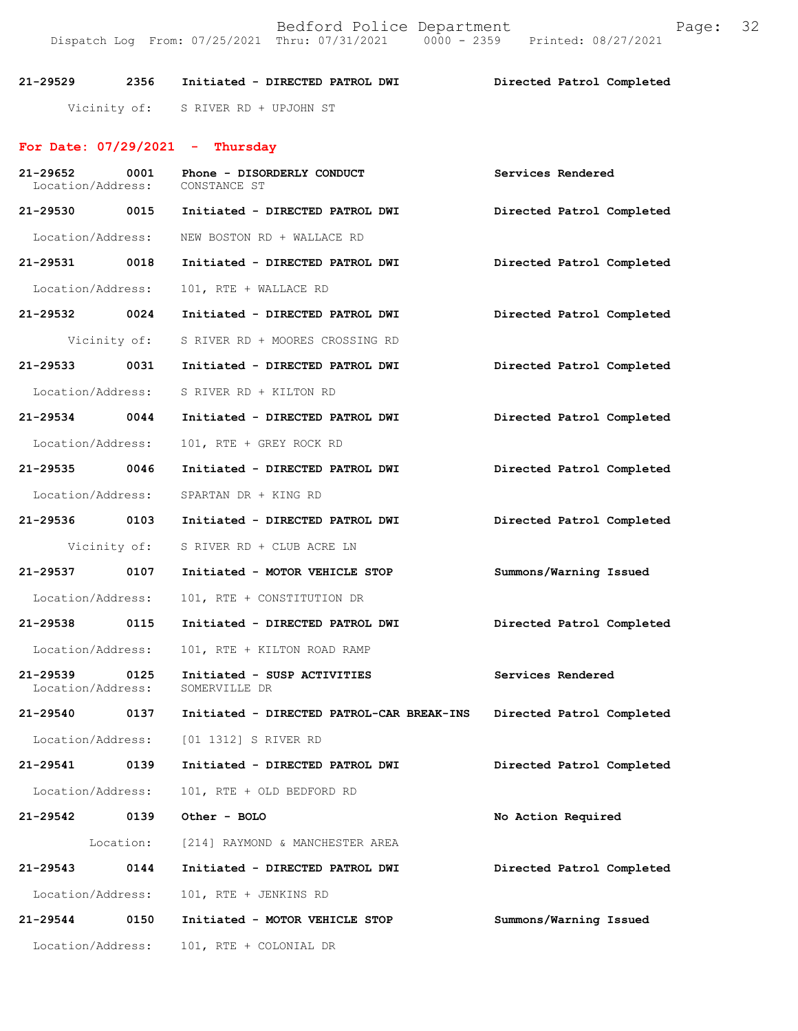21-29529 2356 Initiated - DIRECTED PATROL DWI Directed Patrol Completed
Vicinity of: S RIVER RD + UPJOHN ST

## For Date: 07/29/2021 - Thursday

21-29652 0001 Phone - DISORDERLY CONDUCT Services Rendered
Location/Address: CONSTANCE ST

21-29530 0015 Initiated - DIRECTED PATROL DWI Directed Patrol Completed
Location/Address: NEW BOSTON RD + WALLACE RD

21-29531 0018 Initiated - DIRECTED PATROL DWI Directed Patrol Completed
Location/Address: 101, RTE + WALLACE RD

21-29532 0024 Initiated - DIRECTED PATROL DWI Directed Patrol Completed
Vicinity of: S RIVER RD + MOORES CROSSING RD

21-29533 0031 Initiated - DIRECTED PATROL DWI Directed Patrol Completed
Location/Address: S RIVER RD + KILTON RD

21-29534 0044 Initiated - DIRECTED PATROL DWI Directed Patrol Completed
Location/Address: 101, RTE + GREY ROCK RD

21-29535 0046 Initiated - DIRECTED PATROL DWI Directed Patrol Completed
Location/Address: SPARTAN DR + KING RD

21-29536 0103 Initiated - DIRECTED PATROL DWI Directed Patrol Completed
Vicinity of: S RIVER RD + CLUB ACRE LN

21-29537 0107 Initiated - MOTOR VEHICLE STOP Summons/Warning Issued
Location/Address: 101, RTE + CONSTITUTION DR

21-29538 0115 Initiated - DIRECTED PATROL DWI Directed Patrol Completed
Location/Address: 101, RTE + KILTON ROAD RAMP

21-29539 0125 Initiated - SUSP ACTIVITIES Services Rendered
Location/Address: SOMERVILLE DR

21-29540 0137 Initiated - DIRECTED PATROL-CAR BREAK-INS Directed Patrol Completed
Location/Address: [01 1312] S RIVER RD

21-29541 0139 Initiated - DIRECTED PATROL DWI Directed Patrol Completed
Location/Address: 101, RTE + OLD BEDFORD RD

21-29542 0139 Other - BOLO No Action Required
Location: [214] RAYMOND & MANCHESTER AREA

21-29543 0144 Initiated - DIRECTED PATROL DWI Directed Patrol Completed
Location/Address: 101, RTE + JENKINS RD

21-29544 0150 Initiated - MOTOR VEHICLE STOP Summons/Warning Issued
Location/Address: 101, RTE + COLONIAL DR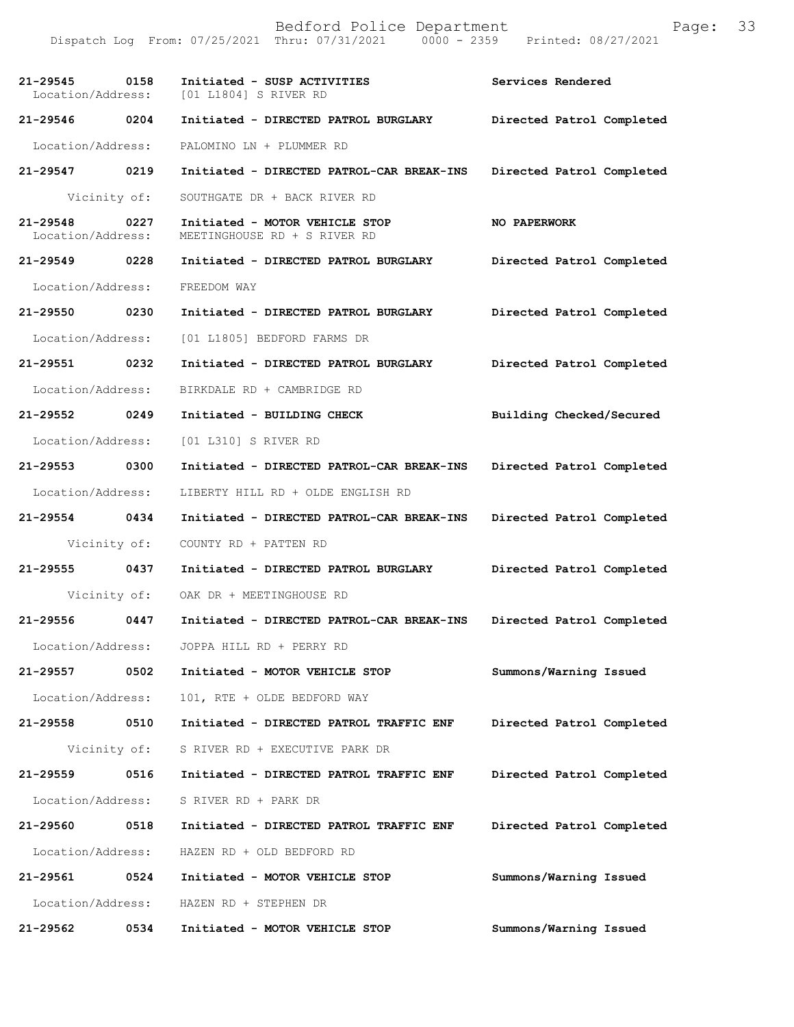**21-29545 0158 Initiated - SUSP ACTIVITIES** **Services Rendered**
Location/Address: [01 L1804] S RIVER RD

**21-29546 0204 Initiated - DIRECTED PATROL BURGLARY** **Directed Patrol Completed**
Location/Address: PALOMINO LN + PLUMMER RD

**21-29547 0219 Initiated - DIRECTED PATROL-CAR BREAK-INS** **Directed Patrol Completed**
Vicinity of: SOUTHGATE DR + BACK RIVER RD

**21-29548 0227 Initiated - MOTOR VEHICLE STOP** **NO PAPERWORK**
Location/Address: MEETINGHOUSE RD + S RIVER RD

**21-29549 0228 Initiated - DIRECTED PATROL BURGLARY** **Directed Patrol Completed**
Location/Address: FREEDOM WAY

**21-29550 0230 Initiated - DIRECTED PATROL BURGLARY** **Directed Patrol Completed**
Location/Address: [01 L1805] BEDFORD FARMS DR

**21-29551 0232 Initiated - DIRECTED PATROL BURGLARY** **Directed Patrol Completed**
Location/Address: BIRKDALE RD + CAMBRIDGE RD

**21-29552 0249 Initiated - BUILDING CHECK** **Building Checked/Secured**
Location/Address: [01 L310] S RIVER RD

**21-29553 0300 Initiated - DIRECTED PATROL-CAR BREAK-INS** **Directed Patrol Completed**
Location/Address: LIBERTY HILL RD + OLDE ENGLISH RD

**21-29554 0434 Initiated - DIRECTED PATROL-CAR BREAK-INS** **Directed Patrol Completed**
Vicinity of: COUNTY RD + PATTEN RD

**21-29555 0437 Initiated - DIRECTED PATROL BURGLARY** **Directed Patrol Completed**
Vicinity of: OAK DR + MEETINGHOUSE RD

**21-29556 0447 Initiated - DIRECTED PATROL-CAR BREAK-INS** **Directed Patrol Completed**
Location/Address: JOPPA HILL RD + PERRY RD

**21-29557 0502 Initiated - MOTOR VEHICLE STOP** **Summons/Warning Issued**
Location/Address: 101, RTE + OLDE BEDFORD WAY

**21-29558 0510 Initiated - DIRECTED PATROL TRAFFIC ENF** **Directed Patrol Completed**
Vicinity of: S RIVER RD + EXECUTIVE PARK DR

**21-29559 0516 Initiated - DIRECTED PATROL TRAFFIC ENF** **Directed Patrol Completed**
Location/Address: S RIVER RD + PARK DR

**21-29560 0518 Initiated - DIRECTED PATROL TRAFFIC ENF** **Directed Patrol Completed**
Location/Address: HAZEN RD + OLD BEDFORD RD

**21-29561 0524 Initiated - MOTOR VEHICLE STOP** **Summons/Warning Issued**
Location/Address: HAZEN RD + STEPHEN DR

**21-29562 0534 Initiated - MOTOR VEHICLE STOP** **Summons/Warning Issued**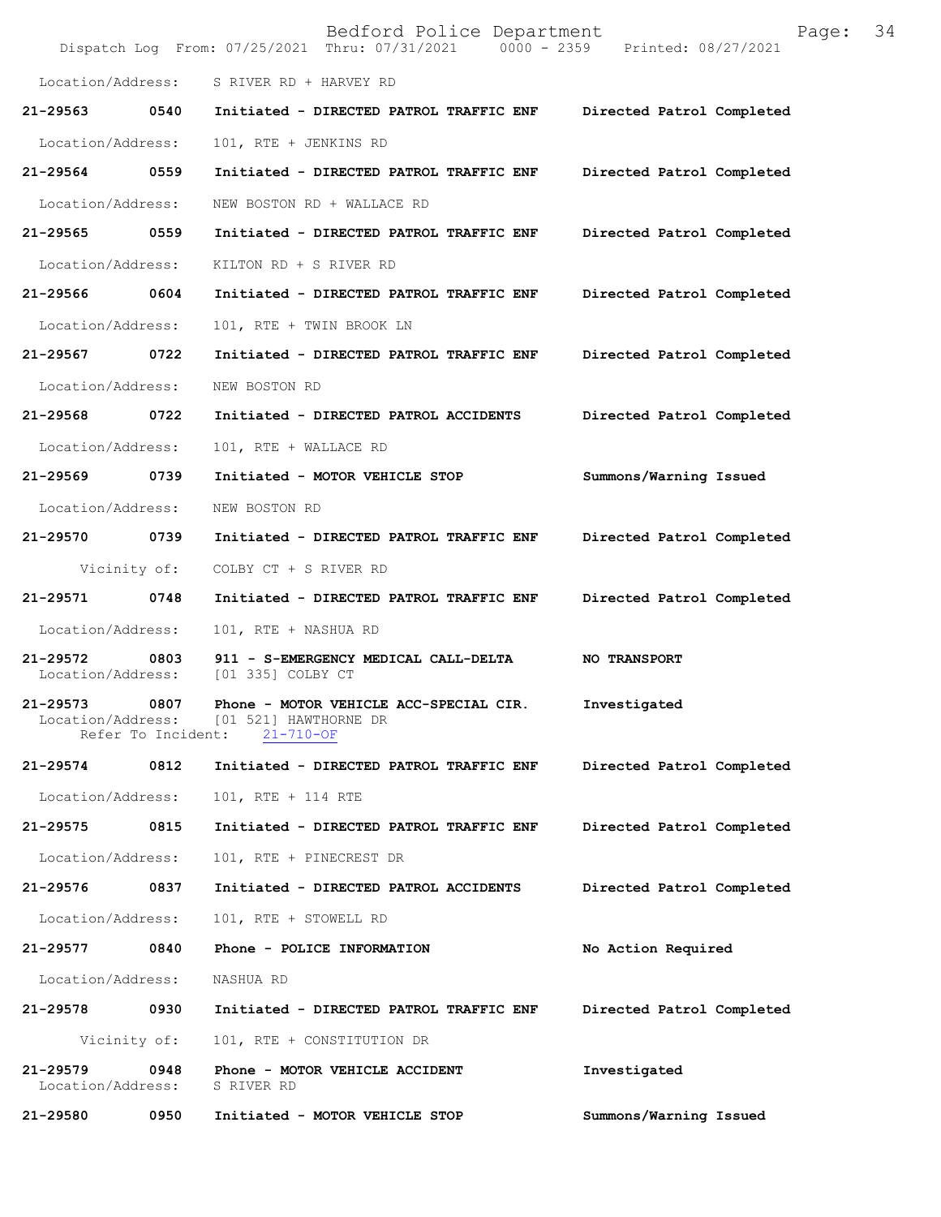Location/Address: S RIVER RD + HARVEY RD

**21-29563 0540 Initiated - DIRECTED PATROL TRAFFIC ENF — Directed Patrol Completed**
Location/Address: 101, RTE + JENKINS RD

**21-29564 0559 Initiated - DIRECTED PATROL TRAFFIC ENF — Directed Patrol Completed**
Location/Address: NEW BOSTON RD + WALLACE RD

**21-29565 0559 Initiated - DIRECTED PATROL TRAFFIC ENF — Directed Patrol Completed**
Location/Address: KILTON RD + S RIVER RD

**21-29566 0604 Initiated - DIRECTED PATROL TRAFFIC ENF — Directed Patrol Completed**
Location/Address: 101, RTE + TWIN BROOK LN

**21-29567 0722 Initiated - DIRECTED PATROL TRAFFIC ENF — Directed Patrol Completed**
Location/Address: NEW BOSTON RD

**21-29568 0722 Initiated - DIRECTED PATROL ACCIDENTS — Directed Patrol Completed**
Location/Address: 101, RTE + WALLACE RD

**21-29569 0739 Initiated - MOTOR VEHICLE STOP — Summons/Warning Issued**
Location/Address: NEW BOSTON RD

**21-29570 0739 Initiated - DIRECTED PATROL TRAFFIC ENF — Directed Patrol Completed**
Vicinity of: COLBY CT + S RIVER RD

**21-29571 0748 Initiated - DIRECTED PATROL TRAFFIC ENF — Directed Patrol Completed**
Location/Address: 101, RTE + NASHUA RD

**21-29572 0803 911 - S-EMERGENCY MEDICAL CALL-DELTA — NO TRANSPORT**
Location/Address: [01 335] COLBY CT

**21-29573 0807 Phone - MOTOR VEHICLE ACC-SPECIAL CIR. — Investigated**
Location/Address: [01 521] HAWTHORNE DR
Refer To Incident: 21-710-OF

**21-29574 0812 Initiated - DIRECTED PATROL TRAFFIC ENF — Directed Patrol Completed**
Location/Address: 101, RTE + 114 RTE

**21-29575 0815 Initiated - DIRECTED PATROL TRAFFIC ENF — Directed Patrol Completed**
Location/Address: 101, RTE + PINECREST DR

**21-29576 0837 Initiated - DIRECTED PATROL ACCIDENTS — Directed Patrol Completed**
Location/Address: 101, RTE + STOWELL RD

**21-29577 0840 Phone - POLICE INFORMATION — No Action Required**
Location/Address: NASHUA RD

**21-29578 0930 Initiated - DIRECTED PATROL TRAFFIC ENF — Directed Patrol Completed**
Vicinity of: 101, RTE + CONSTITUTION DR

**21-29579 0948 Phone - MOTOR VEHICLE ACCIDENT — Investigated**
Location/Address: S RIVER RD

**21-29580 0950 Initiated - MOTOR VEHICLE STOP — Summons/Warning Issued**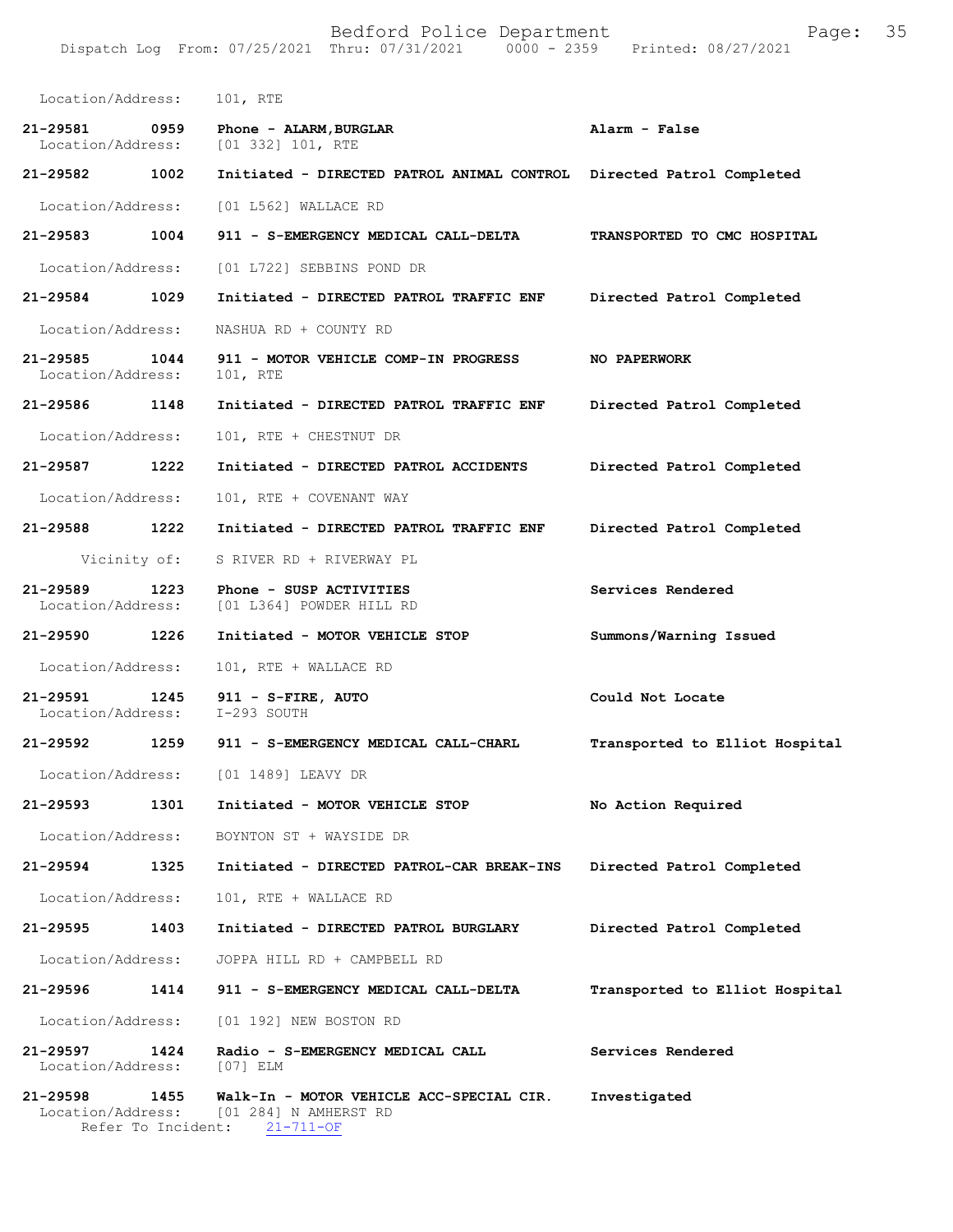Location/Address: 101, RTE

**21-29581** 0959 Phone - **ALARM,BURGLAR** — **Alarm - False**
Location/Address: [01 332] 101, RTE

**21-29582** 1002 Initiated - **DIRECTED PATROL ANIMAL CONTROL** — **Directed Patrol Completed**
Location/Address: [01 L562] WALLACE RD

**21-29583** 1004 911 - **S-EMERGENCY MEDICAL CALL-DELTA** — **TRANSPORTED TO CMC HOSPITAL**
Location/Address: [01 L722] SEBBINS POND DR

**21-29584** 1029 Initiated - **DIRECTED PATROL TRAFFIC ENF** — **Directed Patrol Completed**
Location/Address: NASHUA RD + COUNTY RD

**21-29585** 1044 911 - **MOTOR VEHICLE COMP-IN PROGRESS** — **NO PAPERWORK**
Location/Address: 101, RTE

**21-29586** 1148 Initiated - **DIRECTED PATROL TRAFFIC ENF** — **Directed Patrol Completed**
Location/Address: 101, RTE + CHESTNUT DR

**21-29587** 1222 Initiated - **DIRECTED PATROL ACCIDENTS** — **Directed Patrol Completed**
Location/Address: 101, RTE + COVENANT WAY

**21-29588** 1222 Initiated - **DIRECTED PATROL TRAFFIC ENF** — **Directed Patrol Completed**
Vicinity of: S RIVER RD + RIVERWAY PL

**21-29589** 1223 Phone - **SUSP ACTIVITIES** — **Services Rendered**
Location/Address: [01 L364] POWDER HILL RD

**21-29590** 1226 Initiated - **MOTOR VEHICLE STOP** — **Summons/Warning Issued**
Location/Address: 101, RTE + WALLACE RD

**21-29591** 1245 911 - **S-FIRE, AUTO** — **Could Not Locate**
Location/Address: I-293 SOUTH

**21-29592** 1259 911 - **S-EMERGENCY MEDICAL CALL-CHARL** — **Transported to Elliot Hospital**
Location/Address: [01 1489] LEAVY DR

**21-29593** 1301 Initiated - **MOTOR VEHICLE STOP** — **No Action Required**
Location/Address: BOYNTON ST + WAYSIDE DR

**21-29594** 1325 Initiated - **DIRECTED PATROL-CAR BREAK-INS** — **Directed Patrol Completed**
Location/Address: 101, RTE + WALLACE RD

**21-29595** 1403 Initiated - **DIRECTED PATROL BURGLARY** — **Directed Patrol Completed**
Location/Address: JOPPA HILL RD + CAMPBELL RD

**21-29596** 1414 911 - **S-EMERGENCY MEDICAL CALL-DELTA** — **Transported to Elliot Hospital**
Location/Address: [01 192] NEW BOSTON RD

**21-29597** 1424 Radio - **S-EMERGENCY MEDICAL CALL** — **Services Rendered**
Location/Address: [07] ELM

**21-29598** 1455 Walk-In - **MOTOR VEHICLE ACC-SPECIAL CIR.** — **Investigated**
Location/Address: [01 284] N AMHERST RD
Refer To Incident: 21-711-OF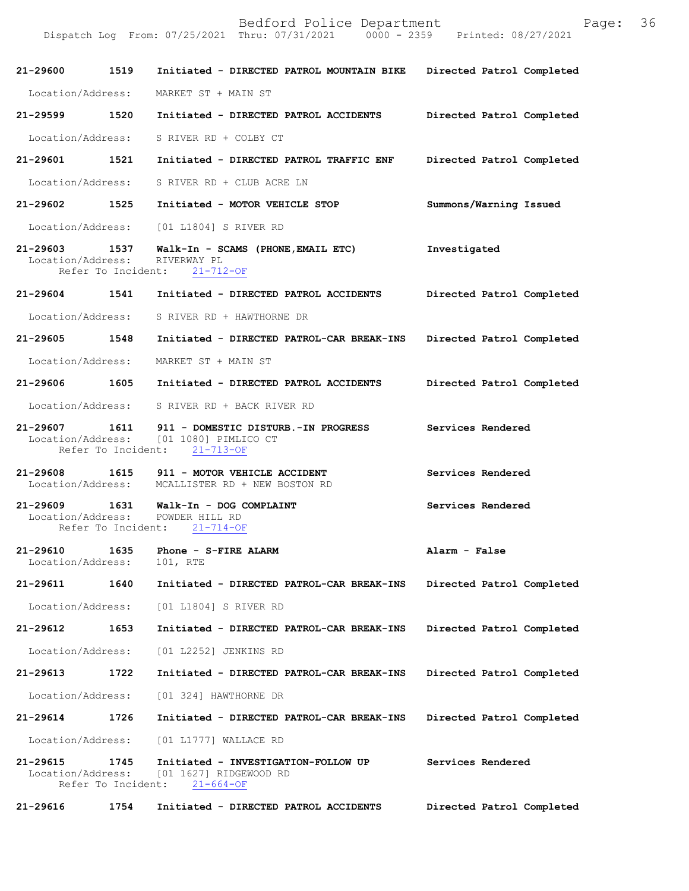| Call Number | Time | Call Reason | Action |
|---|---|---|---|
| 21-29600 | 1519 | Initiated - DIRECTED PATROL MOUNTAIN BIKE | Directed Patrol Completed |
| Location/Address: MARKET ST + MAIN ST | | | |
| 21-29599 | 1520 | Initiated - DIRECTED PATROL ACCIDENTS | Directed Patrol Completed |
| Location/Address: S RIVER RD + COLBY CT | | | |
| 21-29601 | 1521 | Initiated - DIRECTED PATROL TRAFFIC ENF | Directed Patrol Completed |
| Location/Address: S RIVER RD + CLUB ACRE LN | | | |
| 21-29602 | 1525 | Initiated - MOTOR VEHICLE STOP | Summons/Warning Issued |
| Location/Address: [01 L1804] S RIVER RD | | | |
| 21-29603 | 1537 | Walk-In - SCAMS (PHONE,EMAIL ETC) | Investigated |
| Location/Address: RIVERWAY PL; Refer To Incident: 21-712-OF | | | |
| 21-29604 | 1541 | Initiated - DIRECTED PATROL ACCIDENTS | Directed Patrol Completed |
| Location/Address: S RIVER RD + HAWTHORNE DR | | | |
| 21-29605 | 1548 | Initiated - DIRECTED PATROL-CAR BREAK-INS | Directed Patrol Completed |
| Location/Address: MARKET ST + MAIN ST | | | |
| 21-29606 | 1605 | Initiated - DIRECTED PATROL ACCIDENTS | Directed Patrol Completed |
| Location/Address: S RIVER RD + BACK RIVER RD | | | |
| 21-29607 | 1611 | 911 - DOMESTIC DISTURB.-IN PROGRESS | Services Rendered |
| Location/Address: [01 1080] PIMLICO CT; Refer To Incident: 21-713-OF | | | |
| 21-29608 | 1615 | 911 - MOTOR VEHICLE ACCIDENT | Services Rendered |
| Location/Address: MCALLISTER RD + NEW BOSTON RD | | | |
| 21-29609 | 1631 | Walk-In - DOG COMPLAINT | Services Rendered |
| Location/Address: POWDER HILL RD; Refer To Incident: 21-714-OF | | | |
| 21-29610 | 1635 | Phone - S-FIRE ALARM | Alarm - False |
| Location/Address: 101, RTE | | | |
| 21-29611 | 1640 | Initiated - DIRECTED PATROL-CAR BREAK-INS | Directed Patrol Completed |
| Location/Address: [01 L1804] S RIVER RD | | | |
| 21-29612 | 1653 | Initiated - DIRECTED PATROL-CAR BREAK-INS | Directed Patrol Completed |
| Location/Address: [01 L2252] JENKINS RD | | | |
| 21-29613 | 1722 | Initiated - DIRECTED PATROL-CAR BREAK-INS | Directed Patrol Completed |
| Location/Address: [01 324] HAWTHORNE DR | | | |
| 21-29614 | 1726 | Initiated - DIRECTED PATROL-CAR BREAK-INS | Directed Patrol Completed |
| Location/Address: [01 L1777] WALLACE RD | | | |
| 21-29615 | 1745 | Initiated - INVESTIGATION-FOLLOW UP | Services Rendered |
| Location/Address: [01 1627] RIDGEWOOD RD; Refer To Incident: 21-664-OF | | | |
| 21-29616 | 1754 | Initiated - DIRECTED PATROL ACCIDENTS | Directed Patrol Completed |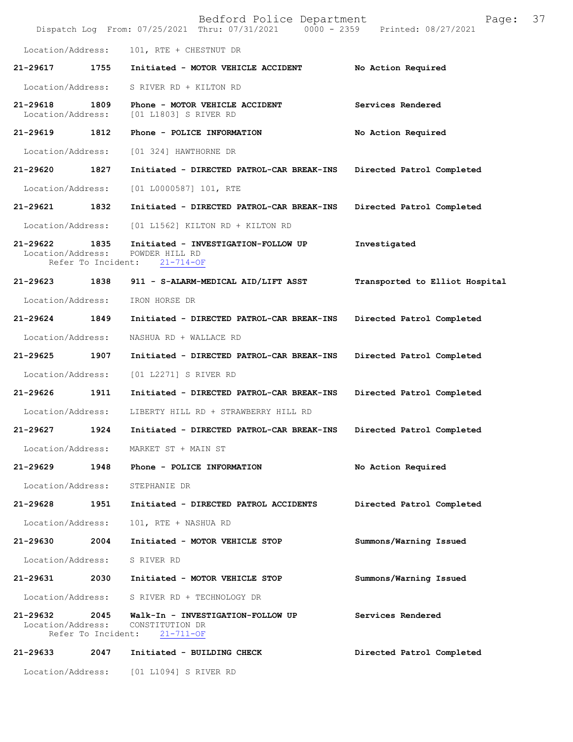Location/Address: 101, RTE + CHESTNUT DR

**21-29617 1755 Initiated - MOTOR VEHICLE ACCIDENT** — **No Action Required**
Location/Address: S RIVER RD + KILTON RD

**21-29618 1809 Phone - MOTOR VEHICLE ACCIDENT** — **Services Rendered**
Location/Address: [01 L1803] S RIVER RD

**21-29619 1812 Phone - POLICE INFORMATION** — **No Action Required**
Location/Address: [01 324] HAWTHORNE DR

**21-29620 1827 Initiated - DIRECTED PATROL-CAR BREAK-INS** — **Directed Patrol Completed**
Location/Address: [01 L0000587] 101, RTE

**21-29621 1832 Initiated - DIRECTED PATROL-CAR BREAK-INS** — **Directed Patrol Completed**
Location/Address: [01 L1562] KILTON RD + KILTON RD

**21-29622 1835 Initiated - INVESTIGATION-FOLLOW UP** — **Investigated**
Location/Address: POWDER HILL RD
Refer To Incident: 21-714-OF

**21-29623 1838 911 - S-ALARM-MEDICAL AID/LIFT ASST** — **Transported to Elliot Hospital**
Location/Address: IRON HORSE DR

**21-29624 1849 Initiated - DIRECTED PATROL-CAR BREAK-INS** — **Directed Patrol Completed**
Location/Address: NASHUA RD + WALLACE RD

**21-29625 1907 Initiated - DIRECTED PATROL-CAR BREAK-INS** — **Directed Patrol Completed**
Location/Address: [01 L2271] S RIVER RD

**21-29626 1911 Initiated - DIRECTED PATROL-CAR BREAK-INS** — **Directed Patrol Completed**
Location/Address: LIBERTY HILL RD + STRAWBERRY HILL RD

**21-29627 1924 Initiated - DIRECTED PATROL-CAR BREAK-INS** — **Directed Patrol Completed**
Location/Address: MARKET ST + MAIN ST

**21-29629 1948 Phone - POLICE INFORMATION** — **No Action Required**
Location/Address: STEPHANIE DR

**21-29628 1951 Initiated - DIRECTED PATROL ACCIDENTS** — **Directed Patrol Completed**
Location/Address: 101, RTE + NASHUA RD

**21-29630 2004 Initiated - MOTOR VEHICLE STOP** — **Summons/Warning Issued**
Location/Address: S RIVER RD

**21-29631 2030 Initiated - MOTOR VEHICLE STOP** — **Summons/Warning Issued**
Location/Address: S RIVER RD + TECHNOLOGY DR

**21-29632 2045 Walk-In - INVESTIGATION-FOLLOW UP** — **Services Rendered**
Location/Address: CONSTITUTION DR
Refer To Incident: 21-711-OF

**21-29633 2047 Initiated - BUILDING CHECK** — **Directed Patrol Completed**
Location/Address: [01 L1094] S RIVER RD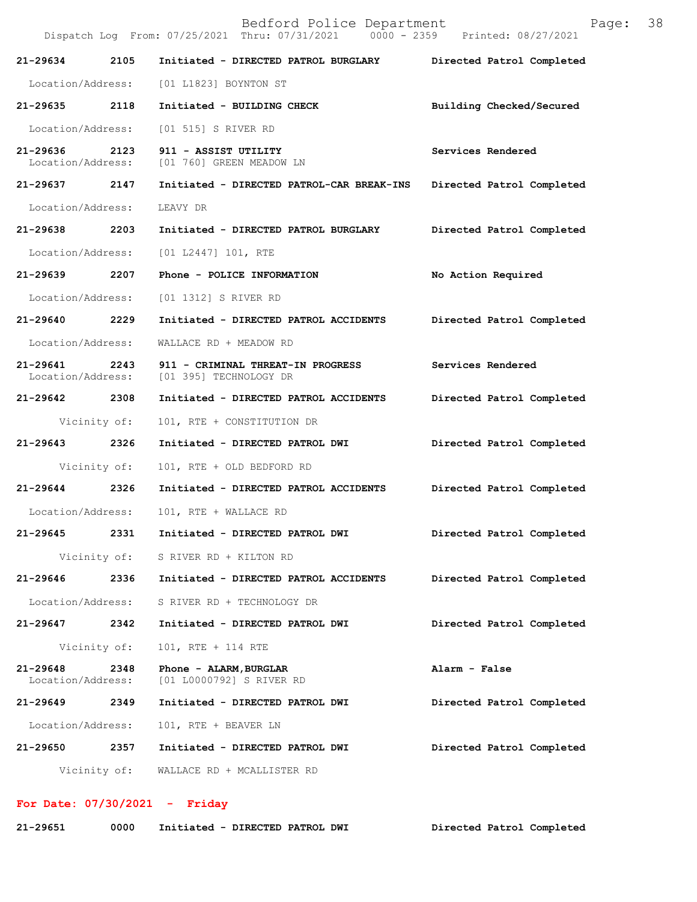21-29634 2105 Initiated - DIRECTED PATROL BURGLARY Directed Patrol Completed

Location/Address: [01 L1823] BOYNTON ST

21-29635 2118 Initiated - BUILDING CHECK Building Checked/Secured

Location/Address: [01 515] S RIVER RD

21-29636 2123 911 - ASSIST UTILITY Services Rendered
Location/Address: [01 760] GREEN MEADOW LN

21-29637 2147 Initiated - DIRECTED PATROL-CAR BREAK-INS Directed Patrol Completed

Location/Address: LEAVY DR

21-29638 2203 Initiated - DIRECTED PATROL BURGLARY Directed Patrol Completed

Location/Address: [01 L2447] 101, RTE

21-29639 2207 Phone - POLICE INFORMATION No Action Required

Location/Address: [01 1312] S RIVER RD

21-29640 2229 Initiated - DIRECTED PATROL ACCIDENTS Directed Patrol Completed

Location/Address: WALLACE RD + MEADOW RD

21-29641 2243 911 - CRIMINAL THREAT-IN PROGRESS Services Rendered
Location/Address: [01 395] TECHNOLOGY DR

21-29642 2308 Initiated - DIRECTED PATROL ACCIDENTS Directed Patrol Completed

Vicinity of: 101, RTE + CONSTITUTION DR

21-29643 2326 Initiated - DIRECTED PATROL DWI Directed Patrol Completed

Vicinity of: 101, RTE + OLD BEDFORD RD

21-29644 2326 Initiated - DIRECTED PATROL ACCIDENTS Directed Patrol Completed

Location/Address: 101, RTE + WALLACE RD

21-29645 2331 Initiated - DIRECTED PATROL DWI Directed Patrol Completed

Vicinity of: S RIVER RD + KILTON RD

21-29646 2336 Initiated - DIRECTED PATROL ACCIDENTS Directed Patrol Completed

Location/Address: S RIVER RD + TECHNOLOGY DR

21-29647 2342 Initiated - DIRECTED PATROL DWI Directed Patrol Completed

Vicinity of: 101, RTE + 114 RTE

21-29648 2348 Phone - ALARM,BURGLAR Alarm - False
Location/Address: [01 L0000792] S RIVER RD

21-29649 2349 Initiated - DIRECTED PATROL DWI Directed Patrol Completed

Location/Address: 101, RTE + BEAVER LN

21-29650 2357 Initiated - DIRECTED PATROL DWI Directed Patrol Completed

Vicinity of: WALLACE RD + MCALLISTER RD

**For Date: 07/30/2021 - Friday**

21-29651 0000 Initiated - DIRECTED PATROL DWI Directed Patrol Completed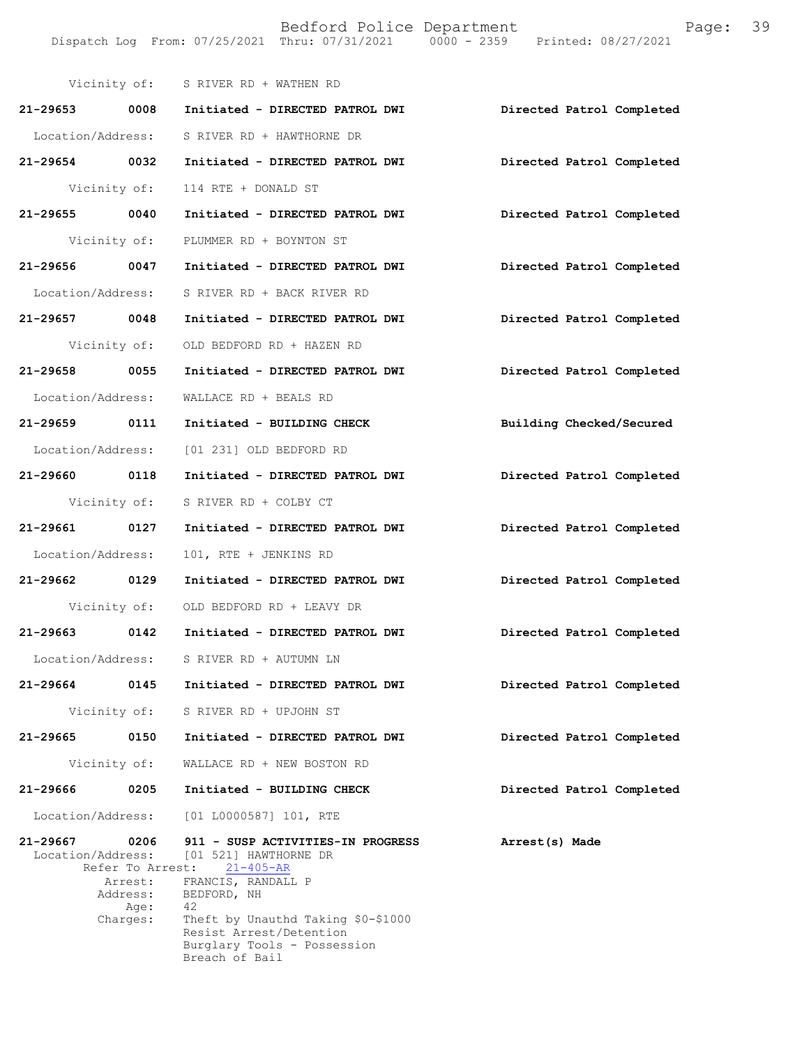Vicinity of: S RIVER RD + WATHEN RD

**21-29653 0008 Initiated - DIRECTED PATROL DWI** — **Directed Patrol Completed**

Location/Address: S RIVER RD + HAWTHORNE DR

**21-29654 0032 Initiated - DIRECTED PATROL DWI** — **Directed Patrol Completed**

Vicinity of: 114 RTE + DONALD ST

**21-29655 0040 Initiated - DIRECTED PATROL DWI** — **Directed Patrol Completed**

Vicinity of: PLUMMER RD + BOYNTON ST

**21-29656 0047 Initiated - DIRECTED PATROL DWI** — **Directed Patrol Completed**

Location/Address: S RIVER RD + BACK RIVER RD

**21-29657 0048 Initiated - DIRECTED PATROL DWI** — **Directed Patrol Completed**

Vicinity of: OLD BEDFORD RD + HAZEN RD

**21-29658 0055 Initiated - DIRECTED PATROL DWI** — **Directed Patrol Completed**

Location/Address: WALLACE RD + BEALS RD

**21-29659 0111 Initiated - BUILDING CHECK** — **Building Checked/Secured**

Location/Address: [01 231] OLD BEDFORD RD

**21-29660 0118 Initiated - DIRECTED PATROL DWI** — **Directed Patrol Completed**

Vicinity of: S RIVER RD + COLBY CT

**21-29661 0127 Initiated - DIRECTED PATROL DWI** — **Directed Patrol Completed**

Location/Address: 101, RTE + JENKINS RD

**21-29662 0129 Initiated - DIRECTED PATROL DWI** — **Directed Patrol Completed**

Vicinity of: OLD BEDFORD RD + LEAVY DR

**21-29663 0142 Initiated - DIRECTED PATROL DWI** — **Directed Patrol Completed**

Location/Address: S RIVER RD + AUTUMN LN

**21-29664 0145 Initiated - DIRECTED PATROL DWI** — **Directed Patrol Completed**

Vicinity of: S RIVER RD + UPJOHN ST

**21-29665 0150 Initiated - DIRECTED PATROL DWI** — **Directed Patrol Completed**

Vicinity of: WALLACE RD + NEW BOSTON RD

**21-29666 0205 Initiated - BUILDING CHECK** — **Directed Patrol Completed**

Location/Address: [01 L0000587] 101, RTE

**21-29667 0206 911 - SUSP ACTIVITIES-IN PROGRESS** — **Arrest(s) Made**

Location/Address: [01 521] HAWTHORNE DR
Refer To Arrest: 21-405-AR
Arrest: FRANCIS, RANDALL P
Address: BEDFORD, NH
Age: 42
Charges: Theft by Unauthd Taking $0-$1000
Resist Arrest/Detention
Burglary Tools - Possession
Breach of Bail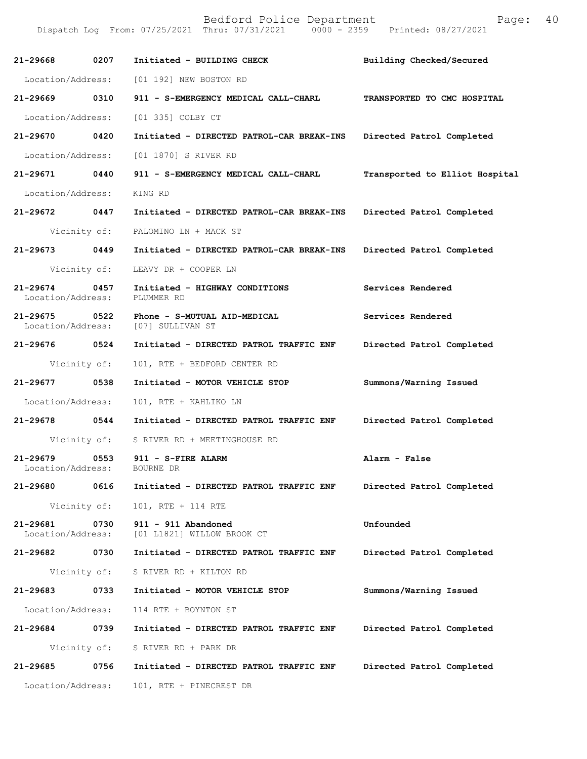| Call Number | Time | Call Reason | Action |
|---|---|---|---|
| 21-29668 | 0207 | Initiated - BUILDING CHECK | Building Checked/Secured |
| Location/Address: | | [01 192] NEW BOSTON RD | |
| 21-29669 | 0310 | 911 - S-EMERGENCY MEDICAL CALL-CHARL | TRANSPORTED TO CMC HOSPITAL |
| Location/Address: | | [01 335] COLBY CT | |
| 21-29670 | 0420 | Initiated - DIRECTED PATROL-CAR BREAK-INS | Directed Patrol Completed |
| Location/Address: | | [01 1870] S RIVER RD | |
| 21-29671 | 0440 | 911 - S-EMERGENCY MEDICAL CALL-CHARL | Transported to Elliot Hospital |
| Location/Address: | | KING RD | |
| 21-29672 | 0447 | Initiated - DIRECTED PATROL-CAR BREAK-INS | Directed Patrol Completed |
| Vicinity of: | | PALOMINO LN + MACK ST | |
| 21-29673 | 0449 | Initiated - DIRECTED PATROL-CAR BREAK-INS | Directed Patrol Completed |
| Vicinity of: | | LEAVY DR + COOPER LN | |
| 21-29674 | 0457 | Initiated - HIGHWAY CONDITIONS | Services Rendered |
| Location/Address: | | PLUMMER RD | |
| 21-29675 | 0522 | Phone - S-MUTUAL AID-MEDICAL | Services Rendered |
| Location/Address: | | [07] SULLIVAN ST | |
| 21-29676 | 0524 | Initiated - DIRECTED PATROL TRAFFIC ENF | Directed Patrol Completed |
| Vicinity of: | | 101, RTE + BEDFORD CENTER RD | |
| 21-29677 | 0538 | Initiated - MOTOR VEHICLE STOP | Summons/Warning Issued |
| Location/Address: | | 101, RTE + KAHLIKO LN | |
| 21-29678 | 0544 | Initiated - DIRECTED PATROL TRAFFIC ENF | Directed Patrol Completed |
| Vicinity of: | | S RIVER RD + MEETINGHOUSE RD | |
| 21-29679 | 0553 | 911 - S-FIRE ALARM | Alarm - False |
| Location/Address: | | BOURNE DR | |
| 21-29680 | 0616 | Initiated - DIRECTED PATROL TRAFFIC ENF | Directed Patrol Completed |
| Vicinity of: | | 101, RTE + 114 RTE | |
| 21-29681 | 0730 | 911 - 911 Abandoned | Unfounded |
| Location/Address: | | [01 L1821] WILLOW BROOK CT | |
| 21-29682 | 0730 | Initiated - DIRECTED PATROL TRAFFIC ENF | Directed Patrol Completed |
| Vicinity of: | | S RIVER RD + KILTON RD | |
| 21-29683 | 0733 | Initiated - MOTOR VEHICLE STOP | Summons/Warning Issued |
| Location/Address: | | 114 RTE + BOYNTON ST | |
| 21-29684 | 0739 | Initiated - DIRECTED PATROL TRAFFIC ENF | Directed Patrol Completed |
| Vicinity of: | | S RIVER RD + PARK DR | |
| 21-29685 | 0756 | Initiated - DIRECTED PATROL TRAFFIC ENF | Directed Patrol Completed |
| Location/Address: | | 101, RTE + PINECREST DR | |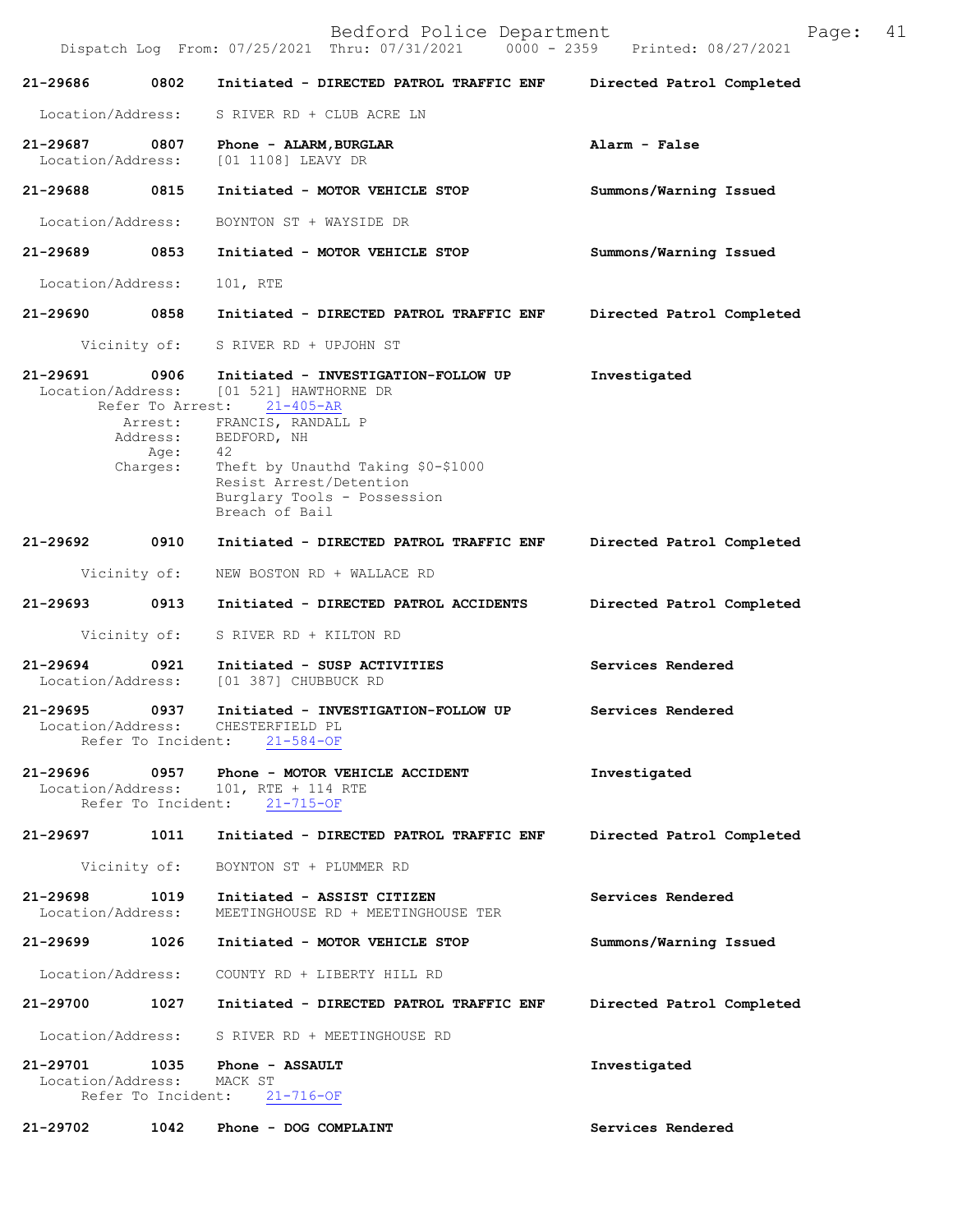21-29686 0802 Initiated - DIRECTED PATROL TRAFFIC ENF Directed Patrol Completed

Location/Address: S RIVER RD + CLUB ACRE LN

21-29687 0807 Phone - ALARM,BURGLAR Alarm - False
Location/Address: [01 1108] LEAVY DR

21-29688 0815 Initiated - MOTOR VEHICLE STOP Summons/Warning Issued

Location/Address: BOYNTON ST + WAYSIDE DR

21-29689 0853 Initiated - MOTOR VEHICLE STOP Summons/Warning Issued

Location/Address: 101, RTE

21-29690 0858 Initiated - DIRECTED PATROL TRAFFIC ENF Directed Patrol Completed

Vicinity of: S RIVER RD + UPJOHN ST

21-29691 0906 Initiated - INVESTIGATION-FOLLOW UP Investigated
Location/Address: [01 521] HAWTHORNE DR
Refer To Arrest: 21-405-AR
Arrest: FRANCIS, RANDALL P
Address: BEDFORD, NH
Age: 42
Charges: Theft by Unauthd Taking $0-$1000
Resist Arrest/Detention
Burglary Tools - Possession
Breach of Bail

21-29692 0910 Initiated - DIRECTED PATROL TRAFFIC ENF Directed Patrol Completed

Vicinity of: NEW BOSTON RD + WALLACE RD

21-29693 0913 Initiated - DIRECTED PATROL ACCIDENTS Directed Patrol Completed

Vicinity of: S RIVER RD + KILTON RD

21-29694 0921 Initiated - SUSP ACTIVITIES Services Rendered
Location/Address: [01 387] CHUBBUCK RD

21-29695 0937 Initiated - INVESTIGATION-FOLLOW UP Services Rendered
Location/Address: CHESTERFIELD PL
Refer To Incident: 21-584-OF

21-29696 0957 Phone - MOTOR VEHICLE ACCIDENT Investigated
Location/Address: 101, RTE + 114 RTE
Refer To Incident: 21-715-OF

21-29697 1011 Initiated - DIRECTED PATROL TRAFFIC ENF Directed Patrol Completed

Vicinity of: BOYNTON ST + PLUMMER RD

21-29698 1019 Initiated - ASSIST CITIZEN Services Rendered
Location/Address: MEETINGHOUSE RD + MEETINGHOUSE TER

21-29699 1026 Initiated - MOTOR VEHICLE STOP Summons/Warning Issued

Location/Address: COUNTY RD + LIBERTY HILL RD

21-29700 1027 Initiated - DIRECTED PATROL TRAFFIC ENF Directed Patrol Completed

Location/Address: S RIVER RD + MEETINGHOUSE RD

21-29701 1035 Phone - ASSAULT Investigated
Location/Address: MACK ST
Refer To Incident: 21-716-OF

21-29702 1042 Phone - DOG COMPLAINT Services Rendered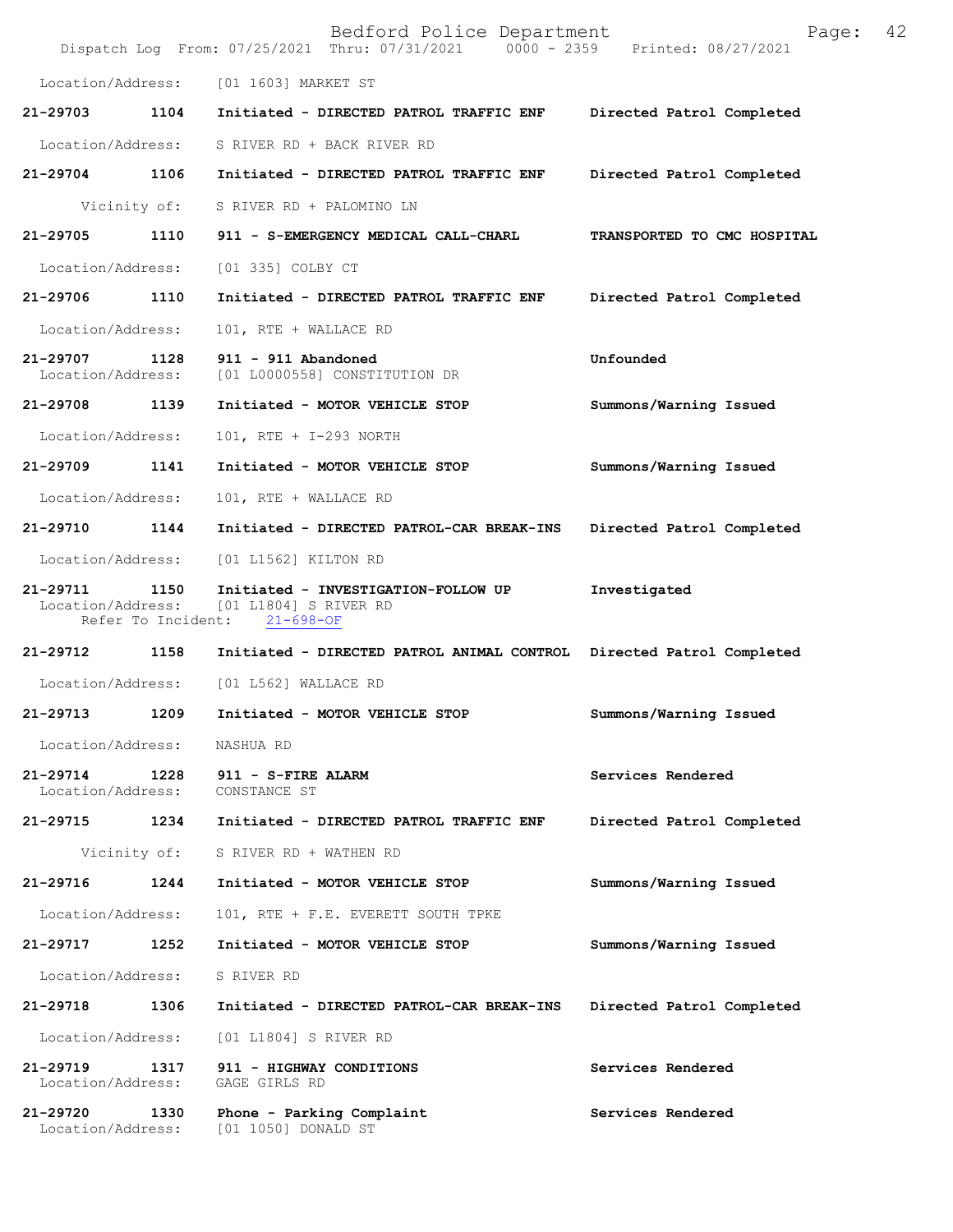Location/Address: [01 1603] MARKET ST

**21-29703 1104 Initiated - DIRECTED PATROL TRAFFIC ENF** Directed Patrol Completed

Location/Address: S RIVER RD + BACK RIVER RD

**21-29704 1106 Initiated - DIRECTED PATROL TRAFFIC ENF** Directed Patrol Completed

Vicinity of: S RIVER RD + PALOMINO LN

**21-29705 1110 911 - S-EMERGENCY MEDICAL CALL-CHARL** TRANSPORTED TO CMC HOSPITAL

Location/Address: [01 335] COLBY CT

**21-29706 1110 Initiated - DIRECTED PATROL TRAFFIC ENF** Directed Patrol Completed

Location/Address: 101, RTE + WALLACE RD

**21-29707 1128 911 - 911 Abandoned** Unfounded
Location/Address: [01 L0000558] CONSTITUTION DR

**21-29708 1139 Initiated - MOTOR VEHICLE STOP** Summons/Warning Issued

Location/Address: 101, RTE + I-293 NORTH

**21-29709 1141 Initiated - MOTOR VEHICLE STOP** Summons/Warning Issued

Location/Address: 101, RTE + WALLACE RD

**21-29710 1144 Initiated - DIRECTED PATROL-CAR BREAK-INS** Directed Patrol Completed

Location/Address: [01 L1562] KILTON RD

**21-29711 1150 Initiated - INVESTIGATION-FOLLOW UP** Investigated
Location/Address: [01 L1804] S RIVER RD
Refer To Incident: 21-698-OF

**21-29712 1158 Initiated - DIRECTED PATROL ANIMAL CONTROL** Directed Patrol Completed

Location/Address: [01 L562] WALLACE RD

**21-29713 1209 Initiated - MOTOR VEHICLE STOP** Summons/Warning Issued

Location/Address: NASHUA RD

**21-29714 1228 911 - S-FIRE ALARM** Services Rendered
Location/Address: CONSTANCE ST

**21-29715 1234 Initiated - DIRECTED PATROL TRAFFIC ENF** Directed Patrol Completed

Vicinity of: S RIVER RD + WATHEN RD

**21-29716 1244 Initiated - MOTOR VEHICLE STOP** Summons/Warning Issued

Location/Address: 101, RTE + F.E. EVERETT SOUTH TPKE

**21-29717 1252 Initiated - MOTOR VEHICLE STOP** Summons/Warning Issued

Location/Address: S RIVER RD

**21-29718 1306 Initiated - DIRECTED PATROL-CAR BREAK-INS** Directed Patrol Completed

Location/Address: [01 L1804] S RIVER RD

**21-29719 1317 911 - HIGHWAY CONDITIONS** Services Rendered
Location/Address: GAGE GIRLS RD

**21-29720 1330 Phone - Parking Complaint** Services Rendered
Location/Address: [01 1050] DONALD ST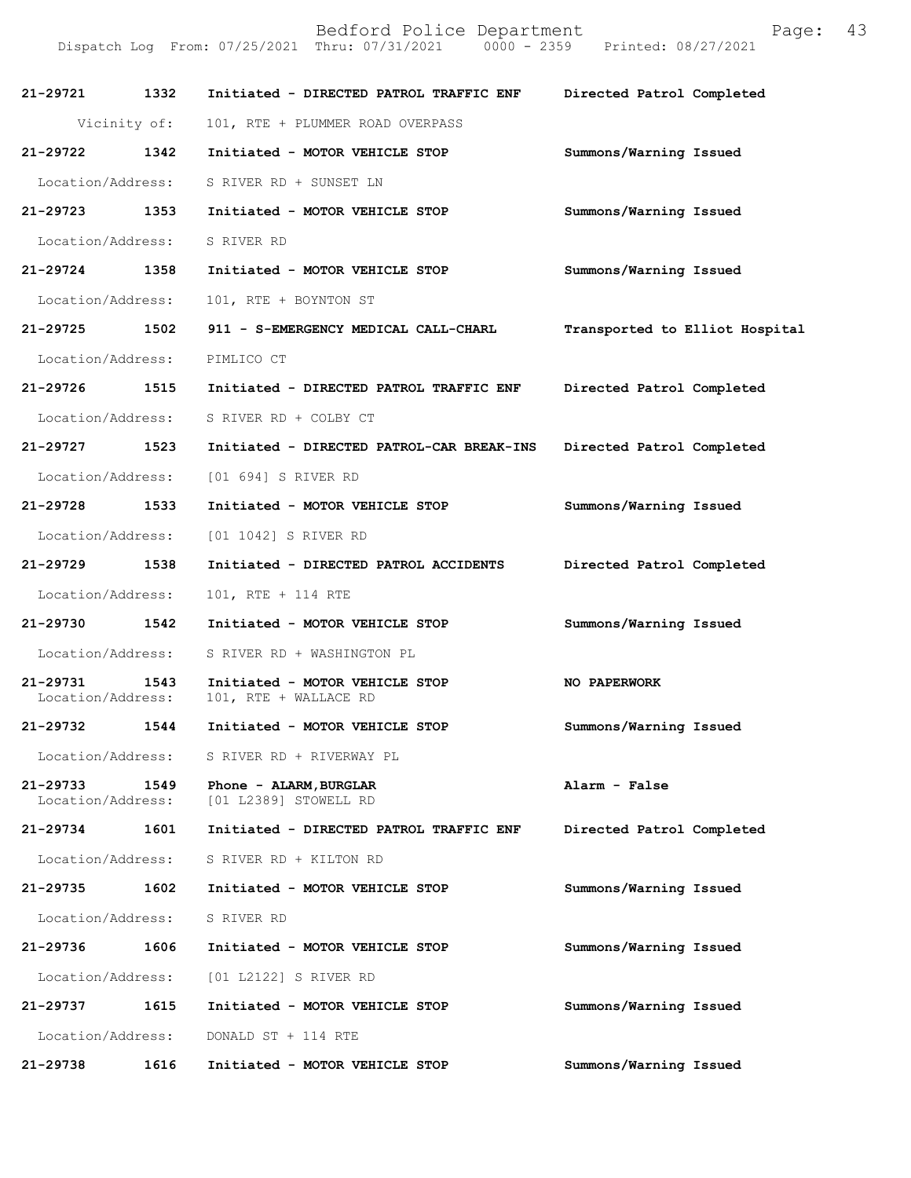| | | | |
|---|---|---|---|
| **21-29721** | **1332** | **Initiated - DIRECTED PATROL TRAFFIC ENF** | **Directed Patrol Completed** |
| Vicinity of: | | 101, RTE + PLUMMER ROAD OVERPASS | |
| **21-29722** | **1342** | **Initiated - MOTOR VEHICLE STOP** | **Summons/Warning Issued** |
| Location/Address: | | S RIVER RD + SUNSET LN | |
| **21-29723** | **1353** | **Initiated - MOTOR VEHICLE STOP** | **Summons/Warning Issued** |
| Location/Address: | | S RIVER RD | |
| **21-29724** | **1358** | **Initiated - MOTOR VEHICLE STOP** | **Summons/Warning Issued** |
| Location/Address: | | 101, RTE + BOYNTON ST | |
| **21-29725** | **1502** | **911 - S-EMERGENCY MEDICAL CALL-CHARL** | **Transported to Elliot Hospital** |
| Location/Address: | | PIMLICO CT | |
| **21-29726** | **1515** | **Initiated - DIRECTED PATROL TRAFFIC ENF** | **Directed Patrol Completed** |
| Location/Address: | | S RIVER RD + COLBY CT | |
| **21-29727** | **1523** | **Initiated - DIRECTED PATROL-CAR BREAK-INS** | **Directed Patrol Completed** |
| Location/Address: | | [01 694] S RIVER RD | |
| **21-29728** | **1533** | **Initiated - MOTOR VEHICLE STOP** | **Summons/Warning Issued** |
| Location/Address: | | [01 1042] S RIVER RD | |
| **21-29729** | **1538** | **Initiated - DIRECTED PATROL ACCIDENTS** | **Directed Patrol Completed** |
| Location/Address: | | 101, RTE + 114 RTE | |
| **21-29730** | **1542** | **Initiated - MOTOR VEHICLE STOP** | **Summons/Warning Issued** |
| Location/Address: | | S RIVER RD + WASHINGTON PL | |
| **21-29731** | **1543** | **Initiated - MOTOR VEHICLE STOP** | **NO PAPERWORK** |
| Location/Address: | | 101, RTE + WALLACE RD | |
| **21-29732** | **1544** | **Initiated - MOTOR VEHICLE STOP** | **Summons/Warning Issued** |
| Location/Address: | | S RIVER RD + RIVERWAY PL | |
| **21-29733** | **1549** | **Phone - ALARM,BURGLAR** | **Alarm - False** |
| Location/Address: | | [01 L2389] STOWELL RD | |
| **21-29734** | **1601** | **Initiated - DIRECTED PATROL TRAFFIC ENF** | **Directed Patrol Completed** |
| Location/Address: | | S RIVER RD + KILTON RD | |
| **21-29735** | **1602** | **Initiated - MOTOR VEHICLE STOP** | **Summons/Warning Issued** |
| Location/Address: | | S RIVER RD | |
| **21-29736** | **1606** | **Initiated - MOTOR VEHICLE STOP** | **Summons/Warning Issued** |
| Location/Address: | | [01 L2122] S RIVER RD | |
| **21-29737** | **1615** | **Initiated - MOTOR VEHICLE STOP** | **Summons/Warning Issued** |
| Location/Address: | | DONALD ST + 114 RTE | |
| **21-29738** | **1616** | **Initiated - MOTOR VEHICLE STOP** | **Summons/Warning Issued** |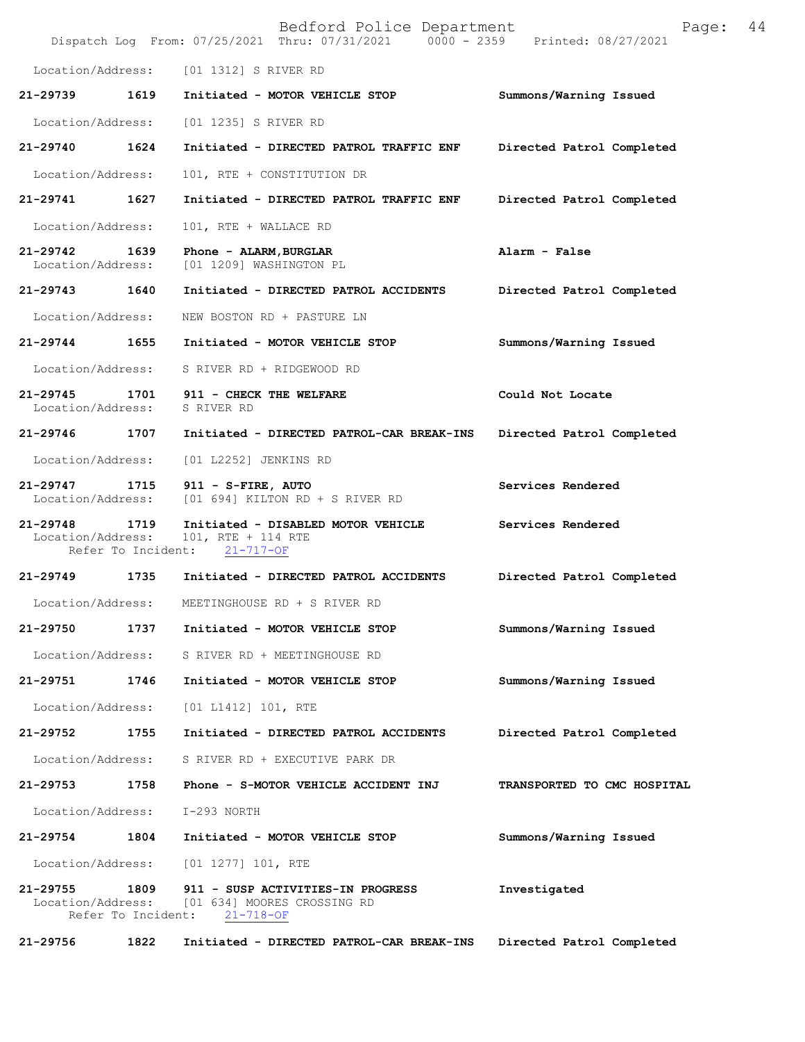Location/Address: [01 1312] S RIVER RD

**21-29739 1619 Initiated - MOTOR VEHICLE STOP** **Summons/Warning Issued**

Location/Address: [01 1235] S RIVER RD

**21-29740 1624 Initiated - DIRECTED PATROL TRAFFIC ENF** **Directed Patrol Completed**

Location/Address: 101, RTE + CONSTITUTION DR

**21-29741 1627 Initiated - DIRECTED PATROL TRAFFIC ENF** **Directed Patrol Completed**

Location/Address: 101, RTE + WALLACE RD

**21-29742 1639 Phone - ALARM,BURGLAR** **Alarm - False**
Location/Address: [01 1209] WASHINGTON PL

**21-29743 1640 Initiated - DIRECTED PATROL ACCIDENTS** **Directed Patrol Completed**

Location/Address: NEW BOSTON RD + PASTURE LN

**21-29744 1655 Initiated - MOTOR VEHICLE STOP** **Summons/Warning Issued**

Location/Address: S RIVER RD + RIDGEWOOD RD

**21-29745 1701 911 - CHECK THE WELFARE** **Could Not Locate**
Location/Address: S RIVER RD

**21-29746 1707 Initiated - DIRECTED PATROL-CAR BREAK-INS** **Directed Patrol Completed**

Location/Address: [01 L2252] JENKINS RD

**21-29747 1715 911 - S-FIRE, AUTO** **Services Rendered**
Location/Address: [01 694] KILTON RD + S RIVER RD

**21-29748 1719 Initiated - DISABLED MOTOR VEHICLE** **Services Rendered**
Location/Address: 101, RTE + 114 RTE
Refer To Incident: 21-717-OF

**21-29749 1735 Initiated - DIRECTED PATROL ACCIDENTS** **Directed Patrol Completed**

Location/Address: MEETINGHOUSE RD + S RIVER RD

**21-29750 1737 Initiated - MOTOR VEHICLE STOP** **Summons/Warning Issued**

Location/Address: S RIVER RD + MEETINGHOUSE RD

**21-29751 1746 Initiated - MOTOR VEHICLE STOP** **Summons/Warning Issued**

Location/Address: [01 L1412] 101, RTE

**21-29752 1755 Initiated - DIRECTED PATROL ACCIDENTS** **Directed Patrol Completed**

Location/Address: S RIVER RD + EXECUTIVE PARK DR

**21-29753 1758 Phone - S-MOTOR VEHICLE ACCIDENT INJ** **TRANSPORTED TO CMC HOSPITAL**

Location/Address: I-293 NORTH

**21-29754 1804 Initiated - MOTOR VEHICLE STOP** **Summons/Warning Issued**

Location/Address: [01 1277] 101, RTE

**21-29755 1809 911 - SUSP ACTIVITIES-IN PROGRESS** **Investigated**
Location/Address: [01 634] MOORES CROSSING RD
Refer To Incident: 21-718-OF

**21-29756 1822 Initiated - DIRECTED PATROL-CAR BREAK-INS** **Directed Patrol Completed**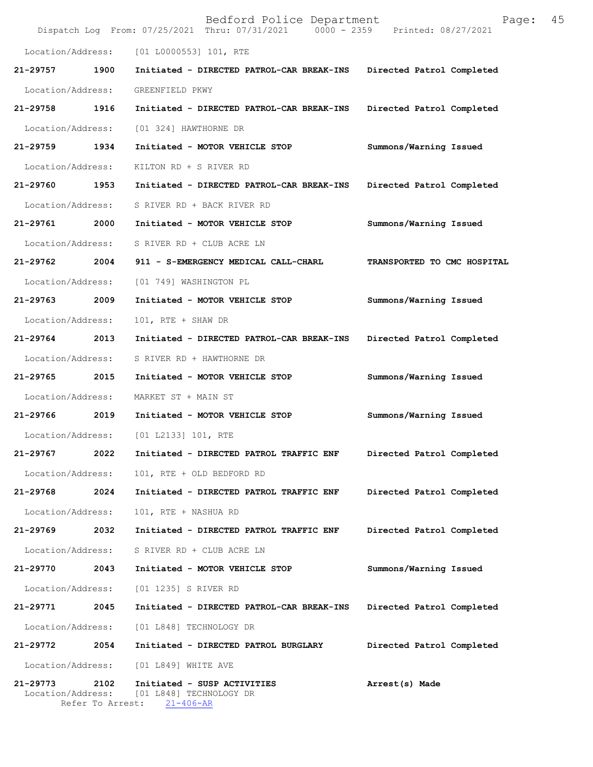Location/Address: [01 L0000553] 101, RTE

**21-29757 1900 Initiated - DIRECTED PATROL-CAR BREAK-INS Directed Patrol Completed**

Location/Address: GREENFIELD PKWY

**21-29758 1916 Initiated - DIRECTED PATROL-CAR BREAK-INS Directed Patrol Completed**

Location/Address: [01 324] HAWTHORNE DR

**21-29759 1934 Initiated - MOTOR VEHICLE STOP Summons/Warning Issued**

Location/Address: KILTON RD + S RIVER RD

**21-29760 1953 Initiated - DIRECTED PATROL-CAR BREAK-INS Directed Patrol Completed**

Location/Address: S RIVER RD + BACK RIVER RD

**21-29761 2000 Initiated - MOTOR VEHICLE STOP Summons/Warning Issued**

Location/Address: S RIVER RD + CLUB ACRE LN

**21-29762 2004 911 - S-EMERGENCY MEDICAL CALL-CHARL TRANSPORTED TO CMC HOSPITAL**

Location/Address: [01 749] WASHINGTON PL

**21-29763 2009 Initiated - MOTOR VEHICLE STOP Summons/Warning Issued**

Location/Address: 101, RTE + SHAW DR

**21-29764 2013 Initiated - DIRECTED PATROL-CAR BREAK-INS Directed Patrol Completed**

Location/Address: S RIVER RD + HAWTHORNE DR

**21-29765 2015 Initiated - MOTOR VEHICLE STOP Summons/Warning Issued**

Location/Address: MARKET ST + MAIN ST

**21-29766 2019 Initiated - MOTOR VEHICLE STOP Summons/Warning Issued**

Location/Address: [01 L2133] 101, RTE

**21-29767 2022 Initiated - DIRECTED PATROL TRAFFIC ENF Directed Patrol Completed**

Location/Address: 101, RTE + OLD BEDFORD RD

**21-29768 2024 Initiated - DIRECTED PATROL TRAFFIC ENF Directed Patrol Completed**

Location/Address: 101, RTE + NASHUA RD

**21-29769 2032 Initiated - DIRECTED PATROL TRAFFIC ENF Directed Patrol Completed**

Location/Address: S RIVER RD + CLUB ACRE LN

**21-29770 2043 Initiated - MOTOR VEHICLE STOP Summons/Warning Issued**

Location/Address: [01 1235] S RIVER RD

**21-29771 2045 Initiated - DIRECTED PATROL-CAR BREAK-INS Directed Patrol Completed**

Location/Address: [01 L848] TECHNOLOGY DR

**21-29772 2054 Initiated - DIRECTED PATROL BURGLARY Directed Patrol Completed**

Location/Address: [01 L849] WHITE AVE

**21-29773 2102 Initiated - SUSP ACTIVITIES Arrest(s) Made**

Location/Address: [01 L848] TECHNOLOGY DR

Refer To Arrest: 21-406-AR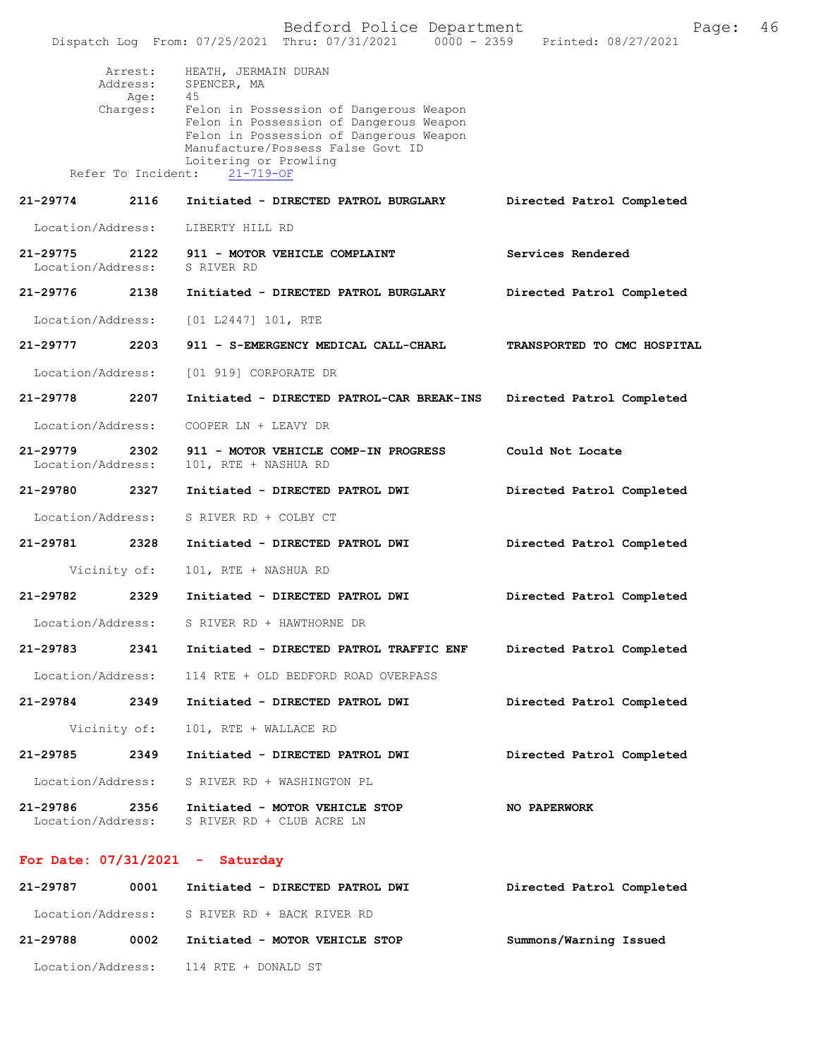Arrest: HEATH, JERMAIN DURAN
Address: SPENCER, MA
Age: 45
Charges: Felon in Possession of Dangerous Weapon
Felon in Possession of Dangerous Weapon
Felon in Possession of Dangerous Weapon
Manufacture/Possess False Govt ID
Loitering or Prowling
Refer To Incident: 21-719-OF

**21-29774 2116 Initiated - DIRECTED PATROL BURGLARY** — **Directed Patrol Completed**
Location/Address: LIBERTY HILL RD

**21-29775 2122 911 - MOTOR VEHICLE COMPLAINT** — **Services Rendered**
Location/Address: S RIVER RD

**21-29776 2138 Initiated - DIRECTED PATROL BURGLARY** — **Directed Patrol Completed**
Location/Address: [01 L2447] 101, RTE

**21-29777 2203 911 - S-EMERGENCY MEDICAL CALL-CHARL** — **TRANSPORTED TO CMC HOSPITAL**
Location/Address: [01 919] CORPORATE DR

**21-29778 2207 Initiated - DIRECTED PATROL-CAR BREAK-INS** — **Directed Patrol Completed**
Location/Address: COOPER LN + LEAVY DR

**21-29779 2302 911 - MOTOR VEHICLE COMP-IN PROGRESS** — **Could Not Locate**
Location/Address: 101, RTE + NASHUA RD

**21-29780 2327 Initiated - DIRECTED PATROL DWI** — **Directed Patrol Completed**
Location/Address: S RIVER RD + COLBY CT

**21-29781 2328 Initiated - DIRECTED PATROL DWI** — **Directed Patrol Completed**
Vicinity of: 101, RTE + NASHUA RD

**21-29782 2329 Initiated - DIRECTED PATROL DWI** — **Directed Patrol Completed**
Location/Address: S RIVER RD + HAWTHORNE DR

**21-29783 2341 Initiated - DIRECTED PATROL TRAFFIC ENF** — **Directed Patrol Completed**
Location/Address: 114 RTE + OLD BEDFORD ROAD OVERPASS

**21-29784 2349 Initiated - DIRECTED PATROL DWI** — **Directed Patrol Completed**
Vicinity of: 101, RTE + WALLACE RD

**21-29785 2349 Initiated - DIRECTED PATROL DWI** — **Directed Patrol Completed**
Location/Address: S RIVER RD + WASHINGTON PL

**21-29786 2356 Initiated - MOTOR VEHICLE STOP** — **NO PAPERWORK**
Location/Address: S RIVER RD + CLUB ACRE LN

## For Date: 07/31/2021 - Saturday

**21-29787 0001 Initiated - DIRECTED PATROL DWI** — **Directed Patrol Completed**
Location/Address: S RIVER RD + BACK RIVER RD

**21-29788 0002 Initiated - MOTOR VEHICLE STOP** — **Summons/Warning Issued**
Location/Address: 114 RTE + DONALD ST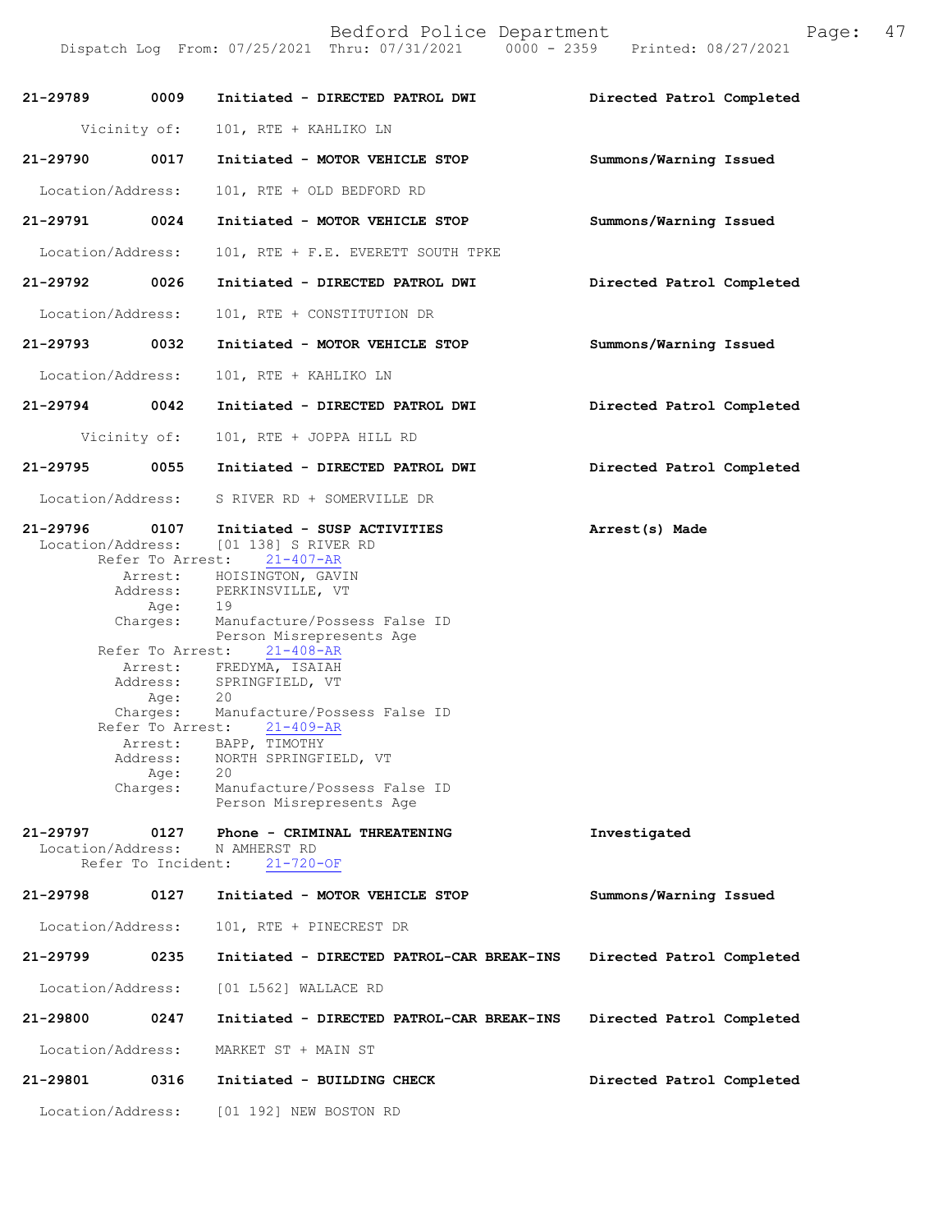21-29789 0009 Initiated - DIRECTED PATROL DWI Directed Patrol Completed

Vicinity of: 101, RTE + KAHLIKO LN

21-29790 0017 Initiated - MOTOR VEHICLE STOP Summons/Warning Issued

Location/Address: 101, RTE + OLD BEDFORD RD

21-29791 0024 Initiated - MOTOR VEHICLE STOP Summons/Warning Issued

Location/Address: 101, RTE + F.E. EVERETT SOUTH TPKE

21-29792 0026 Initiated - DIRECTED PATROL DWI Directed Patrol Completed

Location/Address: 101, RTE + CONSTITUTION DR

21-29793 0032 Initiated - MOTOR VEHICLE STOP Summons/Warning Issued

Location/Address: 101, RTE + KAHLIKO LN

21-29794 0042 Initiated - DIRECTED PATROL DWI Directed Patrol Completed

Vicinity of: 101, RTE + JOPPA HILL RD

21-29795 0055 Initiated - DIRECTED PATROL DWI Directed Patrol Completed

Location/Address: S RIVER RD + SOMERVILLE DR

21-29796 0107 Initiated - SUSP ACTIVITIES Arrest(s) Made
Location/Address: [01 138] S RIVER RD
Refer To Arrest: 21-407-AR
Arrest: HOISINGTON, GAVIN
Address: PERKINSVILLE, VT
Age: 19
Charges: Manufacture/Possess False ID
Person Misrepresents Age
Refer To Arrest: 21-408-AR
Arrest: FREDYMA, ISAIAH
Address: SPRINGFIELD, VT
Age: 20
Charges: Manufacture/Possess False ID
Refer To Arrest: 21-409-AR
Arrest: BAPP, TIMOTHY
Address: NORTH SPRINGFIELD, VT
Age: 20
Charges: Manufacture/Possess False ID
Person Misrepresents Age

21-29797 0127 Phone - CRIMINAL THREATENING Investigated
Location/Address: N AMHERST RD
Refer To Incident: 21-720-OF

21-29798 0127 Initiated - MOTOR VEHICLE STOP Summons/Warning Issued

Location/Address: 101, RTE + PINECREST DR

21-29799 0235 Initiated - DIRECTED PATROL-CAR BREAK-INS Directed Patrol Completed

Location/Address: [01 L562] WALLACE RD

21-29800 0247 Initiated - DIRECTED PATROL-CAR BREAK-INS Directed Patrol Completed

Location/Address: MARKET ST + MAIN ST

21-29801 0316 Initiated - BUILDING CHECK Directed Patrol Completed

Location/Address: [01 192] NEW BOSTON RD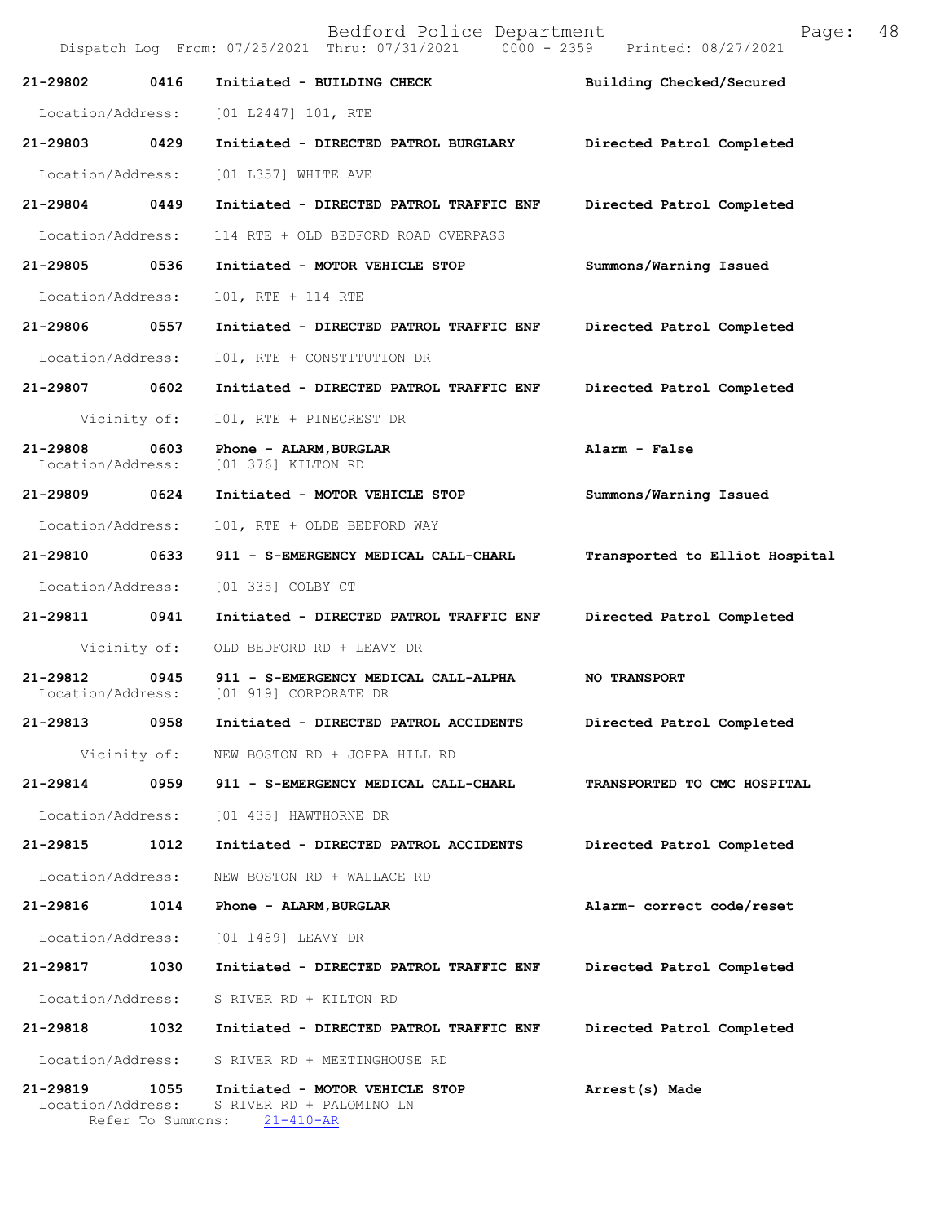Bedford Police Department

Dispatch Log From: 07/25/2021 Thru: 07/31/2021 0000 - 2359 Printed: 08/27/2021

**21-29802 0416 Initiated - BUILDING CHECK** — **Building Checked/Secured**
Location/Address: [01 L2447] 101, RTE

**21-29803 0429 Initiated - DIRECTED PATROL BURGLARY** — **Directed Patrol Completed**
Location/Address: [01 L357] WHITE AVE

**21-29804 0449 Initiated - DIRECTED PATROL TRAFFIC ENF** — **Directed Patrol Completed**
Location/Address: 114 RTE + OLD BEDFORD ROAD OVERPASS

**21-29805 0536 Initiated - MOTOR VEHICLE STOP** — **Summons/Warning Issued**
Location/Address: 101, RTE + 114 RTE

**21-29806 0557 Initiated - DIRECTED PATROL TRAFFIC ENF** — **Directed Patrol Completed**
Location/Address: 101, RTE + CONSTITUTION DR

**21-29807 0602 Initiated - DIRECTED PATROL TRAFFIC ENF** — **Directed Patrol Completed**
Vicinity of: 101, RTE + PINECREST DR

**21-29808 0603 Phone - ALARM,BURGLAR** — **Alarm - False**
Location/Address: [01 376] KILTON RD

**21-29809 0624 Initiated - MOTOR VEHICLE STOP** — **Summons/Warning Issued**
Location/Address: 101, RTE + OLDE BEDFORD WAY

**21-29810 0633 911 - S-EMERGENCY MEDICAL CALL-CHARL** — **Transported to Elliot Hospital**
Location/Address: [01 335] COLBY CT

**21-29811 0941 Initiated - DIRECTED PATROL TRAFFIC ENF** — **Directed Patrol Completed**
Vicinity of: OLD BEDFORD RD + LEAVY DR

**21-29812 0945 911 - S-EMERGENCY MEDICAL CALL-ALPHA** — **NO TRANSPORT**
Location/Address: [01 919] CORPORATE DR

**21-29813 0958 Initiated - DIRECTED PATROL ACCIDENTS** — **Directed Patrol Completed**
Vicinity of: NEW BOSTON RD + JOPPA HILL RD

**21-29814 0959 911 - S-EMERGENCY MEDICAL CALL-CHARL** — **TRANSPORTED TO CMC HOSPITAL**
Location/Address: [01 435] HAWTHORNE DR

**21-29815 1012 Initiated - DIRECTED PATROL ACCIDENTS** — **Directed Patrol Completed**
Location/Address: NEW BOSTON RD + WALLACE RD

**21-29816 1014 Phone - ALARM,BURGLAR** — **Alarm- correct code/reset**
Location/Address: [01 1489] LEAVY DR

**21-29817 1030 Initiated - DIRECTED PATROL TRAFFIC ENF** — **Directed Patrol Completed**
Location/Address: S RIVER RD + KILTON RD

**21-29818 1032 Initiated - DIRECTED PATROL TRAFFIC ENF** — **Directed Patrol Completed**
Location/Address: S RIVER RD + MEETINGHOUSE RD

**21-29819 1055 Initiated - MOTOR VEHICLE STOP** — **Arrest(s) Made**
Location/Address: S RIVER RD + PALOMINO LN
Refer To Summons: 21-410-AR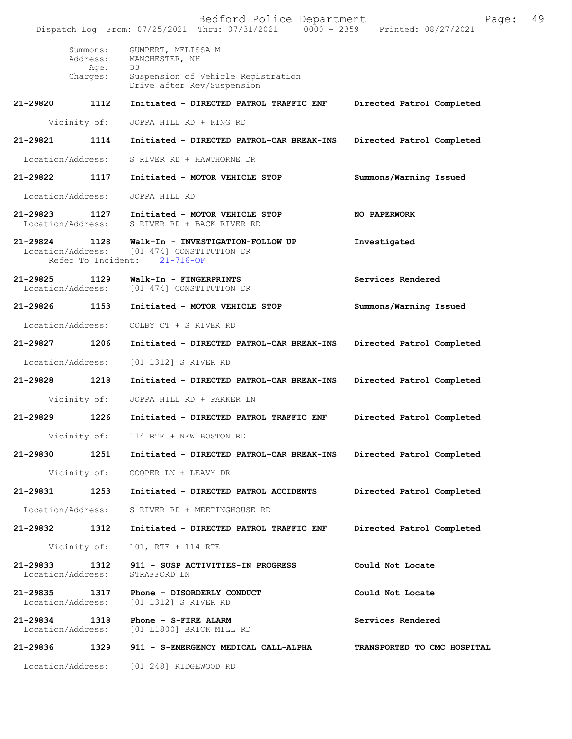Summons: GUMPERT, MELISSA M
Address: MANCHESTER, NH
Age: 33
Charges: Suspension of Vehicle Registration
Drive after Rev/Suspension

**21-29820 1112 Initiated - DIRECTED PATROL TRAFFIC ENF Directed Patrol Completed**

Vicinity of: JOPPA HILL RD + KING RD

**21-29821 1114 Initiated - DIRECTED PATROL-CAR BREAK-INS Directed Patrol Completed**

Location/Address: S RIVER RD + HAWTHORNE DR

**21-29822 1117 Initiated - MOTOR VEHICLE STOP Summons/Warning Issued**

Location/Address: JOPPA HILL RD

**21-29823 1127 Initiated - MOTOR VEHICLE STOP NO PAPERWORK**
Location/Address: S RIVER RD + BACK RIVER RD

**21-29824 1128 Walk-In - INVESTIGATION-FOLLOW UP Investigated**
Location/Address: [01 474] CONSTITUTION DR
Refer To Incident: 21-716-OF

**21-29825 1129 Walk-In - FINGERPRINTS Services Rendered**
Location/Address: [01 474] CONSTITUTION DR

**21-29826 1153 Initiated - MOTOR VEHICLE STOP Summons/Warning Issued**

Location/Address: COLBY CT + S RIVER RD

**21-29827 1206 Initiated - DIRECTED PATROL-CAR BREAK-INS Directed Patrol Completed**

Location/Address: [01 1312] S RIVER RD

**21-29828 1218 Initiated - DIRECTED PATROL-CAR BREAK-INS Directed Patrol Completed**

Vicinity of: JOPPA HILL RD + PARKER LN

**21-29829 1226 Initiated - DIRECTED PATROL TRAFFIC ENF Directed Patrol Completed**

Vicinity of: 114 RTE + NEW BOSTON RD

**21-29830 1251 Initiated - DIRECTED PATROL-CAR BREAK-INS Directed Patrol Completed**

Vicinity of: COOPER LN + LEAVY DR

**21-29831 1253 Initiated - DIRECTED PATROL ACCIDENTS Directed Patrol Completed**

Location/Address: S RIVER RD + MEETINGHOUSE RD

**21-29832 1312 Initiated - DIRECTED PATROL TRAFFIC ENF Directed Patrol Completed**

Vicinity of: 101, RTE + 114 RTE

**21-29833 1312 911 - SUSP ACTIVITIES-IN PROGRESS Could Not Locate**
Location/Address: STRAFFORD LN

**21-29835 1317 Phone - DISORDERLY CONDUCT Could Not Locate**
Location/Address: [01 1312] S RIVER RD

**21-29834 1318 Phone - S-FIRE ALARM Services Rendered**
Location/Address: [01 L1800] BRICK MILL RD

**21-29836 1329 911 - S-EMERGENCY MEDICAL CALL-ALPHA TRANSPORTED TO CMC HOSPITAL**

Location/Address: [01 248] RIDGEWOOD RD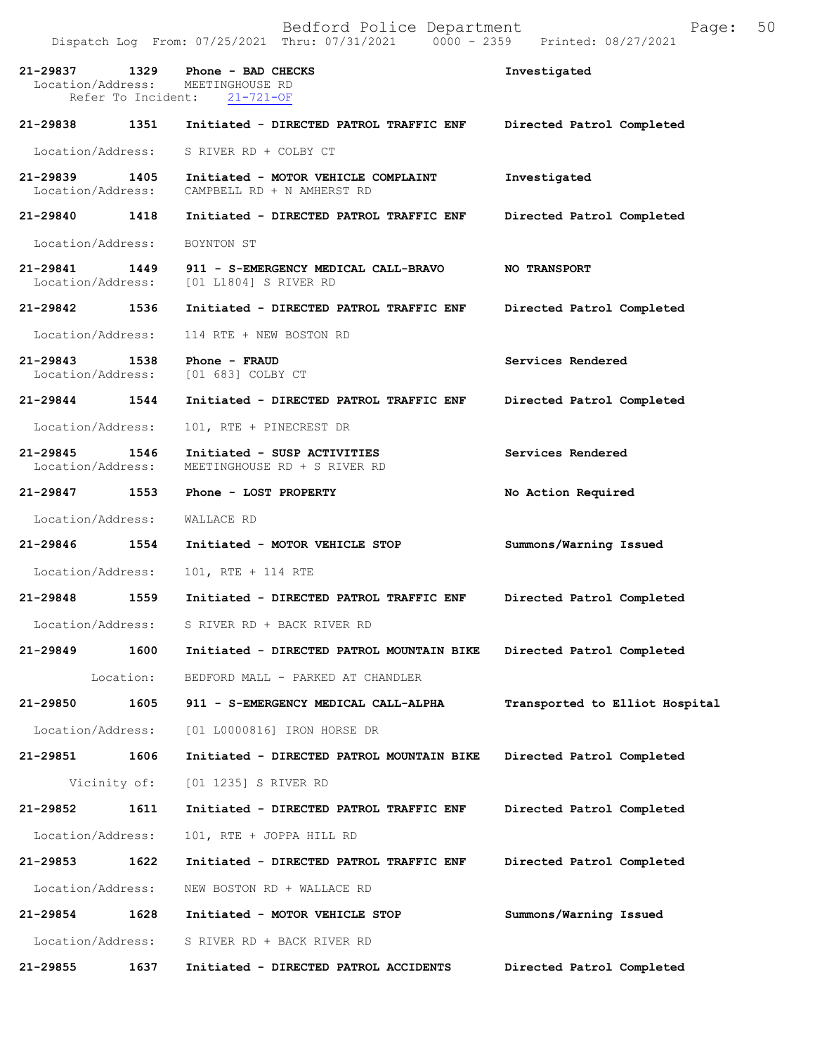Dispatch Log From: 07/25/2021 Thru: 07/31/2021 0000 - 2359 Printed: 08/27/2021

**21-29837 1329 Phone - BAD CHECKS** — Investigated
Location/Address: MEETINGHOUSE RD
Refer To Incident: 21-721-OF

**21-29838 1351 Initiated - DIRECTED PATROL TRAFFIC ENF** — Directed Patrol Completed
Location/Address: S RIVER RD + COLBY CT

**21-29839 1405 Initiated - MOTOR VEHICLE COMPLAINT** — Investigated
Location/Address: CAMPBELL RD + N AMHERST RD

**21-29840 1418 Initiated - DIRECTED PATROL TRAFFIC ENF** — Directed Patrol Completed
Location/Address: BOYNTON ST

**21-29841 1449 911 - S-EMERGENCY MEDICAL CALL-BRAVO** — NO TRANSPORT
Location/Address: [01 L1804] S RIVER RD

**21-29842 1536 Initiated - DIRECTED PATROL TRAFFIC ENF** — Directed Patrol Completed
Location/Address: 114 RTE + NEW BOSTON RD

**21-29843 1538 Phone - FRAUD** — Services Rendered
Location/Address: [01 683] COLBY CT

**21-29844 1544 Initiated - DIRECTED PATROL TRAFFIC ENF** — Directed Patrol Completed
Location/Address: 101, RTE + PINECREST DR

**21-29845 1546 Initiated - SUSP ACTIVITIES** — Services Rendered
Location/Address: MEETINGHOUSE RD + S RIVER RD

**21-29847 1553 Phone - LOST PROPERTY** — No Action Required
Location/Address: WALLACE RD

**21-29846 1554 Initiated - MOTOR VEHICLE STOP** — Summons/Warning Issued
Location/Address: 101, RTE + 114 RTE

**21-29848 1559 Initiated - DIRECTED PATROL TRAFFIC ENF** — Directed Patrol Completed
Location/Address: S RIVER RD + BACK RIVER RD

**21-29849 1600 Initiated - DIRECTED PATROL MOUNTAIN BIKE** — Directed Patrol Completed
Location: BEDFORD MALL - PARKED AT CHANDLER

**21-29850 1605 911 - S-EMERGENCY MEDICAL CALL-ALPHA** — Transported to Elliot Hospital
Location/Address: [01 L0000816] IRON HORSE DR

**21-29851 1606 Initiated - DIRECTED PATROL MOUNTAIN BIKE** — Directed Patrol Completed
Vicinity of: [01 1235] S RIVER RD

**21-29852 1611 Initiated - DIRECTED PATROL TRAFFIC ENF** — Directed Patrol Completed
Location/Address: 101, RTE + JOPPA HILL RD

**21-29853 1622 Initiated - DIRECTED PATROL TRAFFIC ENF** — Directed Patrol Completed
Location/Address: NEW BOSTON RD + WALLACE RD

**21-29854 1628 Initiated - MOTOR VEHICLE STOP** — Summons/Warning Issued
Location/Address: S RIVER RD + BACK RIVER RD

**21-29855 1637 Initiated - DIRECTED PATROL ACCIDENTS** — Directed Patrol Completed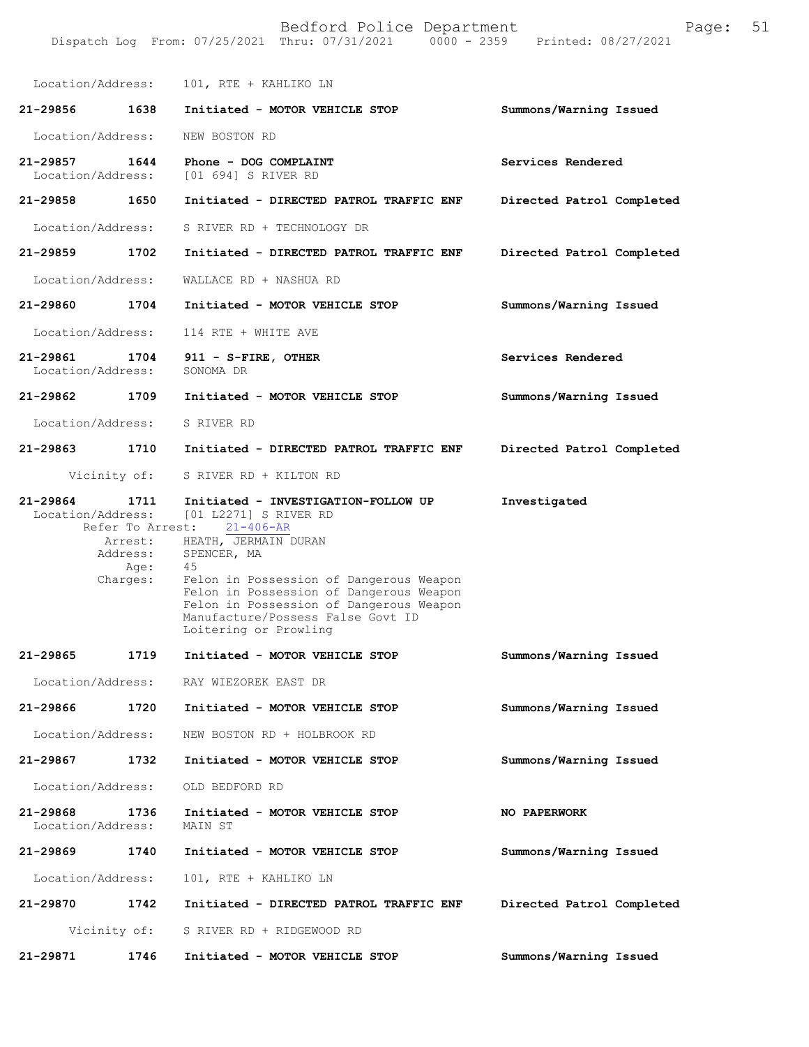Location/Address: 101, RTE + KAHLIKO LN

**21-29856 1638 Initiated - MOTOR VEHICLE STOP** **Summons/Warning Issued**

Location/Address: NEW BOSTON RD

**21-29857 1644 Phone - DOG COMPLAINT** **Services Rendered**
Location/Address: [01 694] S RIVER RD

**21-29858 1650 Initiated - DIRECTED PATROL TRAFFIC ENF** **Directed Patrol Completed**

Location/Address: S RIVER RD + TECHNOLOGY DR

**21-29859 1702 Initiated - DIRECTED PATROL TRAFFIC ENF** **Directed Patrol Completed**

Location/Address: WALLACE RD + NASHUA RD

**21-29860 1704 Initiated - MOTOR VEHICLE STOP** **Summons/Warning Issued**

Location/Address: 114 RTE + WHITE AVE

**21-29861 1704 911 - S-FIRE, OTHER** **Services Rendered**
Location/Address: SONOMA DR

**21-29862 1709 Initiated - MOTOR VEHICLE STOP** **Summons/Warning Issued**

Location/Address: S RIVER RD

**21-29863 1710 Initiated - DIRECTED PATROL TRAFFIC ENF** **Directed Patrol Completed**

Vicinity of: S RIVER RD + KILTON RD

**21-29864 1711 Initiated - INVESTIGATION-FOLLOW UP** **Investigated**
Location/Address: [01 L2271] S RIVER RD
Refer To Arrest: 21-406-AR
Arrest: HEATH, JERMAIN DURAN
Address: SPENCER, MA
Age: 45
Charges: Felon in Possession of Dangerous Weapon
Felon in Possession of Dangerous Weapon
Felon in Possession of Dangerous Weapon
Manufacture/Possess False Govt ID
Loitering or Prowling

**21-29865 1719 Initiated - MOTOR VEHICLE STOP** **Summons/Warning Issued**

Location/Address: RAY WIEZOREK EAST DR

**21-29866 1720 Initiated - MOTOR VEHICLE STOP** **Summons/Warning Issued**

Location/Address: NEW BOSTON RD + HOLBROOK RD

**21-29867 1732 Initiated - MOTOR VEHICLE STOP** **Summons/Warning Issued**

Location/Address: OLD BEDFORD RD

**21-29868 1736 Initiated - MOTOR VEHICLE STOP** **NO PAPERWORK**
Location/Address: MAIN ST

**21-29869 1740 Initiated - MOTOR VEHICLE STOP** **Summons/Warning Issued**

Location/Address: 101, RTE + KAHLIKO LN

**21-29870 1742 Initiated - DIRECTED PATROL TRAFFIC ENF** **Directed Patrol Completed**

Vicinity of: S RIVER RD + RIDGEWOOD RD

**21-29871 1746 Initiated - MOTOR VEHICLE STOP** **Summons/Warning Issued**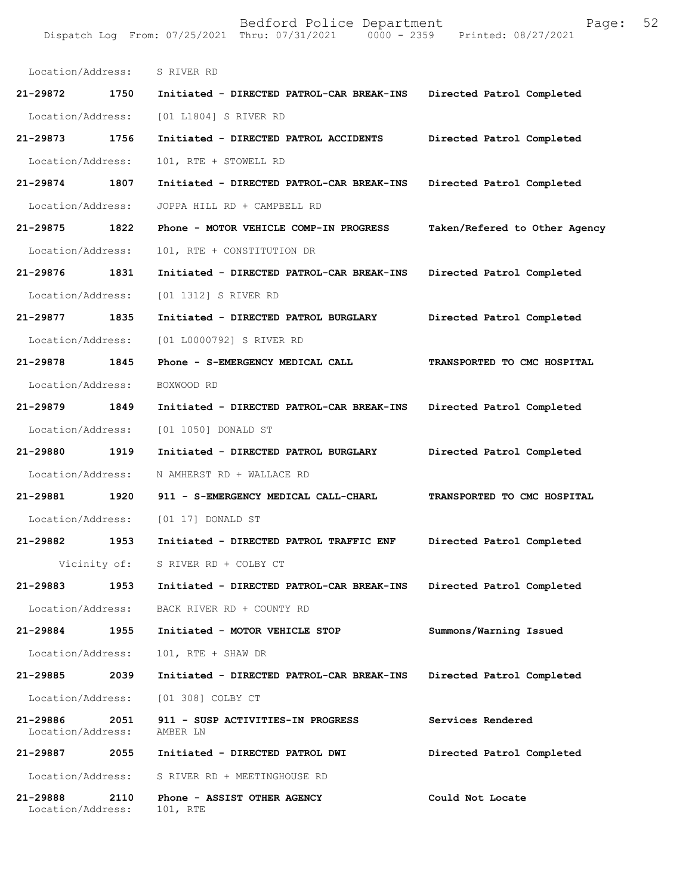Location/Address: S RIVER RD

| Call # | Time | Call Reason | Action |
|---|---|---|---|
| 21-29872 | 1750 | Initiated - DIRECTED PATROL-CAR BREAK-INS | Directed Patrol Completed |
| Location/Address: | | [01 L1804] S RIVER RD | |
| 21-29873 | 1756 | Initiated - DIRECTED PATROL ACCIDENTS | Directed Patrol Completed |
| Location/Address: | | 101, RTE + STOWELL RD | |
| 21-29874 | 1807 | Initiated - DIRECTED PATROL-CAR BREAK-INS | Directed Patrol Completed |
| Location/Address: | | JOPPA HILL RD + CAMPBELL RD | |
| 21-29875 | 1822 | Phone - MOTOR VEHICLE COMP-IN PROGRESS | Taken/Refered to Other Agency |
| Location/Address: | | 101, RTE + CONSTITUTION DR | |
| 21-29876 | 1831 | Initiated - DIRECTED PATROL-CAR BREAK-INS | Directed Patrol Completed |
| Location/Address: | | [01 1312] S RIVER RD | |
| 21-29877 | 1835 | Initiated - DIRECTED PATROL BURGLARY | Directed Patrol Completed |
| Location/Address: | | [01 L0000792] S RIVER RD | |
| 21-29878 | 1845 | Phone - S-EMERGENCY MEDICAL CALL | TRANSPORTED TO CMC HOSPITAL |
| Location/Address: | | BOXWOOD RD | |
| 21-29879 | 1849 | Initiated - DIRECTED PATROL-CAR BREAK-INS | Directed Patrol Completed |
| Location/Address: | | [01 1050] DONALD ST | |
| 21-29880 | 1919 | Initiated - DIRECTED PATROL BURGLARY | Directed Patrol Completed |
| Location/Address: | | N AMHERST RD + WALLACE RD | |
| 21-29881 | 1920 | 911 - S-EMERGENCY MEDICAL CALL-CHARL | TRANSPORTED TO CMC HOSPITAL |
| Location/Address: | | [01 17] DONALD ST | |
| 21-29882 | 1953 | Initiated - DIRECTED PATROL TRAFFIC ENF | Directed Patrol Completed |
| Vicinity of: | | S RIVER RD + COLBY CT | |
| 21-29883 | 1953 | Initiated - DIRECTED PATROL-CAR BREAK-INS | Directed Patrol Completed |
| Location/Address: | | BACK RIVER RD + COUNTY RD | |
| 21-29884 | 1955 | Initiated - MOTOR VEHICLE STOP | Summons/Warning Issued |
| Location/Address: | | 101, RTE + SHAW DR | |
| 21-29885 | 2039 | Initiated - DIRECTED PATROL-CAR BREAK-INS | Directed Patrol Completed |
| Location/Address: | | [01 308] COLBY CT | |
| 21-29886 | 2051 | 911 - SUSP ACTIVITIES-IN PROGRESS | Services Rendered |
| Location/Address: | | AMBER LN | |
| 21-29887 | 2055 | Initiated - DIRECTED PATROL DWI | Directed Patrol Completed |
| Location/Address: | | S RIVER RD + MEETINGHOUSE RD | |
| 21-29888 | 2110 | Phone - ASSIST OTHER AGENCY | Could Not Locate |
| Location/Address: | | 101, RTE | |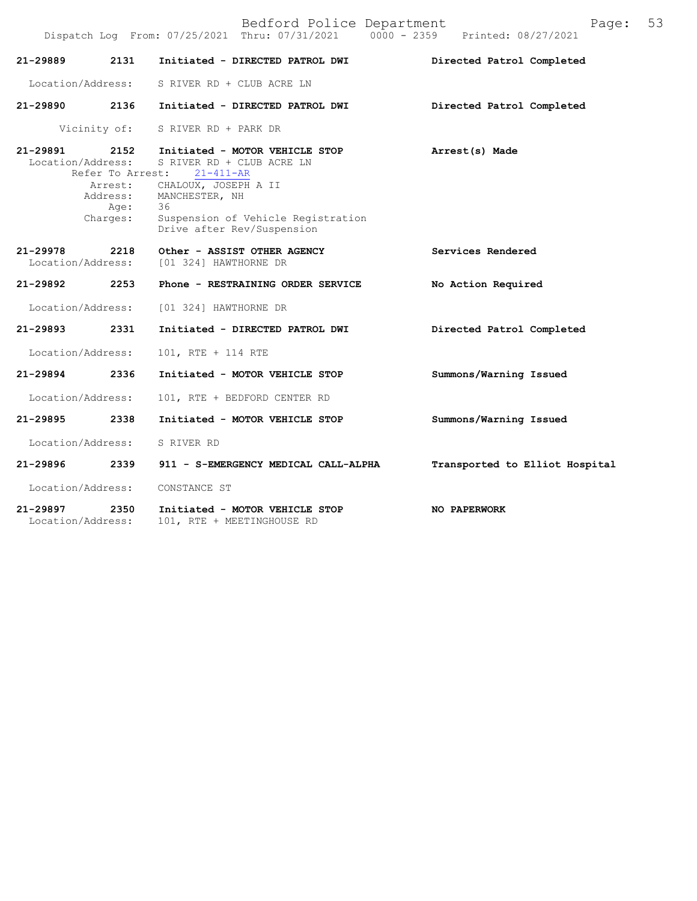**21-29889** **2131** **Initiated - DIRECTED PATROL DWI** **Directed Patrol Completed**

Location/Address: S RIVER RD + CLUB ACRE LN

**21-29890** **2136** **Initiated - DIRECTED PATROL DWI** **Directed Patrol Completed**

Vicinity of: S RIVER RD + PARK DR

**21-29891** **2152** **Initiated - MOTOR VEHICLE STOP** **Arrest(s) Made**

Location/Address: S RIVER RD + CLUB ACRE LN
Refer To Arrest: 21-411-AR
Arrest: CHALOUX, JOSEPH A II
Address: MANCHESTER, NH
Age: 36
Charges: Suspension of Vehicle Registration
Drive after Rev/Suspension

**21-29978** **2218** **Other - ASSIST OTHER AGENCY** **Services Rendered**

Location/Address: [01 324] HAWTHORNE DR

**21-29892** **2253** **Phone - RESTRAINING ORDER SERVICE** **No Action Required**

Location/Address: [01 324] HAWTHORNE DR

**21-29893** **2331** **Initiated - DIRECTED PATROL DWI** **Directed Patrol Completed**

Location/Address: 101, RTE + 114 RTE

**21-29894** **2336** **Initiated - MOTOR VEHICLE STOP** **Summons/Warning Issued**

Location/Address: 101, RTE + BEDFORD CENTER RD

**21-29895** **2338** **Initiated - MOTOR VEHICLE STOP** **Summons/Warning Issued**

Location/Address: S RIVER RD

**21-29896** **2339** **911 - S-EMERGENCY MEDICAL CALL-ALPHA** **Transported to Elliot Hospital**

Location/Address: CONSTANCE ST

**21-29897** **2350** **Initiated - MOTOR VEHICLE STOP** **NO PAPERWORK**

Location/Address: 101, RTE + MEETINGHOUSE RD